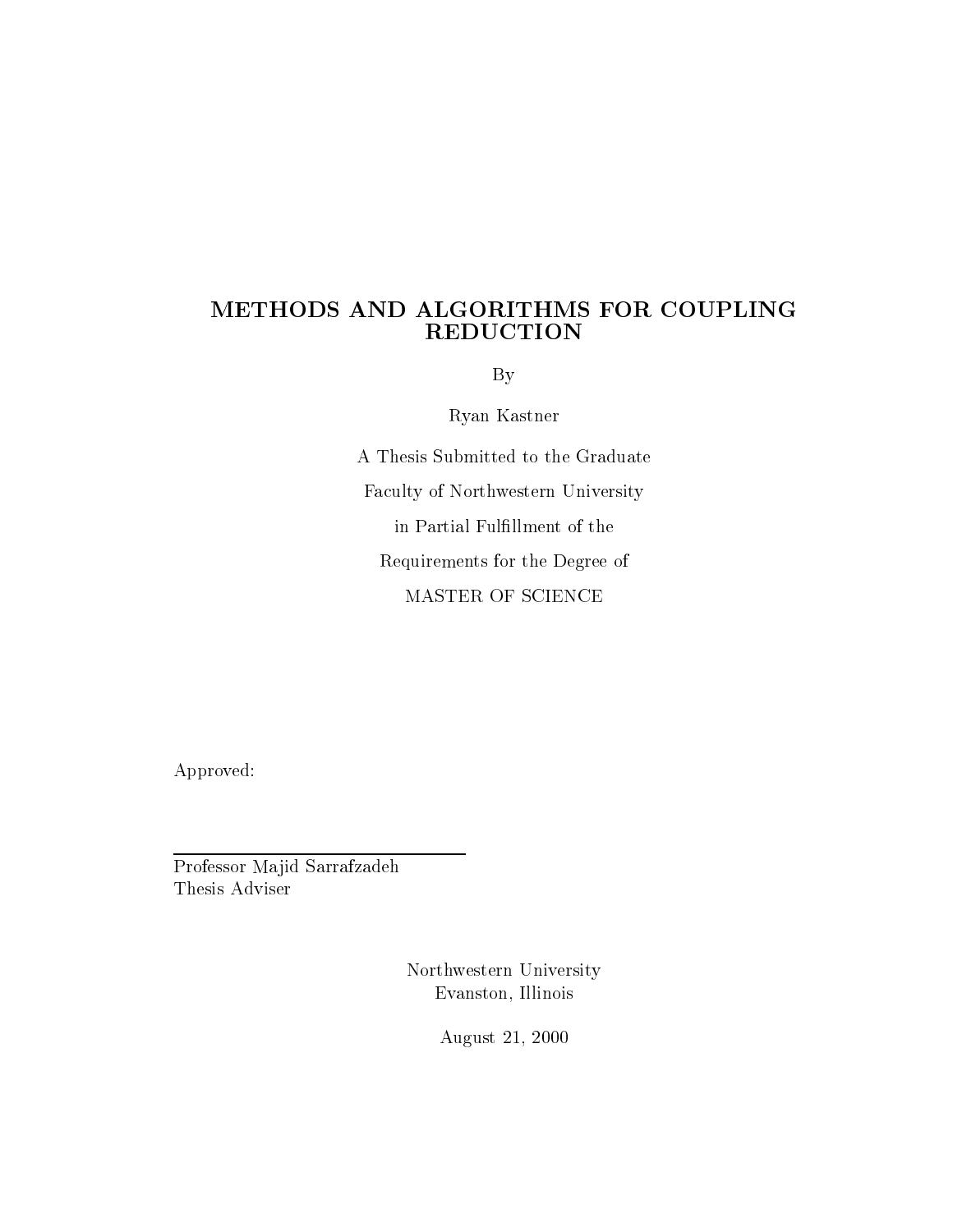# METHODS AND ALGORITHMS FOR COUPLING REDUCTION

By

Ryan Kastner

A Thesis Submitted to the Graduate

Faculty of Northwestern University

in Partial Fulfillment of the

Requirements for the Degree of

MASTER OF SCIENCE

Approved:

---

Professor Majid Sarrafzadeh
Thesis Adviser

Northwestern University
Evanston, Illinois

August 21, 2000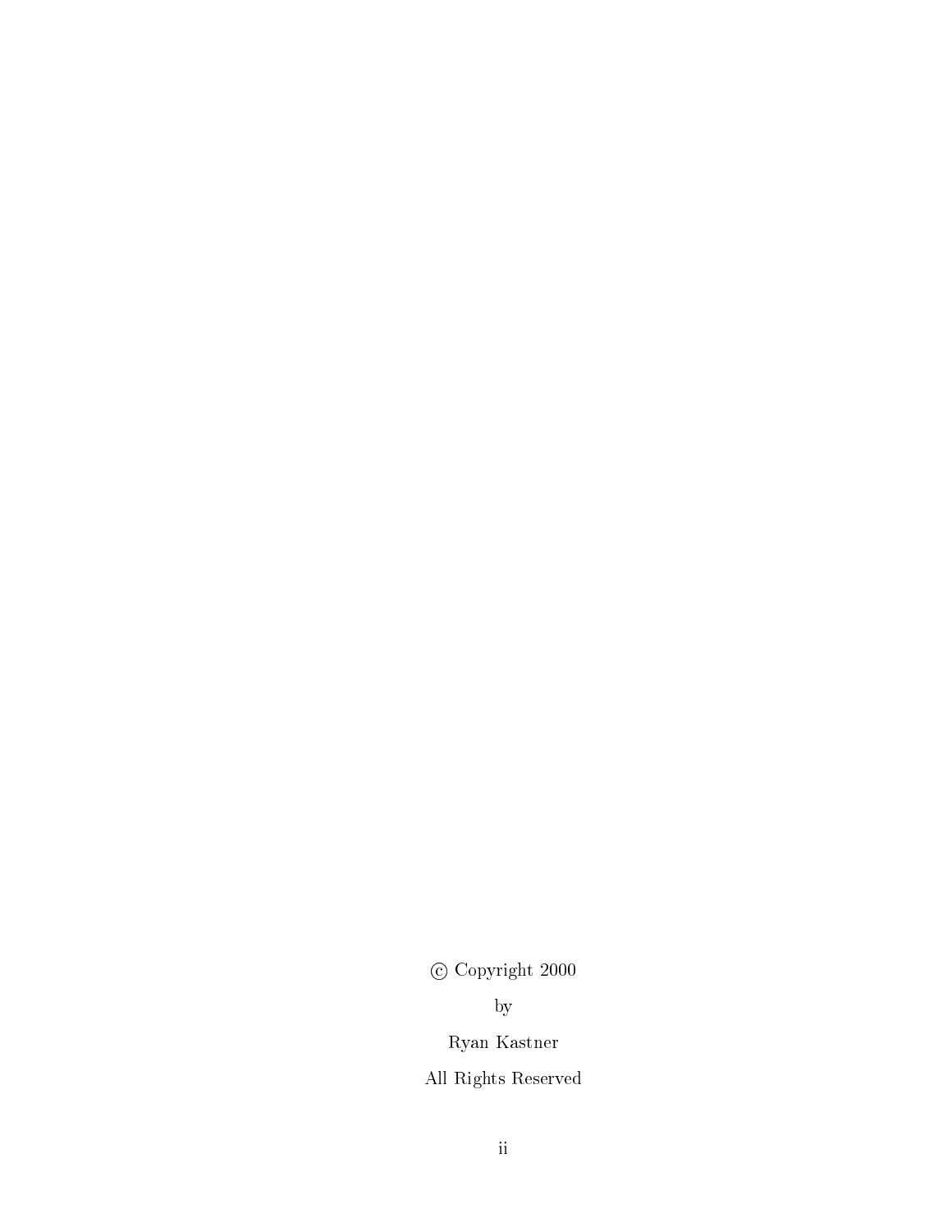© Copyright 2000

by

Ryan Kastner

All Rights Reserved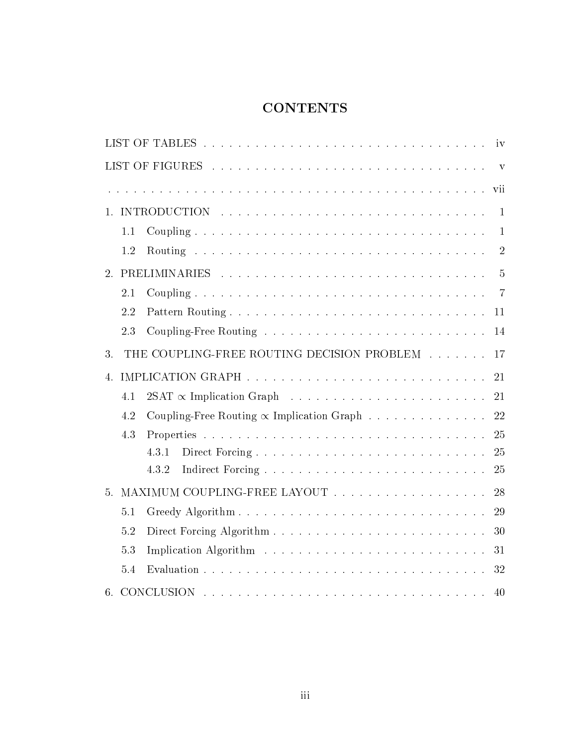# CONTENTS

LIST OF TABLES . . . . . . . . . . . . . . . . . . . . . . . . . . . . . . . . . . iv

LIST OF FIGURES . . . . . . . . . . . . . . . . . . . . . . . . . . . . . . . . . v

. . . . . . . . . . . . . . . . . . . . . . . . . . . . . . . . . . . . . . . . . . vii

1. INTRODUCTION . . . . . . . . . . . . . . . . . . . . . . . . . . . . . . . . 1
   - 1.1 Coupling . . . . . . . . . . . . . . . . . . . . . . . . . . . . . . . 1
   - 1.2 Routing . . . . . . . . . . . . . . . . . . . . . . . . . . . . . . . . 2
2. PRELIMINARIES . . . . . . . . . . . . . . . . . . . . . . . . . . . . . . . 5
   - 2.1 Coupling . . . . . . . . . . . . . . . . . . . . . . . . . . . . . . . 7
   - 2.2 Pattern Routing . . . . . . . . . . . . . . . . . . . . . . . . . . . . 11
   - 2.3 Coupling-Free Routing . . . . . . . . . . . . . . . . . . . . . . . . . 14
3. THE COUPLING-FREE ROUTING DECISION PROBLEM . . . . . . . . 17
4. IMPLICATION GRAPH . . . . . . . . . . . . . . . . . . . . . . . . . . . . . 21
   - 4.1 2SAT $\propto$ Implication Graph . . . . . . . . . . . . . . . . . . . . 21
   - 4.2 Coupling-Free Routing $\propto$ Implication Graph . . . . . . . . . . . . 22
   - 4.3 Properties . . . . . . . . . . . . . . . . . . . . . . . . . . . . . . . 25
     - 4.3.1 Direct Forcing . . . . . . . . . . . . . . . . . . . . . . . . . 25
     - 4.3.2 Indirect Forcing . . . . . . . . . . . . . . . . . . . . . . . . 25
5. MAXIMUM COUPLING-FREE LAYOUT . . . . . . . . . . . . . . . . . . . . 28
   - 5.1 Greedy Algorithm . . . . . . . . . . . . . . . . . . . . . . . . . . . 29
   - 5.2 Direct Forcing Algorithm . . . . . . . . . . . . . . . . . . . . . . . . 30
   - 5.3 Implication Algorithm . . . . . . . . . . . . . . . . . . . . . . . . . 31
   - 5.4 Evaluation . . . . . . . . . . . . . . . . . . . . . . . . . . . . . . . 32
6. CONCLUSION . . . . . . . . . . . . . . . . . . . . . . . . . . . . . . . . . 40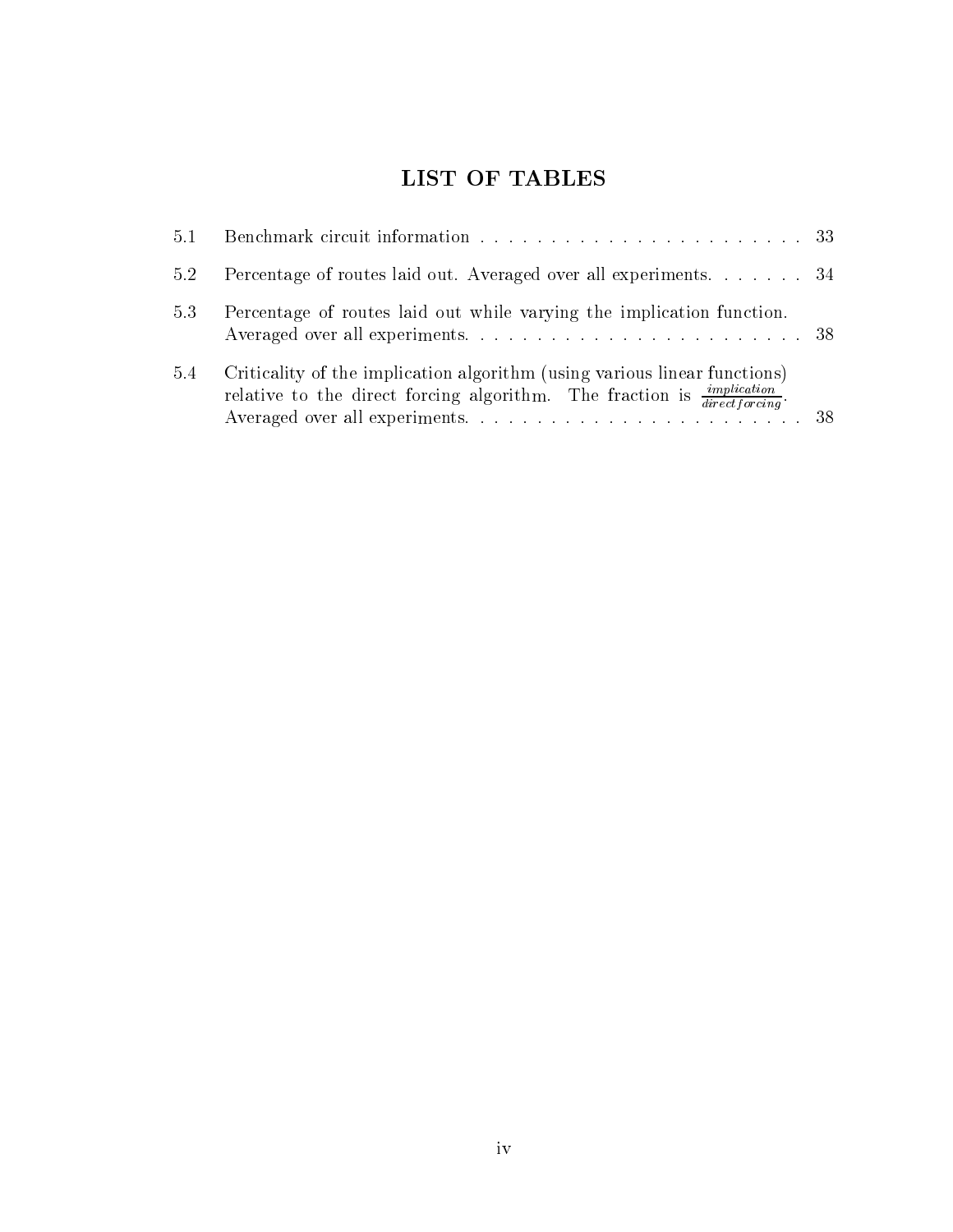# LIST OF TABLES

5.1 Benchmark circuit information . . . . . . . . . . . . . . . . . . . . . . . . 33

5.2 Percentage of routes laid out. Averaged over all experiments. . . . . . . 34

5.3 Percentage of routes laid out while varying the implication function. Averaged over all experiments. . . . . . . . . . . . . . . . . . . . . . . . 38

5.4 Criticality of the implication algorithm (using various linear functions) relative to the direct forcing algorithm. The fraction is $\frac{implication}{directforcing}$. Averaged over all experiments. . . . . . . . . . . . . . . . . . . . . . . . 38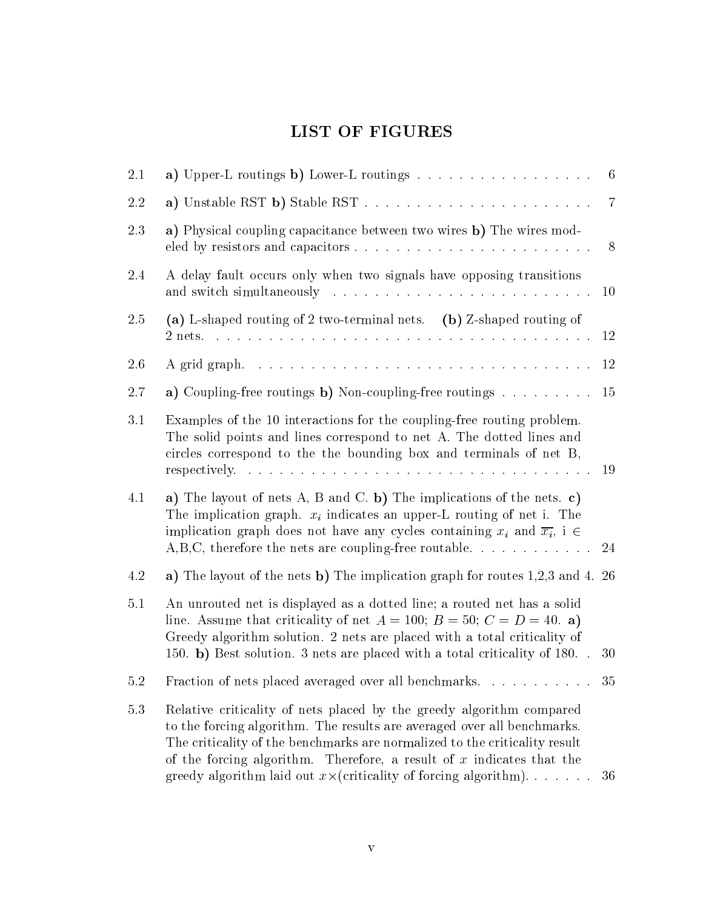# LIST OF FIGURES

| | | |
|---|---|---|
| 2.1 | **a)** Upper-L routings **b)** Lower-L routings | 6 |
| 2.2 | **a)** Unstable RST **b)** Stable RST | 7 |
| 2.3 | **a)** Physical coupling capacitance between two wires **b)** The wires modeled by resistors and capacitors | 8 |
| 2.4 | A delay fault occurs only when two signals have opposing transitions and switch simultaneously | 10 |
| 2.5 | **(a)** L-shaped routing of 2 two-terminal nets. **(b)** Z-shaped routing of 2 nets. | 12 |
| 2.6 | A grid graph. | 12 |
| 2.7 | **a)** Coupling-free routings **b)** Non-coupling-free routings | 15 |
| 3.1 | Examples of the 10 interactions for the coupling-free routing problem. The solid points and lines correspond to net A. The dotted lines and circles correspond to the the bounding box and terminals of net B, respectively. | 19 |
| 4.1 | **a)** The layout of nets A, B and C. **b)** The implications of the nets. **c)** The implication graph. $x_i$ indicates an upper-L routing of net i. The implication graph does not have any cycles containing $x_i$ and $\overline{x_i}$, i $\in$ A,B,C, therefore the nets are coupling-free routable. | 24 |
| 4.2 | **a)** The layout of the nets **b)** The implication graph for routes 1,2,3 and 4. | 26 |
| 5.1 | An unrouted net is displayed as a dotted line; a routed net has a solid line. Assume that criticality of net $A = 100$; $B = 50$; $C = D = 40$. **a)** Greedy algorithm solution. 2 nets are placed with a total criticality of 150. **b)** Best solution. 3 nets are placed with a total criticality of 180. | 30 |
| 5.2 | Fraction of nets placed averaged over all benchmarks. | 35 |
| 5.3 | Relative criticality of nets placed by the greedy algorithm compared to the forcing algorithm. The results are averaged over all benchmarks. The criticality of the benchmarks are normalized to the criticality result of the forcing algorithm. Therefore, a result of $x$ indicates that the greedy algorithm laid out $x \times$(criticality of forcing algorithm). | 36 |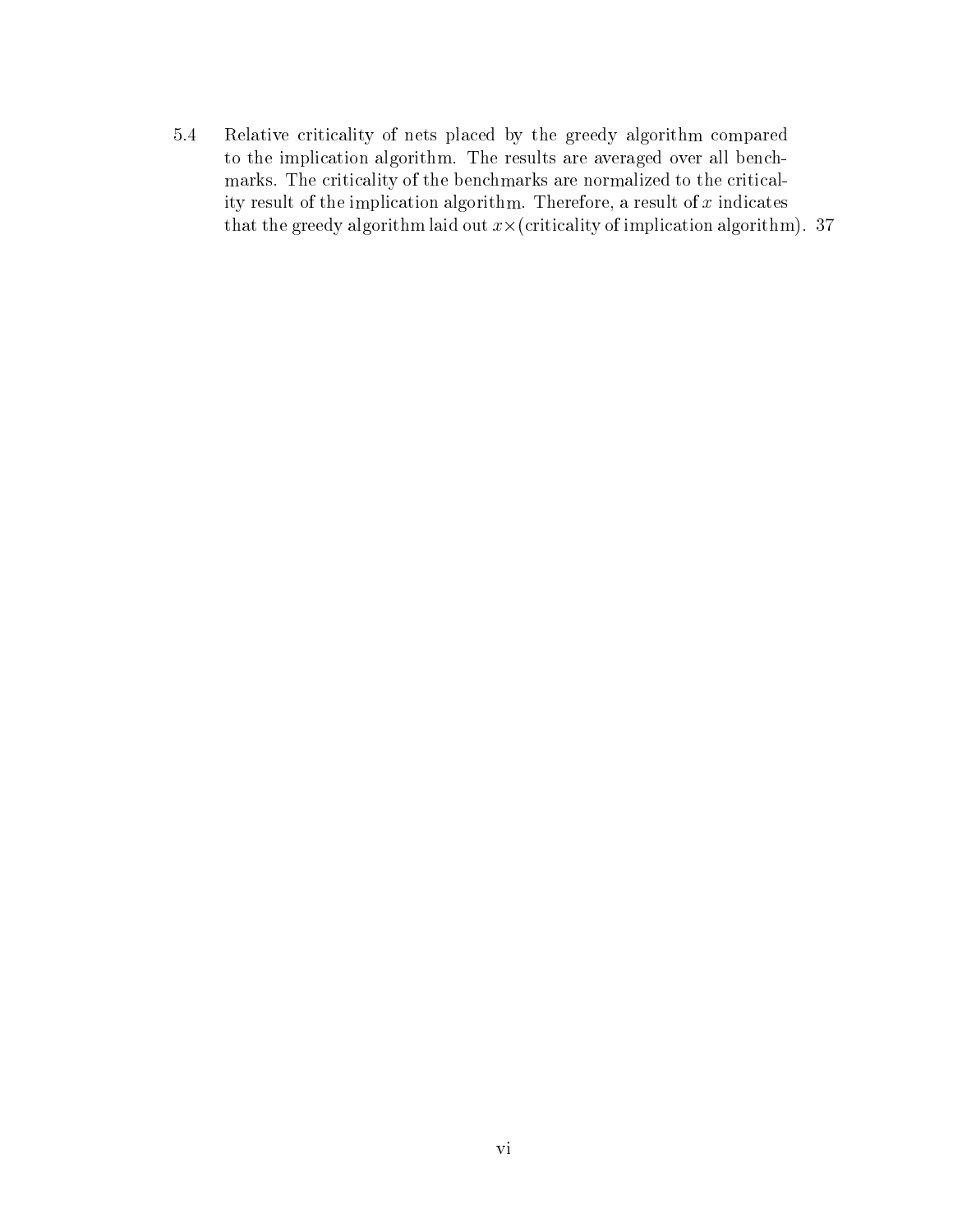5.4 Relative criticality of nets placed by the greedy algorithm compared to the implication algorithm. The results are averaged over all benchmarks. The criticality of the benchmarks are normalized to the criticality result of the implication algorithm. Therefore, a result of $x$ indicates that the greedy algorithm laid out $x \times$(criticality of implication algorithm). 37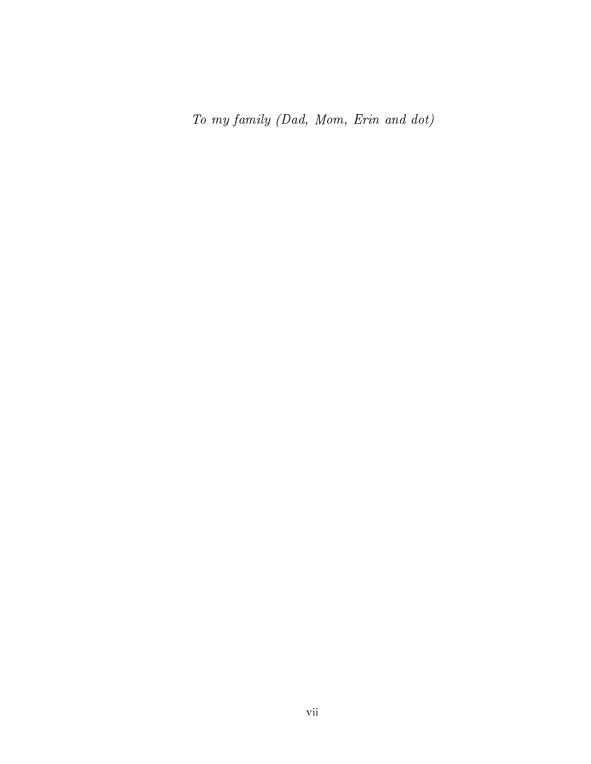*To my family (Dad, Mom, Erin and dot)*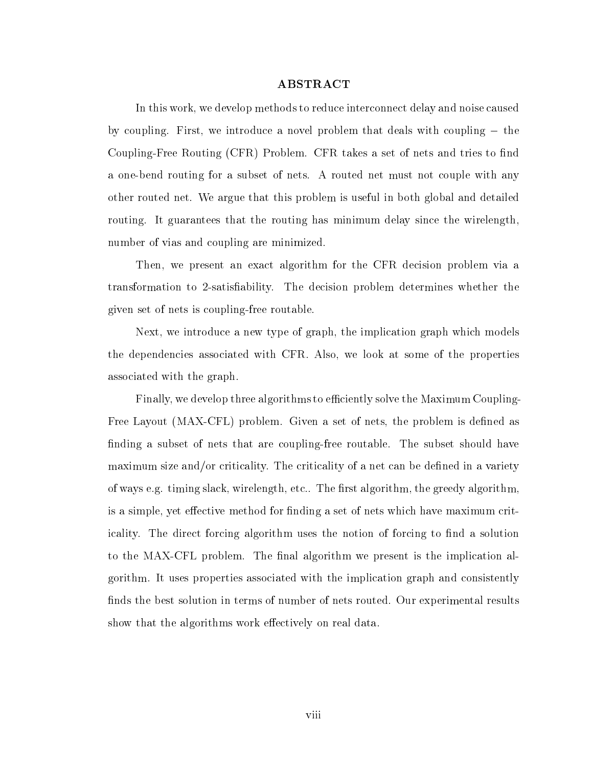## ABSTRACT

In this work, we develop methods to reduce interconnect delay and noise caused by coupling. First, we introduce a novel problem that deals with coupling – the Coupling-Free Routing (CFR) Problem. CFR takes a set of nets and tries to find a one-bend routing for a subset of nets. A routed net must not couple with any other routed net. We argue that this problem is useful in both global and detailed routing. It guarantees that the routing has minimum delay since the wirelength, number of vias and coupling are minimized.

Then, we present an exact algorithm for the CFR decision problem via a transformation to 2-satisfiability. The decision problem determines whether the given set of nets is coupling-free routable.

Next, we introduce a new type of graph, the implication graph which models the dependencies associated with CFR. Also, we look at some of the properties associated with the graph.

Finally, we develop three algorithms to efficiently solve the Maximum Coupling-Free Layout (MAX-CFL) problem. Given a set of nets, the problem is defined as finding a subset of nets that are coupling-free routable. The subset should have maximum size and/or criticality. The criticality of a net can be defined in a variety of ways e.g. timing slack, wirelength, etc.. The first algorithm, the greedy algorithm, is a simple, yet effective method for finding a set of nets which have maximum criticality. The direct forcing algorithm uses the notion of forcing to find a solution to the MAX-CFL problem. The final algorithm we present is the implication algorithm. It uses properties associated with the implication graph and consistently finds the best solution in terms of number of nets routed. Our experimental results show that the algorithms work effectively on real data.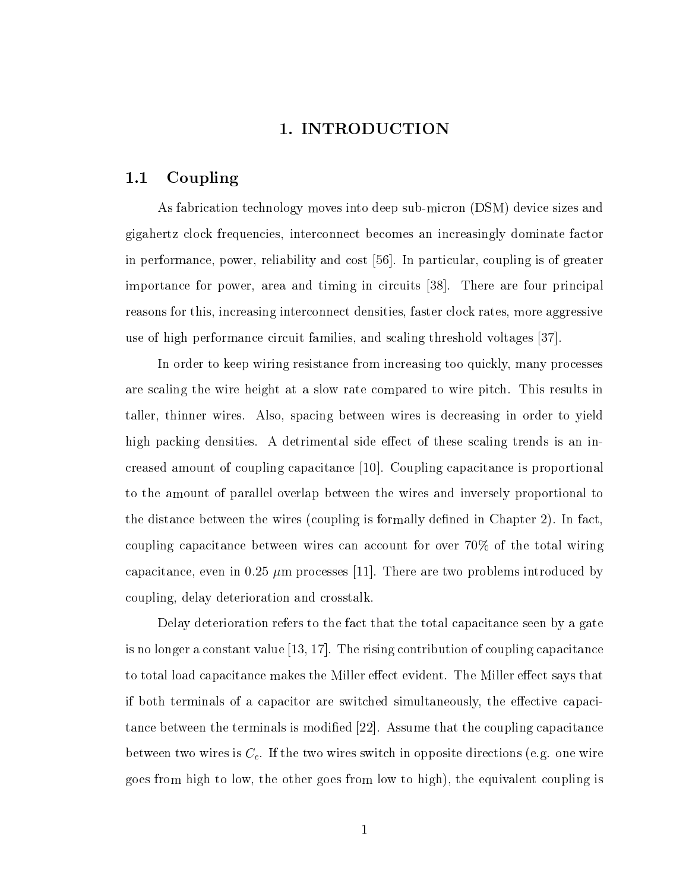# 1. INTRODUCTION

## 1.1 Coupling

As fabrication technology moves into deep sub-micron (DSM) device sizes and gigahertz clock frequencies, interconnect becomes an increasingly dominate factor in performance, power, reliability and cost [56]. In particular, coupling is of greater importance for power, area and timing in circuits [38]. There are four principal reasons for this, increasing interconnect densities, faster clock rates, more aggressive use of high performance circuit families, and scaling threshold voltages [37].

In order to keep wiring resistance from increasing too quickly, many processes are scaling the wire height at a slow rate compared to wire pitch. This results in taller, thinner wires. Also, spacing between wires is decreasing in order to yield high packing densities. A detrimental side effect of these scaling trends is an increased amount of coupling capacitance [10]. Coupling capacitance is proportional to the amount of parallel overlap between the wires and inversely proportional to the distance between the wires (coupling is formally defined in Chapter 2). In fact, coupling capacitance between wires can account for over 70% of the total wiring capacitance, even in 0.25 $\mu$m processes [11]. There are two problems introduced by coupling, delay deterioration and crosstalk.

Delay deterioration refers to the fact that the total capacitance seen by a gate is no longer a constant value [13, 17]. The rising contribution of coupling capacitance to total load capacitance makes the Miller effect evident. The Miller effect says that if both terminals of a capacitor are switched simultaneously, the effective capacitance between the terminals is modified [22]. Assume that the coupling capacitance between two wires is $C_c$. If the two wires switch in opposite directions (e.g. one wire goes from high to low, the other goes from low to high), the equivalent coupling is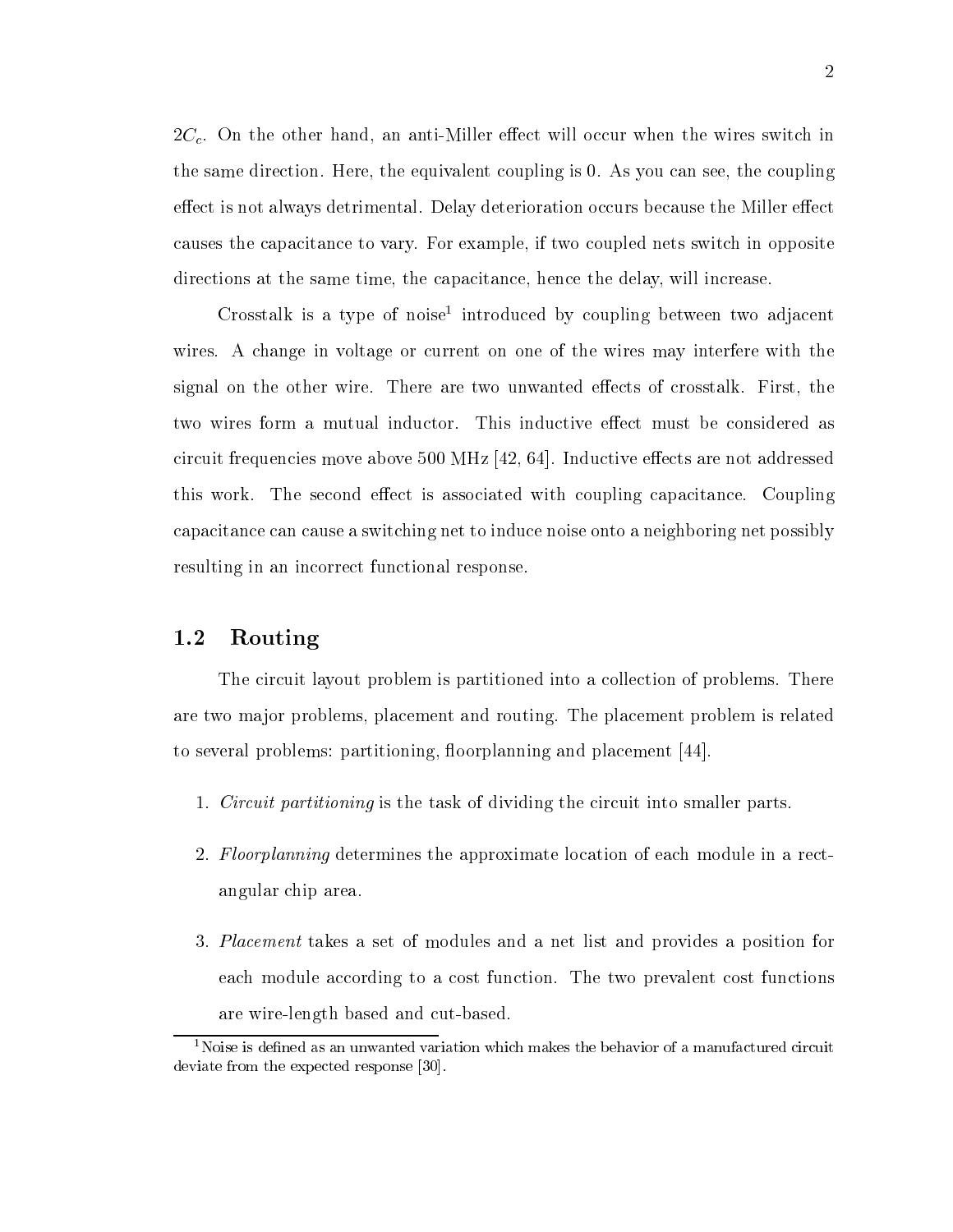$2C_c$. On the other hand, an anti-Miller effect will occur when the wires switch in the same direction. Here, the equivalent coupling is 0. As you can see, the coupling effect is not always detrimental. Delay deterioration occurs because the Miller effect causes the capacitance to vary. For example, if two coupled nets switch in opposite directions at the same time, the capacitance, hence the delay, will increase.

Crosstalk is a type of noise[1] introduced by coupling between two adjacent wires. A change in voltage or current on one of the wires may interfere with the signal on the other wire. There are two unwanted effects of crosstalk. First, the two wires form a mutual inductor. This inductive effect must be considered as circuit frequencies move above 500 MHz [42, 64]. Inductive effects are not addressed this work. The second effect is associated with coupling capacitance. Coupling capacitance can cause a switching net to induce noise onto a neighboring net possibly resulting in an incorrect functional response.

## 1.2 Routing

The circuit layout problem is partitioned into a collection of problems. There are two major problems, placement and routing. The placement problem is related to several problems: partitioning, floorplanning and placement [44].

1. *Circuit partitioning* is the task of dividing the circuit into smaller parts.
2. *Floorplanning* determines the approximate location of each module in a rectangular chip area.
3. *Placement* takes a set of modules and a net list and provides a position for each module according to a cost function. The two prevalent cost functions are wire-length based and cut-based.

[1] Noise is defined as an unwanted variation which makes the behavior of a manufactured circuit deviate from the expected response [30].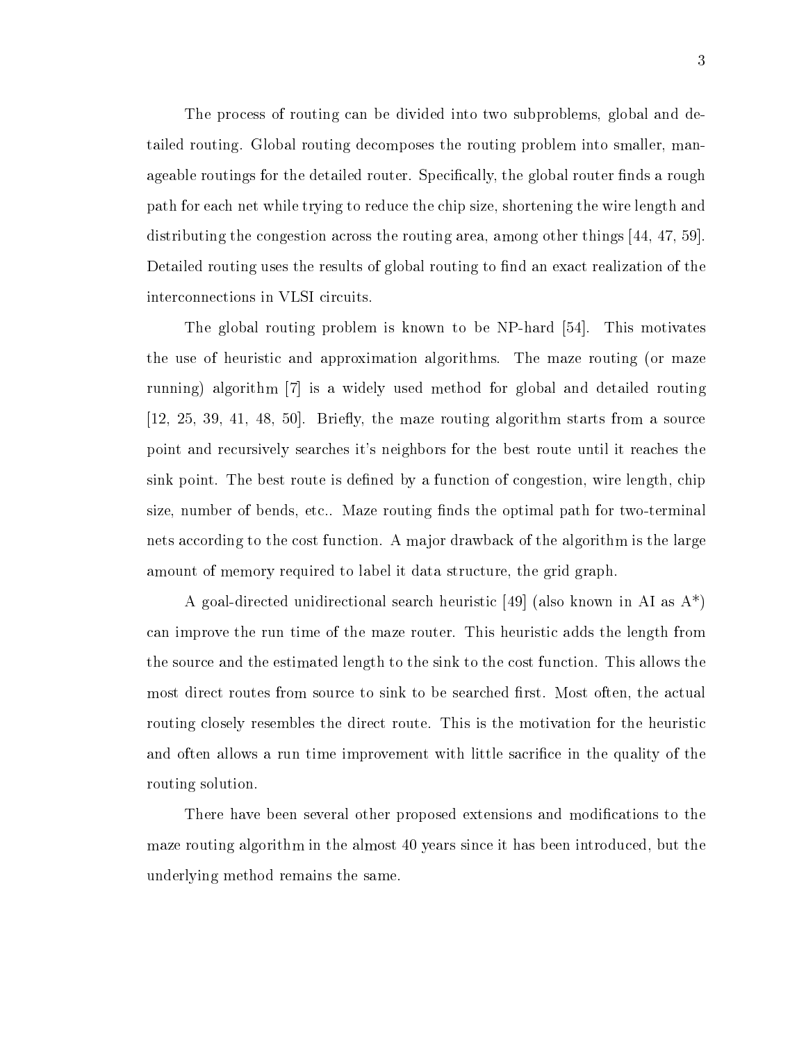The process of routing can be divided into two subproblems, global and detailed routing. Global routing decomposes the routing problem into smaller, manageable routings for the detailed router. Specifically, the global router finds a rough path for each net while trying to reduce the chip size, shortening the wire length and distributing the congestion across the routing area, among other things [44, 47, 59]. Detailed routing uses the results of global routing to find an exact realization of the interconnections in VLSI circuits.

The global routing problem is known to be NP-hard [54]. This motivates the use of heuristic and approximation algorithms. The maze routing (or maze running) algorithm [7] is a widely used method for global and detailed routing [12, 25, 39, 41, 48, 50]. Briefly, the maze routing algorithm starts from a source point and recursively searches it's neighbors for the best route until it reaches the sink point. The best route is defined by a function of congestion, wire length, chip size, number of bends, etc.. Maze routing finds the optimal path for two-terminal nets according to the cost function. A major drawback of the algorithm is the large amount of memory required to label it data structure, the grid graph.

A goal-directed unidirectional search heuristic [49] (also known in AI as A*) can improve the run time of the maze router. This heuristic adds the length from the source and the estimated length to the sink to the cost function. This allows the most direct routes from source to sink to be searched first. Most often, the actual routing closely resembles the direct route. This is the motivation for the heuristic and often allows a run time improvement with little sacrifice in the quality of the routing solution.

There have been several other proposed extensions and modifications to the maze routing algorithm in the almost 40 years since it has been introduced, but the underlying method remains the same.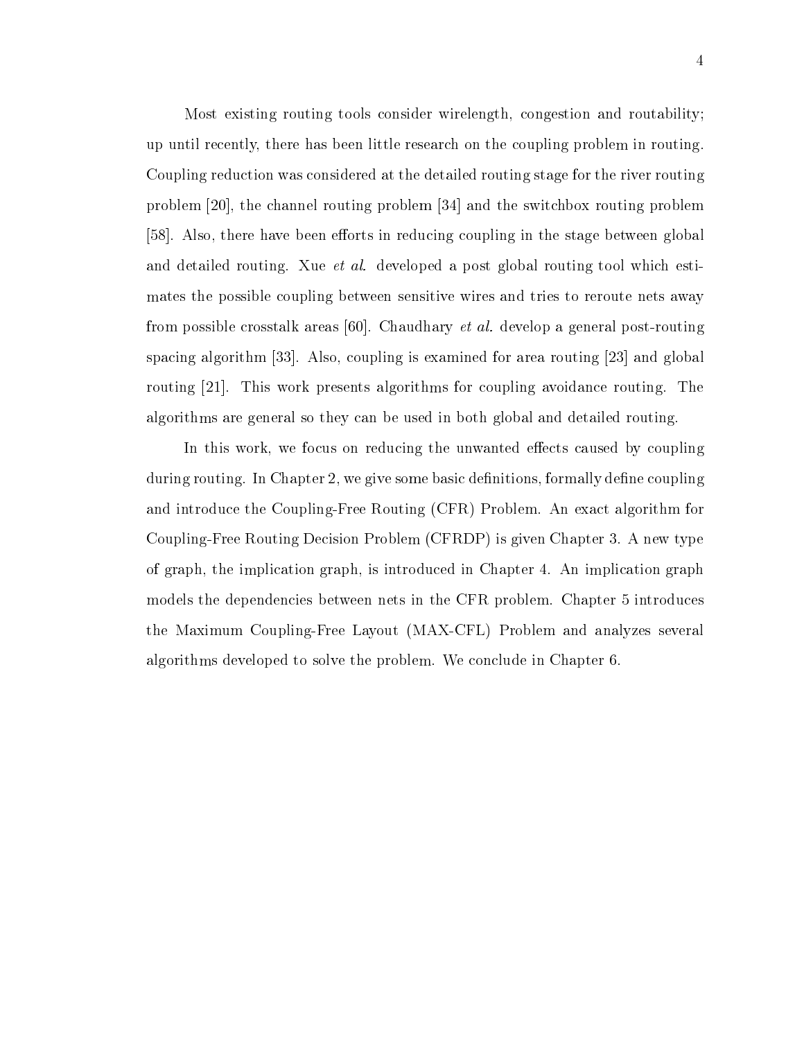Most existing routing tools consider wirelength, congestion and routability; up until recently, there has been little research on the coupling problem in routing. Coupling reduction was considered at the detailed routing stage for the river routing problem [20], the channel routing problem [34] and the switchbox routing problem [58]. Also, there have been efforts in reducing coupling in the stage between global and detailed routing. Xue *et al.* developed a post global routing tool which estimates the possible coupling between sensitive wires and tries to reroute nets away from possible crosstalk areas [60]. Chaudhary *et al.* develop a general post-routing spacing algorithm [33]. Also, coupling is examined for area routing [23] and global routing [21]. This work presents algorithms for coupling avoidance routing. The algorithms are general so they can be used in both global and detailed routing.

In this work, we focus on reducing the unwanted effects caused by coupling during routing. In Chapter 2, we give some basic definitions, formally define coupling and introduce the Coupling-Free Routing (CFR) Problem. An exact algorithm for Coupling-Free Routing Decision Problem (CFRDP) is given Chapter 3. A new type of graph, the implication graph, is introduced in Chapter 4. An implication graph models the dependencies between nets in the CFR problem. Chapter 5 introduces the Maximum Coupling-Free Layout (MAX-CFL) Problem and analyzes several algorithms developed to solve the problem. We conclude in Chapter 6.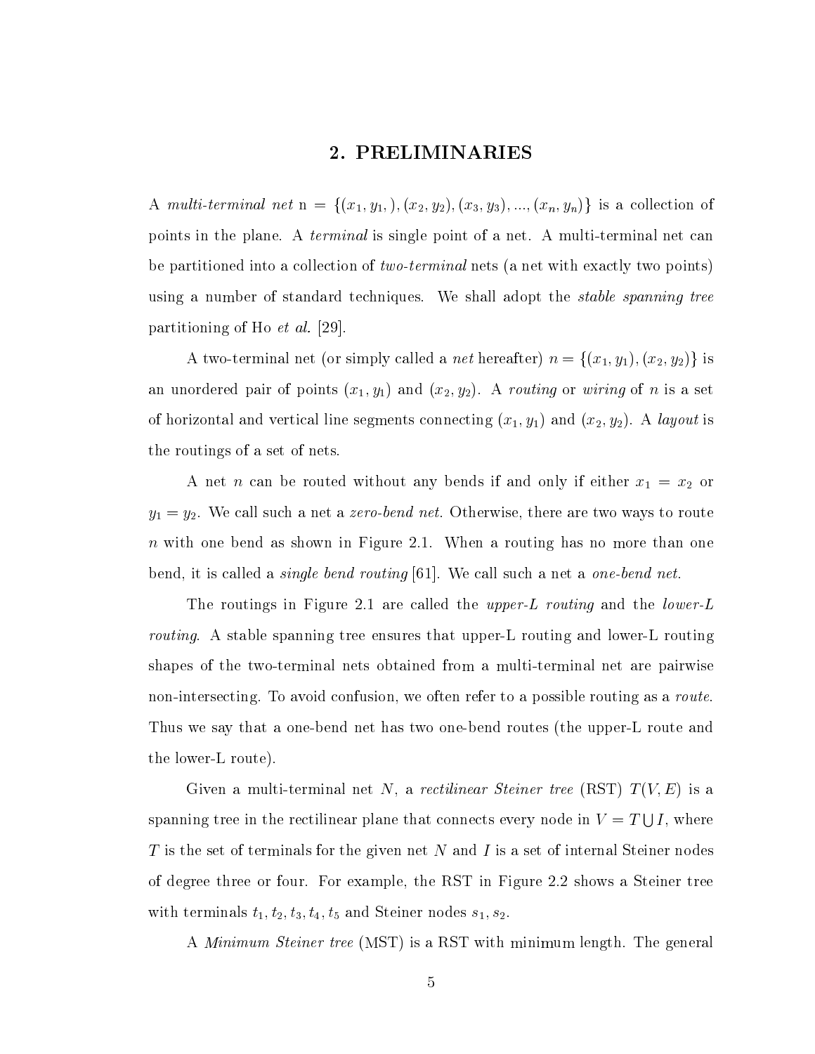# 2. PRELIMINARIES

A *multi-terminal net* n = $\{(x_1, y_1, ), (x_2, y_2), (x_3, y_3), ..., (x_n, y_n)\}$ is a collection of points in the plane. A *terminal* is single point of a net. A multi-terminal net can be partitioned into a collection of *two-terminal* nets (a net with exactly two points) using a number of standard techniques. We shall adopt the *stable spanning tree* partitioning of Ho *et al.* [29].

A two-terminal net (or simply called a *net* hereafter) $n = \{(x_1, y_1), (x_2, y_2)\}$ is an unordered pair of points $(x_1, y_1)$ and $(x_2, y_2)$. A *routing* or *wiring* of $n$ is a set of horizontal and vertical line segments connecting $(x_1, y_1)$ and $(x_2, y_2)$. A *layout* is the routings of a set of nets.

A net $n$ can be routed without any bends if and only if either $x_1 = x_2$ or $y_1 = y_2$. We call such a net a *zero-bend net.* Otherwise, there are two ways to route $n$ with one bend as shown in Figure 2.1. When a routing has no more than one bend, it is called a *single bend routing* [61]. We call such a net a *one-bend net.*

The routings in Figure 2.1 are called the *upper-L routing* and the *lower-L routing*. A stable spanning tree ensures that upper-L routing and lower-L routing shapes of the two-terminal nets obtained from a multi-terminal net are pairwise non-intersecting. To avoid confusion, we often refer to a possible routing as a *route*. Thus we say that a one-bend net has two one-bend routes (the upper-L route and the lower-L route).

Given a multi-terminal net $N$, a *rectilinear Steiner tree* (RST) $T(V, E)$ is a spanning tree in the rectilinear plane that connects every node in $V = T \bigcup I$, where $T$ is the set of terminals for the given net $N$ and $I$ is a set of internal Steiner nodes of degree three or four. For example, the RST in Figure 2.2 shows a Steiner tree with terminals $t_1, t_2, t_3, t_4, t_5$ and Steiner nodes $s_1, s_2$.

A *Minimum Steiner tree* (MST) is a RST with minimum length. The general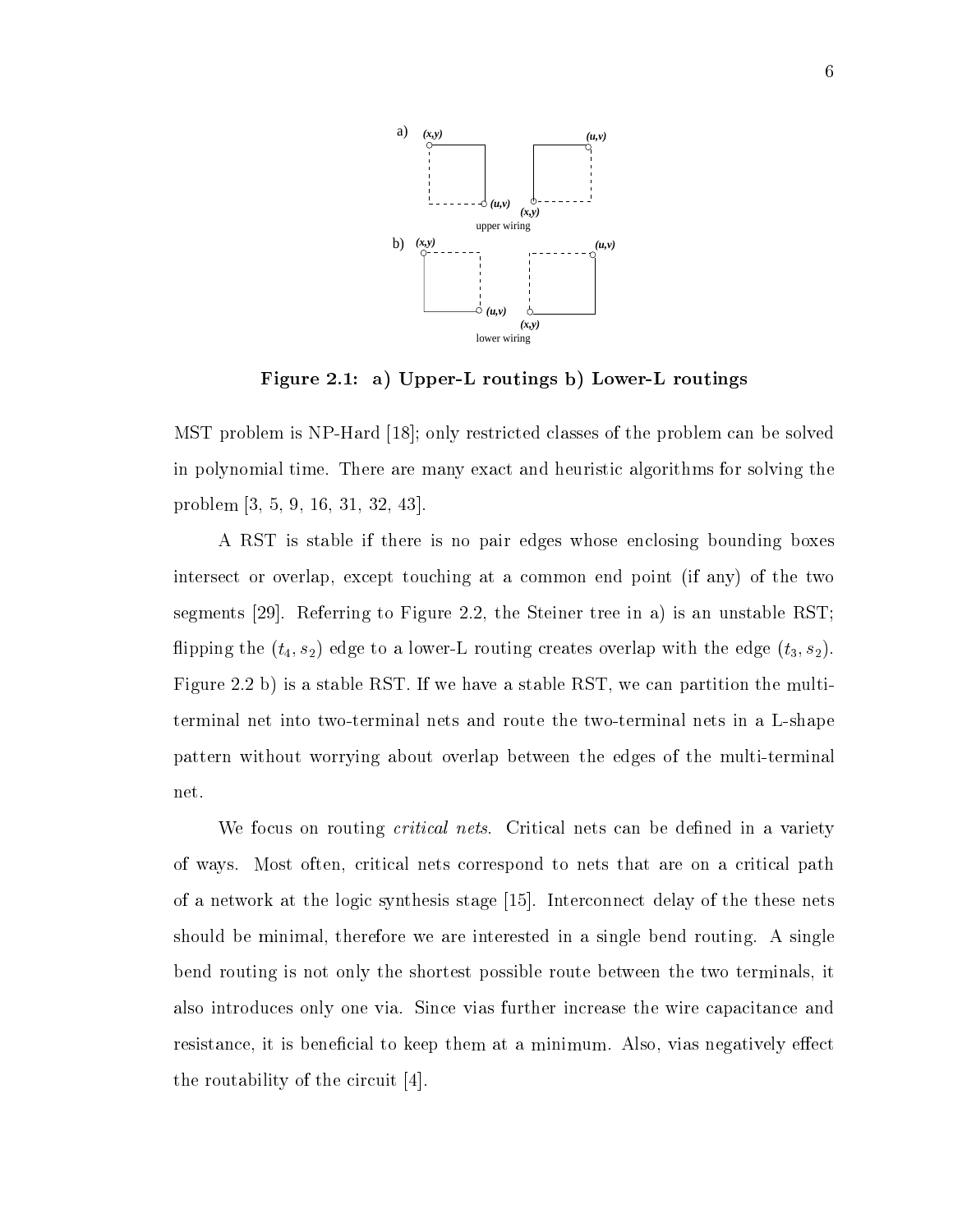a) (x,y) (u,v)

(u,v) (x,y)

upper wiring

b) (x,y) (u,v)

(u,v) (x,y)

lower wiring

**Figure 2.1: a) Upper-L routings b) Lower-L routings**

MST problem is NP-Hard [18]; only restricted classes of the problem can be solved in polynomial time. There are many exact and heuristic algorithms for solving the problem [3, 5, 9, 16, 31, 32, 43].

A RST is stable if there is no pair edges whose enclosing bounding boxes intersect or overlap, except touching at a common end point (if any) of the two segments [29]. Referring to Figure 2.2, the Steiner tree in a) is an unstable RST; flipping the $(t_4, s_2)$ edge to a lower-L routing creates overlap with the edge $(t_3, s_2)$. Figure 2.2 b) is a stable RST. If we have a stable RST, we can partition the multi-terminal net into two-terminal nets and route the two-terminal nets in a L-shape pattern without worrying about overlap between the edges of the multi-terminal net.

We focus on routing *critical nets*. Critical nets can be defined in a variety of ways. Most often, critical nets correspond to nets that are on a critical path of a network at the logic synthesis stage [15]. Interconnect delay of the these nets should be minimal, therefore we are interested in a single bend routing. A single bend routing is not only the shortest possible route between the two terminals, it also introduces only one via. Since vias further increase the wire capacitance and resistance, it is beneficial to keep them at a minimum. Also, vias negatively effect the routability of the circuit [4].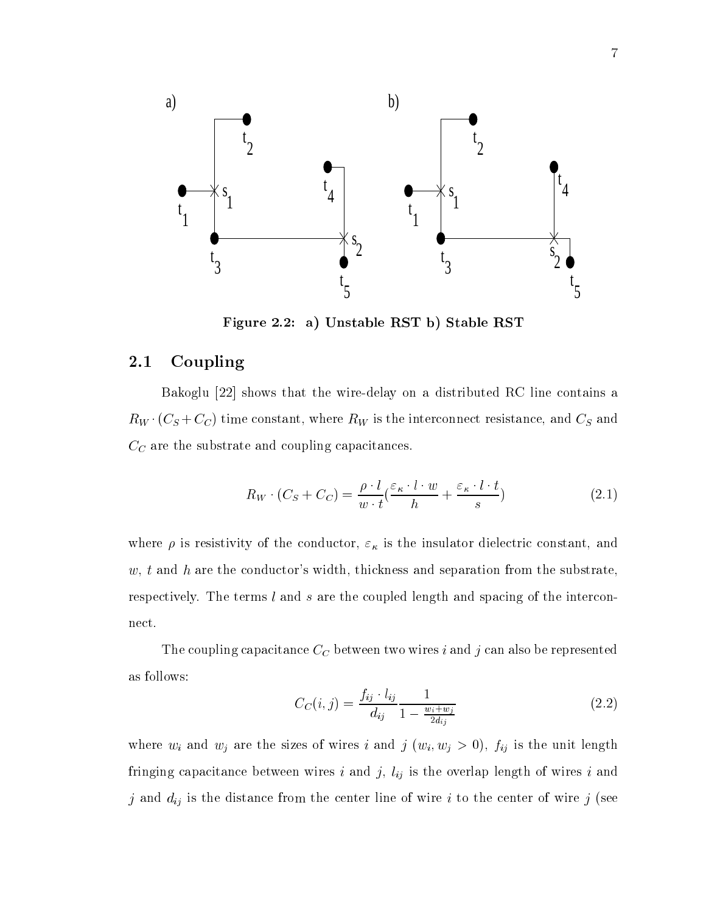a) b)

t2 t2

t4 t4

t1 s1 t1 s1

t3 s2 t3 s2

t5 t5

**Figure 2.2: a) Unstable RST b) Stable RST**

## 2.1 Coupling

Bakoglu [22] shows that the wire-delay on a distributed RC line contains a $R_W \cdot (C_S + C_C)$ time constant, where $R_W$ is the interconnect resistance, and $C_S$ and $C_C$ are the substrate and coupling capacitances.

$$R_W \cdot (C_S + C_C) = \frac{\rho \cdot l}{w \cdot t}\left(\frac{\varepsilon_\kappa \cdot l \cdot w}{h} + \frac{\varepsilon_\kappa \cdot l \cdot t}{s}\right) \tag{2.1}$$

where $\rho$ is resistivity of the conductor, $\varepsilon_\kappa$ is the insulator dielectric constant, and $w$, $t$ and $h$ are the conductor's width, thickness and separation from the substrate, respectively. The terms $l$ and $s$ are the coupled length and spacing of the interconnect.

The coupling capacitance $C_C$ between two wires $i$ and $j$ can also be represented as follows:

$$C_C(i,j) = \frac{f_{ij} \cdot l_{ij}}{d_{ij}} \frac{1}{1 - \frac{w_i + w_j}{2d_{ij}}} \tag{2.2}$$

where $w_i$ and $w_j$ are the sizes of wires $i$ and $j$ ($w_i, w_j > 0$), $f_{ij}$ is the unit length fringing capacitance between wires $i$ and $j$, $l_{ij}$ is the overlap length of wires $i$ and $j$ and $d_{ij}$ is the distance from the center line of wire $i$ to the center of wire $j$ (see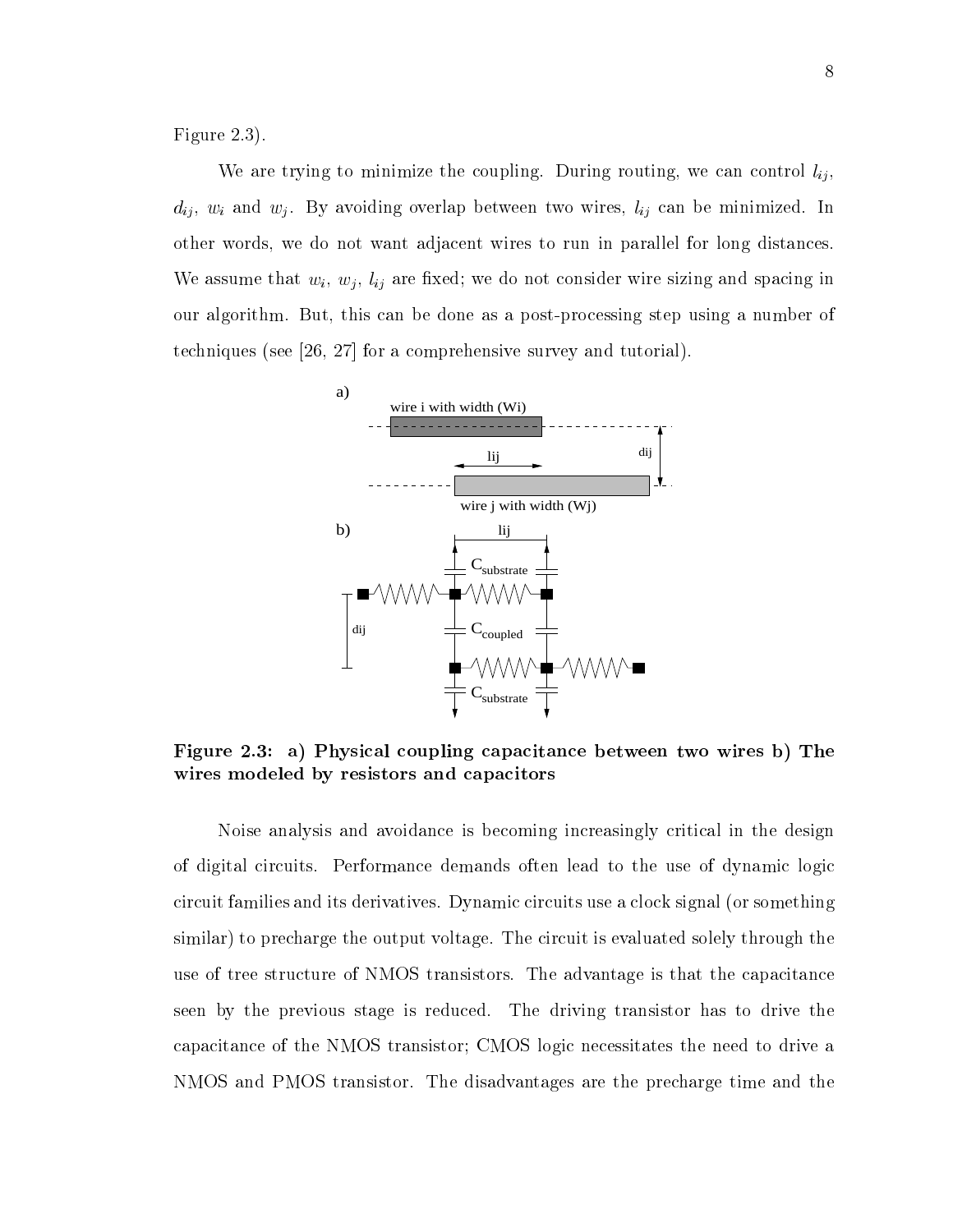Figure 2.3).

We are trying to minimize the coupling. During routing, we can control $l_{ij}$, $d_{ij}$, $w_i$ and $w_j$. By avoiding overlap between two wires, $l_{ij}$ can be minimized. In other words, we do not want adjacent wires to run in parallel for long distances. We assume that $w_i$, $w_j$, $l_{ij}$ are fixed; we do not consider wire sizing and spacing in our algorithm. But, this can be done as a post-processing step using a number of techniques (see [26, 27] for a comprehensive survey and tutorial).

a)

wire i with width (Wi)

lij

dij

wire j with width (Wj)

b)

lij

C<sub>substrate</sub>

dij

C<sub>coupled</sub>

C<sub>substrate</sub>

**Figure 2.3: a) Physical coupling capacitance between two wires b) The wires modeled by resistors and capacitors**

Noise analysis and avoidance is becoming increasingly critical in the design of digital circuits. Performance demands often lead to the use of dynamic logic circuit families and its derivatives. Dynamic circuits use a clock signal (or something similar) to precharge the output voltage. The circuit is evaluated solely through the use of tree structure of NMOS transistors. The advantage is that the capacitance seen by the previous stage is reduced. The driving transistor has to drive the capacitance of the NMOS transistor; CMOS logic necessitates the need to drive a NMOS and PMOS transistor. The disadvantages are the precharge time and the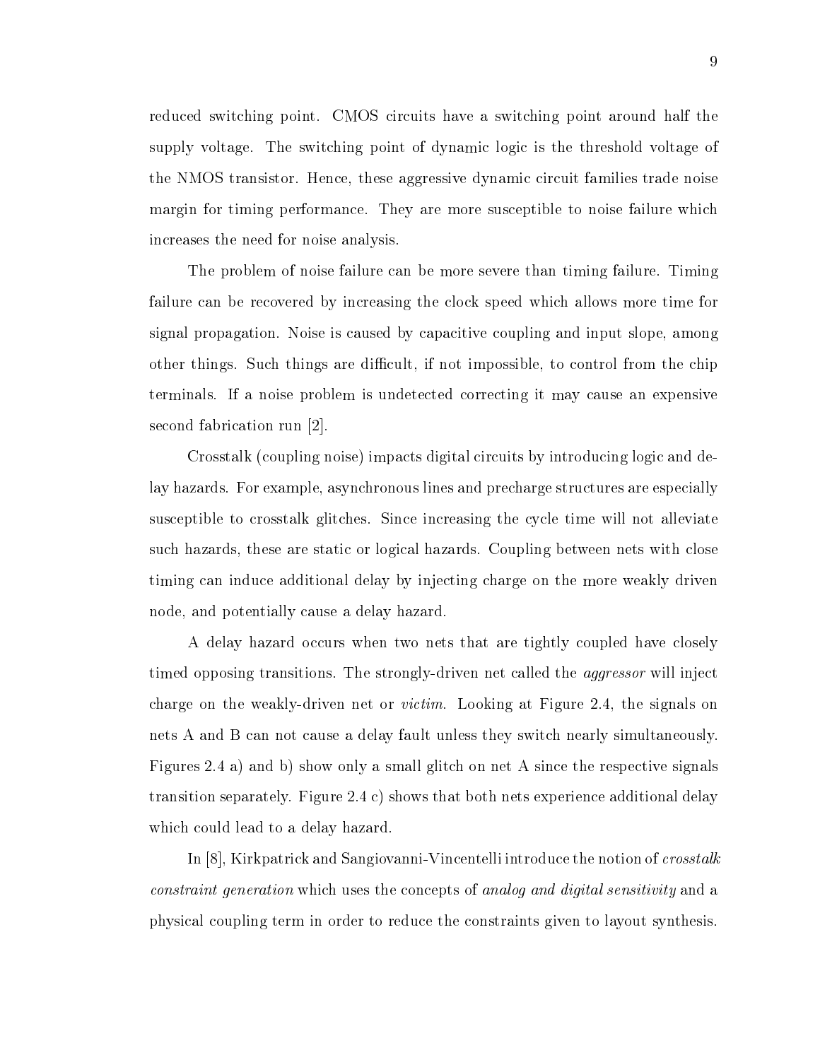reduced switching point. CMOS circuits have a switching point around half the supply voltage. The switching point of dynamic logic is the threshold voltage of the NMOS transistor. Hence, these aggressive dynamic circuit families trade noise margin for timing performance. They are more susceptible to noise failure which increases the need for noise analysis.

The problem of noise failure can be more severe than timing failure. Timing failure can be recovered by increasing the clock speed which allows more time for signal propagation. Noise is caused by capacitive coupling and input slope, among other things. Such things are difficult, if not impossible, to control from the chip terminals. If a noise problem is undetected correcting it may cause an expensive second fabrication run [2].

Crosstalk (coupling noise) impacts digital circuits by introducing logic and delay hazards. For example, asynchronous lines and precharge structures are especially susceptible to crosstalk glitches. Since increasing the cycle time will not alleviate such hazards, these are static or logical hazards. Coupling between nets with close timing can induce additional delay by injecting charge on the more weakly driven node, and potentially cause a delay hazard.

A delay hazard occurs when two nets that are tightly coupled have closely timed opposing transitions. The strongly-driven net called the *aggressor* will inject charge on the weakly-driven net or *victim*. Looking at Figure 2.4, the signals on nets A and B can not cause a delay fault unless they switch nearly simultaneously. Figures 2.4 a) and b) show only a small glitch on net A since the respective signals transition separately. Figure 2.4 c) shows that both nets experience additional delay which could lead to a delay hazard.

In [8], Kirkpatrick and Sangiovanni-Vincentelli introduce the notion of *crosstalk constraint generation* which uses the concepts of *analog and digital sensitivity* and a physical coupling term in order to reduce the constraints given to layout synthesis.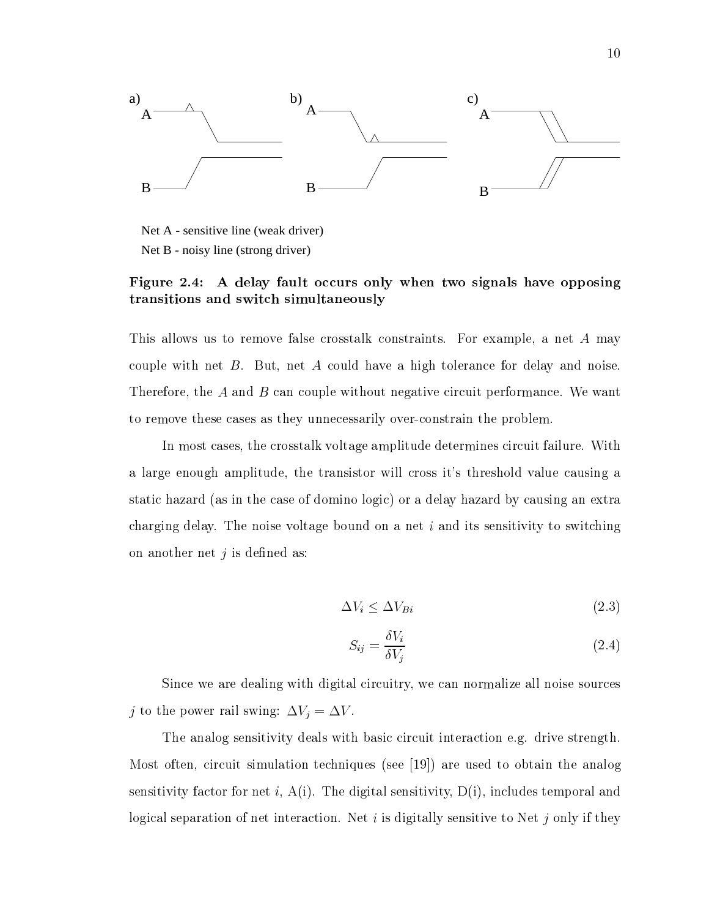a) A B

b) A B

c) A B

Net A - sensitive line (weak driver)

Net B - noisy line (strong driver)

**Figure 2.4: A delay fault occurs only when two signals have opposing transitions and switch simultaneously**

This allows us to remove false crosstalk constraints. For example, a net $A$ may couple with net $B$. But, net $A$ could have a high tolerance for delay and noise. Therefore, the $A$ and $B$ can couple without negative circuit performance. We want to remove these cases as they unnecessarily over-constrain the problem.

In most cases, the crosstalk voltage amplitude determines circuit failure. With a large enough amplitude, the transistor will cross it's threshold value causing a static hazard (as in the case of domino logic) or a delay hazard by causing an extra charging delay. The noise voltage bound on a net $i$ and its sensitivity to switching on another net $j$ is defined as:

$$\Delta V_i \leq \Delta V_{Bi} \tag{2.3}$$

$$S_{ij} = \frac{\delta V_i}{\delta V_j} \tag{2.4}$$

Since we are dealing with digital circuitry, we can normalize all noise sources $j$ to the power rail swing: $\Delta V_j = \Delta V$.

The analog sensitivity deals with basic circuit interaction e.g. drive strength. Most often, circuit simulation techniques (see [19]) are used to obtain the analog sensitivity factor for net $i$, A(i). The digital sensitivity, D(i), includes temporal and logical separation of net interaction. Net $i$ is digitally sensitive to Net $j$ only if they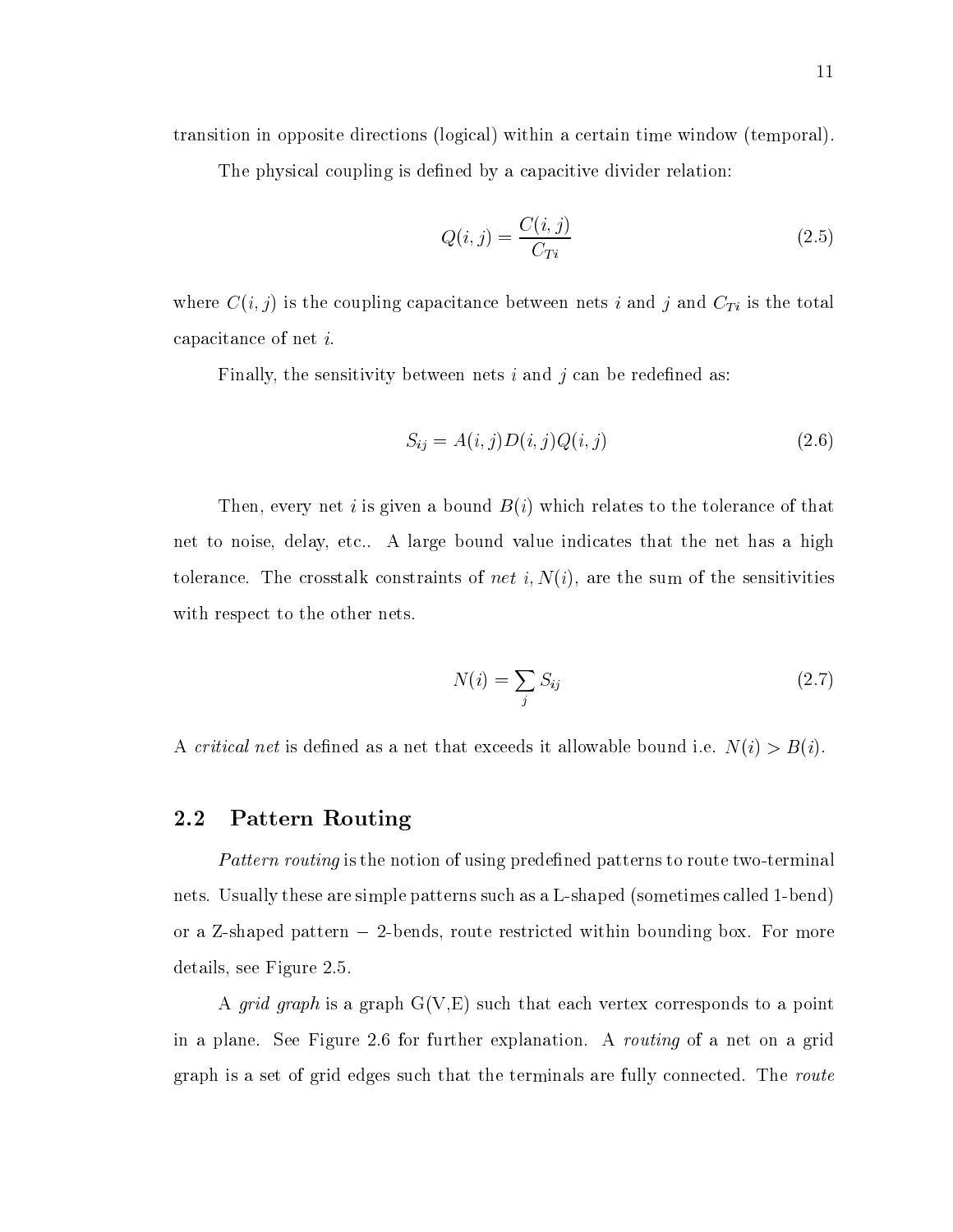transition in opposite directions (logical) within a certain time window (temporal).

The physical coupling is defined by a capacitive divider relation:

$$Q(i,j) = \frac{C(i,j)}{C_{Ti}} \tag{2.5}$$

where $C(i,j)$ is the coupling capacitance between nets $i$ and $j$ and $C_{Ti}$ is the total capacitance of net $i$.

Finally, the sensitivity between nets $i$ and $j$ can be redefined as:

$$S_{ij} = A(i,j)D(i,j)Q(i,j) \tag{2.6}$$

Then, every net $i$ is given a bound $B(i)$ which relates to the tolerance of that net to noise, delay, etc.. A large bound value indicates that the net has a high tolerance. The crosstalk constraints of *net i*, $N(i)$, are the sum of the sensitivities with respect to the other nets.

$$N(i) = \sum_{j} S_{ij} \tag{2.7}$$

A *critical net* is defined as a net that exceeds it allowable bound i.e. $N(i) > B(i)$.

## 2.2 Pattern Routing

*Pattern routing* is the notion of using predefined patterns to route two-terminal nets. Usually these are simple patterns such as a L-shaped (sometimes called 1-bend) or a Z-shaped pattern − 2-bends, route restricted within bounding box. For more details, see Figure 2.5.

A *grid graph* is a graph G(V,E) such that each vertex corresponds to a point in a plane. See Figure 2.6 for further explanation. A *routing* of a net on a grid graph is a set of grid edges such that the terminals are fully connected. The *route*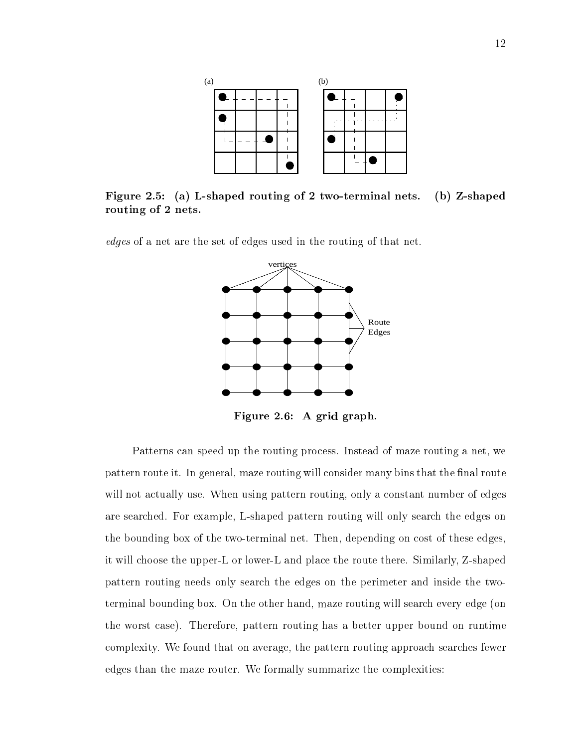(a)

(b)

**Figure 2.5: (a) L-shaped routing of 2 two-terminal nets. (b) Z-shaped routing of 2 nets.**

*edges* of a net are the set of edges used in the routing of that net.

vertices

Route
Edges

**Figure 2.6: A grid graph.**

Patterns can speed up the routing process. Instead of maze routing a net, we pattern route it. In general, maze routing will consider many bins that the final route will not actually use. When using pattern routing, only a constant number of edges are searched. For example, L-shaped pattern routing will only search the edges on the bounding box of the two-terminal net. Then, depending on cost of these edges, it will choose the upper-L or lower-L and place the route there. Similarly, Z-shaped pattern routing needs only search the edges on the perimeter and inside the two-terminal bounding box. On the other hand, maze routing will search every edge (on the worst case). Therefore, pattern routing has a better upper bound on runtime complexity. We found that on average, the pattern routing approach searches fewer edges than the maze router. We formally summarize the complexities: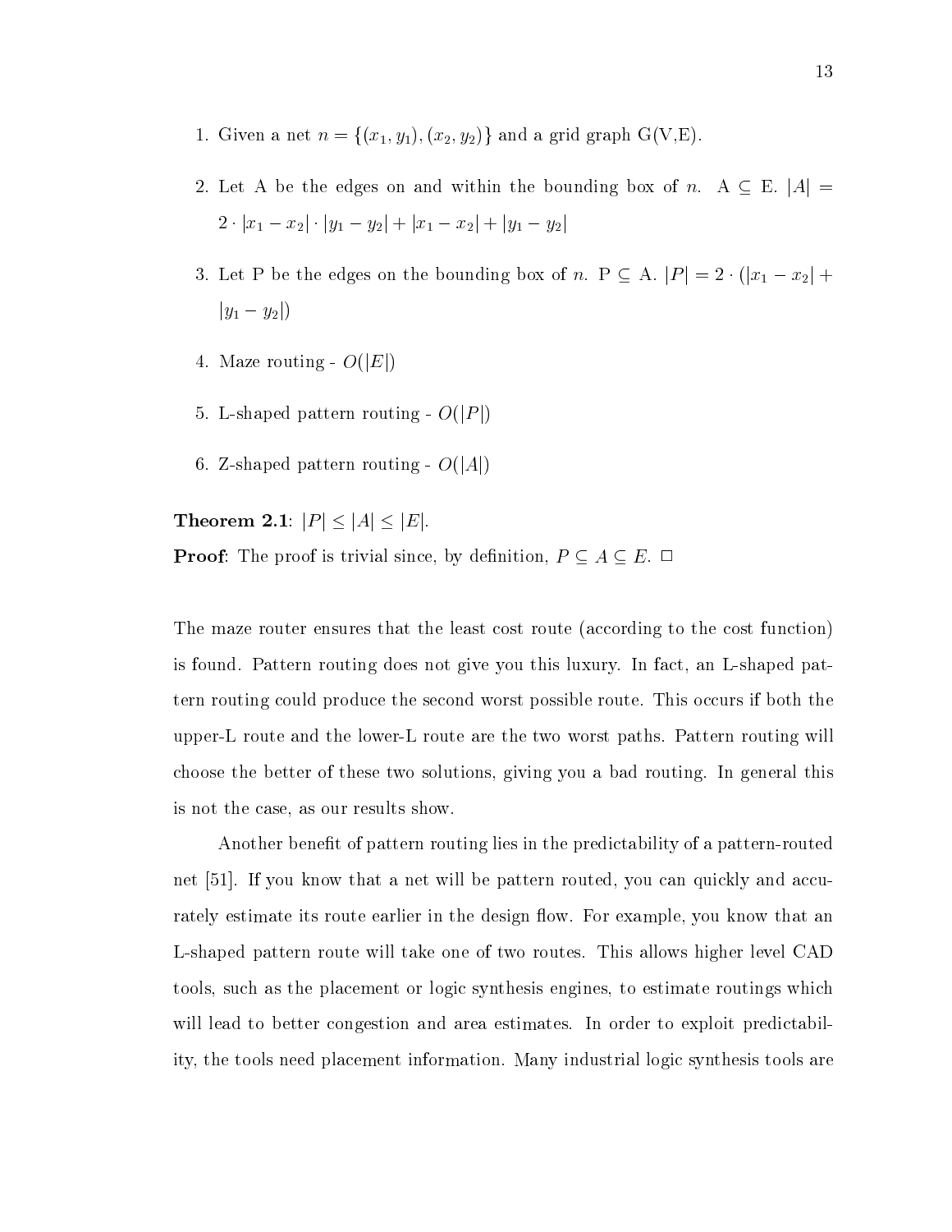1. Given a net $n = \{(x_1, y_1), (x_2, y_2)\}$ and a grid graph G(V,E).
2. Let A be the edges on and within the bounding box of $n$. A $\subseteq$ E. $|A| = 2 \cdot |x_1 - x_2| \cdot |y_1 - y_2| + |x_1 - x_2| + |y_1 - y_2|$
3. Let P be the edges on the bounding box of $n$. P $\subseteq$ A. $|P| = 2 \cdot (|x_1 - x_2| + |y_1 - y_2|)$
4. Maze routing - $O(|E|)$
5. L-shaped pattern routing - $O(|P|)$
6. Z-shaped pattern routing - $O(|A|)$

**Theorem 2.1**: $|P| \leq |A| \leq |E|$.

**Proof**: The proof is trivial since, by definition, $P \subseteq A \subseteq E$. □

The maze router ensures that the least cost route (according to the cost function) is found. Pattern routing does not give you this luxury. In fact, an L-shaped pattern routing could produce the second worst possible route. This occurs if both the upper-L route and the lower-L route are the two worst paths. Pattern routing will choose the better of these two solutions, giving you a bad routing. In general this is not the case, as our results show.

Another benefit of pattern routing lies in the predictability of a pattern-routed net [51]. If you know that a net will be pattern routed, you can quickly and accurately estimate its route earlier in the design flow. For example, you know that an L-shaped pattern route will take one of two routes. This allows higher level CAD tools, such as the placement or logic synthesis engines, to estimate routings which will lead to better congestion and area estimates. In order to exploit predictability, the tools need placement information. Many industrial logic synthesis tools are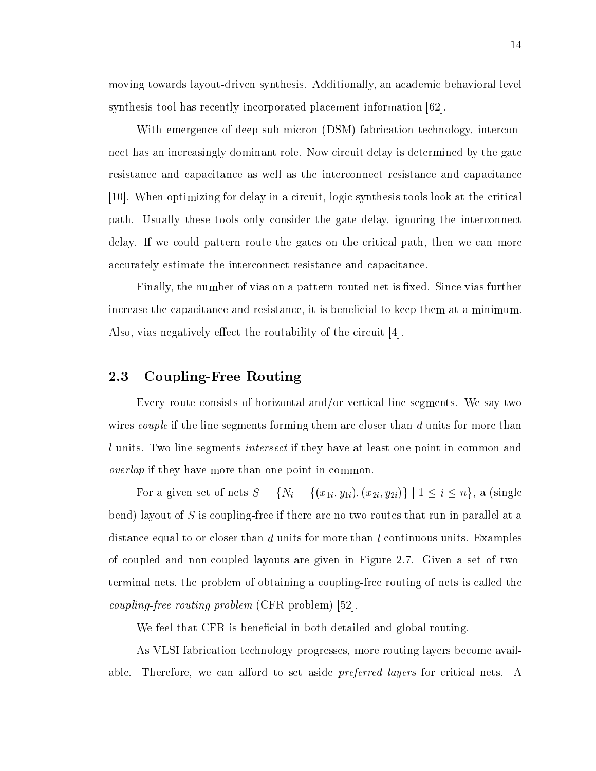moving towards layout-driven synthesis. Additionally, an academic behavioral level synthesis tool has recently incorporated placement information [62].

With emergence of deep sub-micron (DSM) fabrication technology, interconnect has an increasingly dominant role. Now circuit delay is determined by the gate resistance and capacitance as well as the interconnect resistance and capacitance [10]. When optimizing for delay in a circuit, logic synthesis tools look at the critical path. Usually these tools only consider the gate delay, ignoring the interconnect delay. If we could pattern route the gates on the critical path, then we can more accurately estimate the interconnect resistance and capacitance.

Finally, the number of vias on a pattern-routed net is fixed. Since vias further increase the capacitance and resistance, it is beneficial to keep them at a minimum. Also, vias negatively effect the routability of the circuit [4].

## 2.3 Coupling-Free Routing

Every route consists of horizontal and/or vertical line segments. We say two wires *couple* if the line segments forming them are closer than $d$ units for more than $l$ units. Two line segments *intersect* if they have at least one point in common and *overlap* if they have more than one point in common.

For a given set of nets $S = \{N_i = \{(x_{1i}, y_{1i}), (x_{2i}, y_{2i})\} \mid 1 \leq i \leq n\}$, a (single bend) layout of $S$ is coupling-free if there are no two routes that run in parallel at a distance equal to or closer than $d$ units for more than $l$ continuous units. Examples of coupled and non-coupled layouts are given in Figure 2.7. Given a set of two-terminal nets, the problem of obtaining a coupling-free routing of nets is called the *coupling-free routing problem* (CFR problem) [52].

We feel that CFR is beneficial in both detailed and global routing.

As VLSI fabrication technology progresses, more routing layers become available. Therefore, we can afford to set aside *preferred layers* for critical nets. A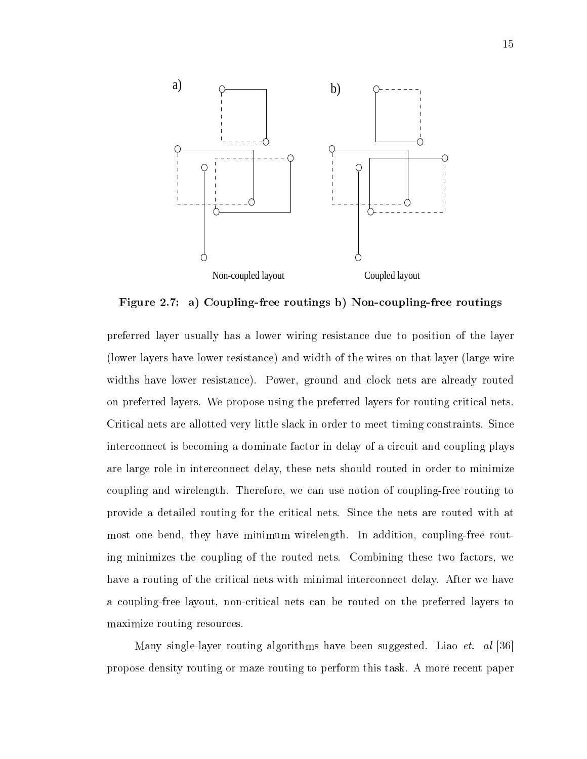a)

b)

Non-coupled layout

Coupled layout

**Figure 2.7: a) Coupling-free routings b) Non-coupling-free routings**

preferred layer usually has a lower wiring resistance due to position of the layer (lower layers have lower resistance) and width of the wires on that layer (large wire widths have lower resistance). Power, ground and clock nets are already routed on preferred layers. We propose using the preferred layers for routing critical nets. Critical nets are allotted very little slack in order to meet timing constraints. Since interconnect is becoming a dominate factor in delay of a circuit and coupling plays are large role in interconnect delay, these nets should routed in order to minimize coupling and wirelength. Therefore, we can use notion of coupling-free routing to provide a detailed routing for the critical nets. Since the nets are routed with at most one bend, they have minimum wirelength. In addition, coupling-free routing minimizes the coupling of the routed nets. Combining these two factors, we have a routing of the critical nets with minimal interconnect delay. After we have a coupling-free layout, non-critical nets can be routed on the preferred layers to maximize routing resources.

Many single-layer routing algorithms have been suggested. Liao *et. al* [36] propose density routing or maze routing to perform this task. A more recent paper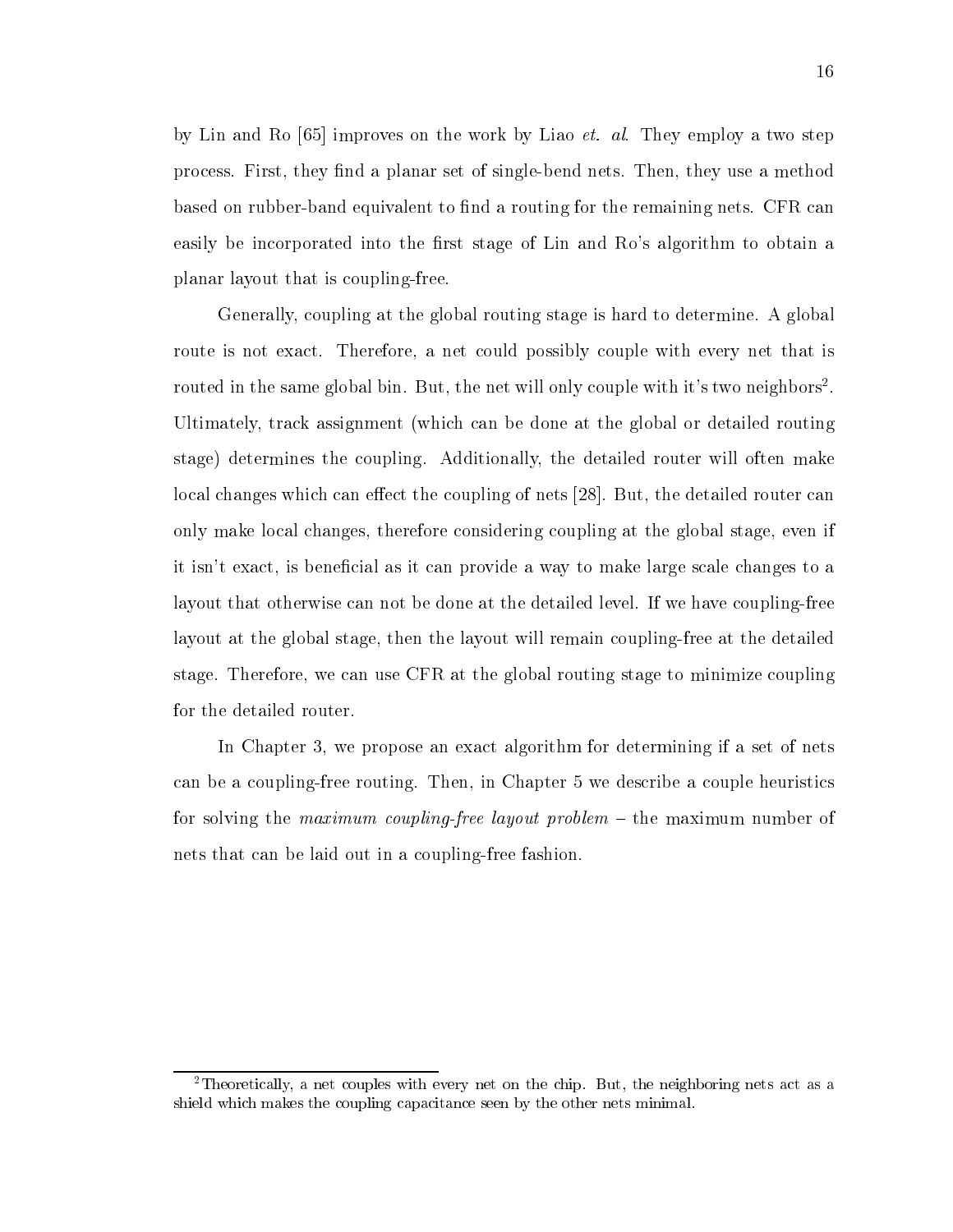by Lin and Ro [65] improves on the work by Liao *et. al*. They employ a two step process. First, they find a planar set of single-bend nets. Then, they use a method based on rubber-band equivalent to find a routing for the remaining nets. CFR can easily be incorporated into the first stage of Lin and Ro's algorithm to obtain a planar layout that is coupling-free.

Generally, coupling at the global routing stage is hard to determine. A global route is not exact. Therefore, a net could possibly couple with every net that is routed in the same global bin. But, the net will only couple with it's two neighbors[2]. Ultimately, track assignment (which can be done at the global or detailed routing stage) determines the coupling. Additionally, the detailed router will often make local changes which can effect the coupling of nets [28]. But, the detailed router can only make local changes, therefore considering coupling at the global stage, even if it isn't exact, is beneficial as it can provide a way to make large scale changes to a layout that otherwise can not be done at the detailed level. If we have coupling-free layout at the global stage, then the layout will remain coupling-free at the detailed stage. Therefore, we can use CFR at the global routing stage to minimize coupling for the detailed router.

In Chapter 3, we propose an exact algorithm for determining if a set of nets can be a coupling-free routing. Then, in Chapter 5 we describe a couple heuristics for solving the *maximum coupling-free layout problem* – the maximum number of nets that can be laid out in a coupling-free fashion.

[2] Theoretically, a net couples with every net on the chip. But, the neighboring nets act as a shield which makes the coupling capacitance seen by the other nets minimal.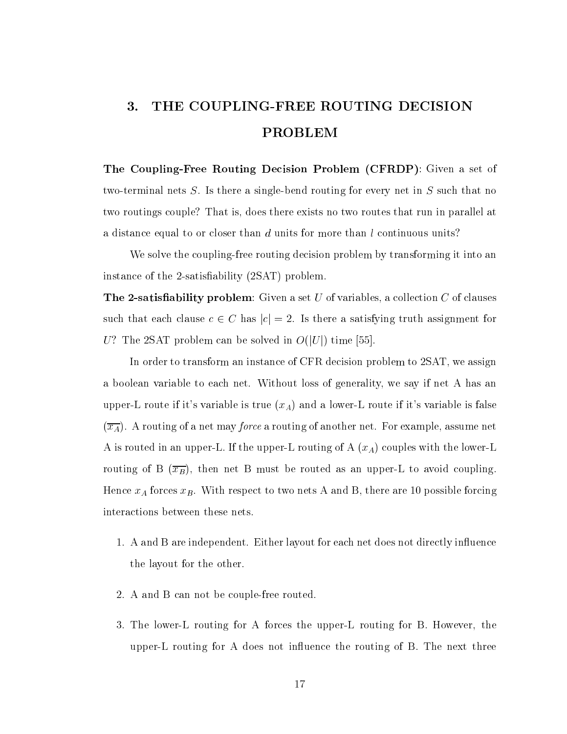# 3. THE COUPLING-FREE ROUTING DECISION PROBLEM

**The Coupling-Free Routing Decision Problem (CFRDP)**: Given a set of two-terminal nets $S$. Is there a single-bend routing for every net in $S$ such that no two routings couple? That is, does there exists no two routes that run in parallel at a distance equal to or closer than $d$ units for more than $l$ continuous units?

We solve the coupling-free routing decision problem by transforming it into an instance of the 2-satisfiability (2SAT) problem.

**The 2-satisfiability problem**: Given a set $U$ of variables, a collection $C$ of clauses such that each clause $c \in C$ has $|c| = 2$. Is there a satisfying truth assignment for $U$? The 2SAT problem can be solved in $O(|U|)$ time [55].

In order to transform an instance of CFR decision problem to 2SAT, we assign a boolean variable to each net. Without loss of generality, we say if net A has an upper-L route if it's variable is true ($x_A$) and a lower-L route if it's variable is false ($\overline{x_A}$). A routing of a net may *force* a routing of another net. For example, assume net A is routed in an upper-L. If the upper-L routing of A ($x_A$) couples with the lower-L routing of B ($\overline{x_B}$), then net B must be routed as an upper-L to avoid coupling. Hence $x_A$ forces $x_B$. With respect to two nets A and B, there are 10 possible forcing interactions between these nets.

1. A and B are independent. Either layout for each net does not directly influence the layout for the other.

2. A and B can not be couple-free routed.

3. The lower-L routing for A forces the upper-L routing for B. However, the upper-L routing for A does not influence the routing of B. The next three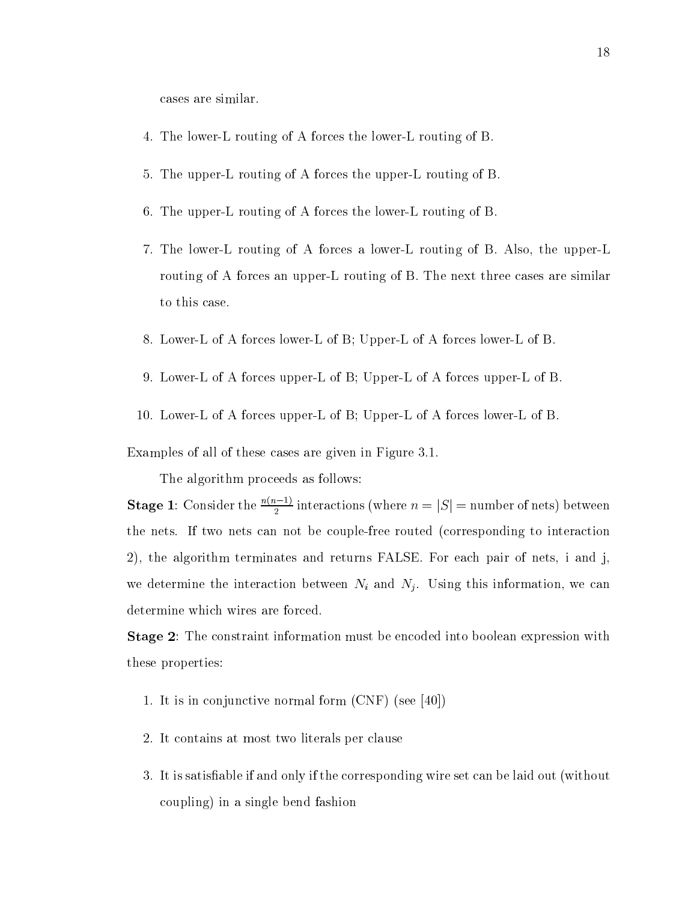cases are similar.

4. The lower-L routing of A forces the lower-L routing of B.

5. The upper-L routing of A forces the upper-L routing of B.

6. The upper-L routing of A forces the lower-L routing of B.

7. The lower-L routing of A forces a lower-L routing of B. Also, the upper-L routing of A forces an upper-L routing of B. The next three cases are similar to this case.

8. Lower-L of A forces lower-L of B; Upper-L of A forces lower-L of B.

9. Lower-L of A forces upper-L of B; Upper-L of A forces upper-L of B.

10. Lower-L of A forces upper-L of B; Upper-L of A forces lower-L of B.

Examples of all of these cases are given in Figure 3.1.

The algorithm proceeds as follows:

**Stage 1**: Consider the $\frac{n(n-1)}{2}$ interactions (where $n = |S|$ = number of nets) between the nets. If two nets can not be couple-free routed (corresponding to interaction 2), the algorithm terminates and returns FALSE. For each pair of nets, i and j, we determine the interaction between $N_i$ and $N_j$. Using this information, we can determine which wires are forced.

**Stage 2**: The constraint information must be encoded into boolean expression with these properties:

1. It is in conjunctive normal form (CNF) (see [40])

2. It contains at most two literals per clause

3. It is satisfiable if and only if the corresponding wire set can be laid out (without coupling) in a single bend fashion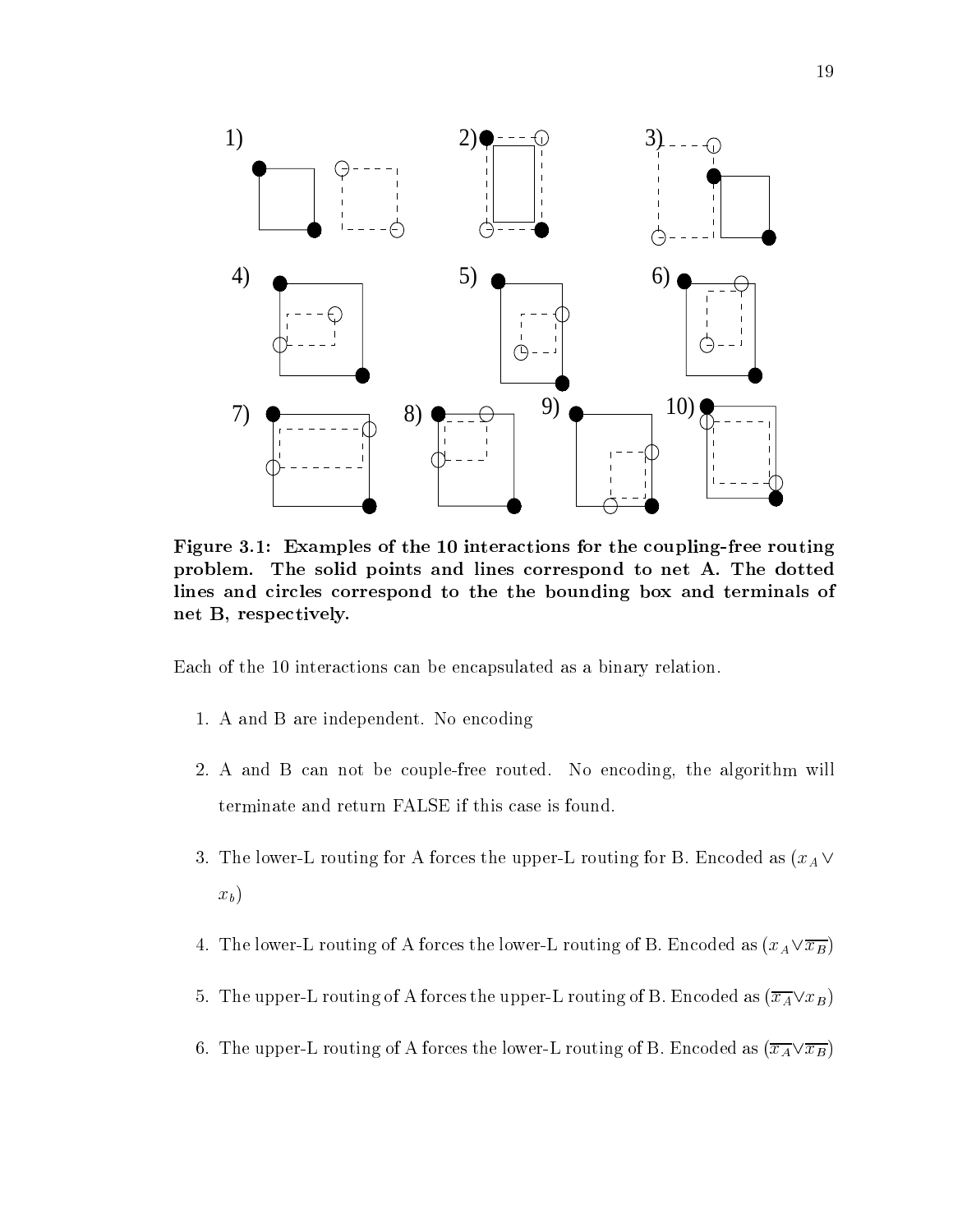1) 2) 3)

4) 5) 6)

7) 8) 9) 10)

**Figure 3.1: Examples of the 10 interactions for the coupling-free routing problem. The solid points and lines correspond to net A. The dotted lines and circles correspond to the the bounding box and terminals of net B, respectively.**

Each of the 10 interactions can be encapsulated as a binary relation.

1. A and B are independent. No encoding
2. A and B can not be couple-free routed. No encoding, the algorithm will terminate and return FALSE if this case is found.
3. The lower-L routing for A forces the upper-L routing for B. Encoded as $(x_A \vee x_b)$
4. The lower-L routing of A forces the lower-L routing of B. Encoded as $(x_A \vee \overline{x_B})$
5. The upper-L routing of A forces the upper-L routing of B. Encoded as $(\overline{x_A} \vee x_B)$
6. The upper-L routing of A forces the lower-L routing of B. Encoded as $(\overline{x_A} \vee \overline{x_B})$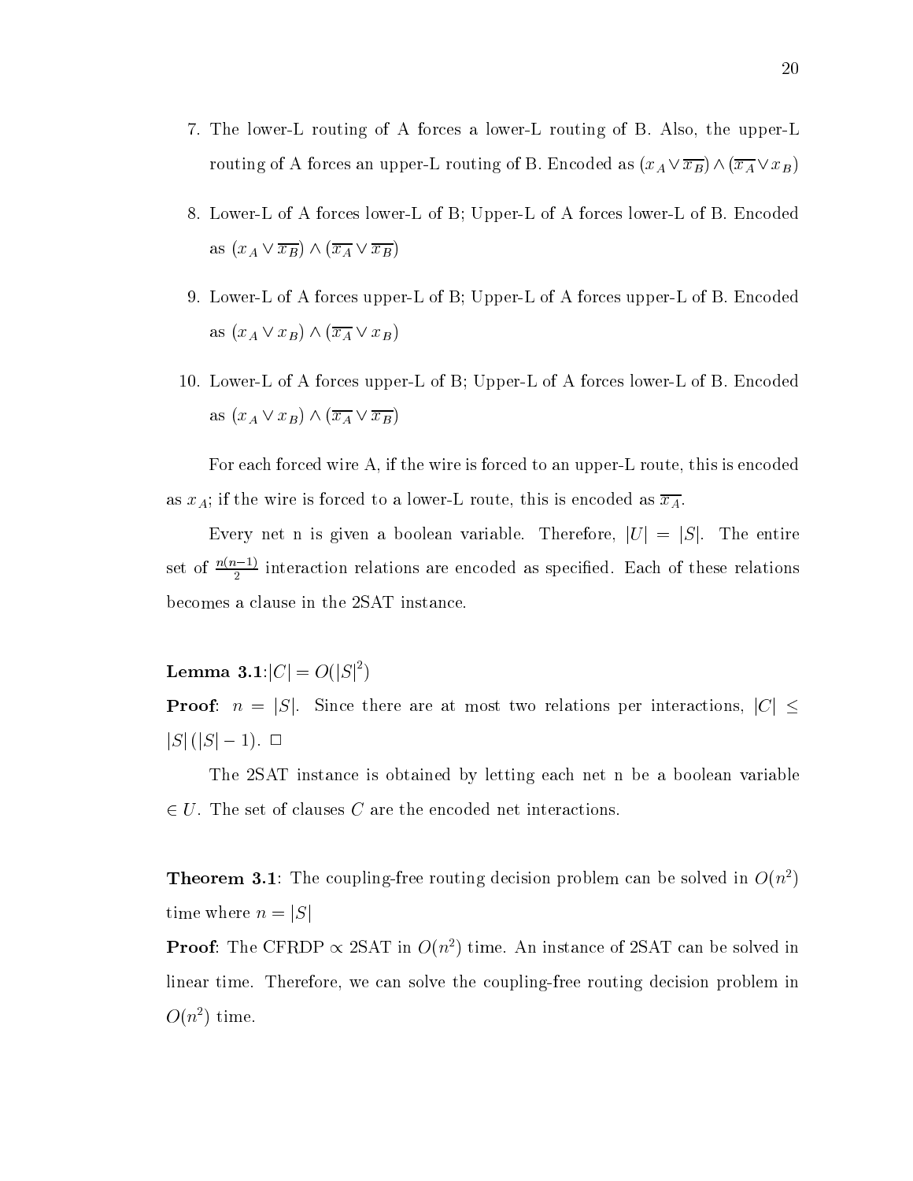7. The lower-L routing of A forces a lower-L routing of B. Also, the upper-L routing of A forces an upper-L routing of B. Encoded as $(x_A \vee \overline{x_B}) \wedge (\overline{x_A} \vee x_B)$

8. Lower-L of A forces lower-L of B; Upper-L of A forces lower-L of B. Encoded as $(x_A \vee \overline{x_B}) \wedge (\overline{x_A} \vee \overline{x_B})$

9. Lower-L of A forces upper-L of B; Upper-L of A forces upper-L of B. Encoded as $(x_A \vee x_B) \wedge (\overline{x_A} \vee x_B)$

10. Lower-L of A forces upper-L of B; Upper-L of A forces lower-L of B. Encoded as $(x_A \vee x_B) \wedge (\overline{x_A} \vee \overline{x_B})$

For each forced wire A, if the wire is forced to an upper-L route, this is encoded as $x_A$; if the wire is forced to a lower-L route, this is encoded as $\overline{x_A}$.

Every net n is given a boolean variable. Therefore, $|U| = |S|$. The entire set of $\frac{n(n-1)}{2}$ interaction relations are encoded as specified. Each of these relations becomes a clause in the 2SAT instance.

**Lemma 3.1**:$|C| = O(|S|^2)$

**Proof**: $n = |S|$. Since there are at most two relations per interactions, $|C| \leq |S|(|S| - 1)$. $\square$

The 2SAT instance is obtained by letting each net n be a boolean variable $\in U$. The set of clauses $C$ are the encoded net interactions.

**Theorem 3.1**: The coupling-free routing decision problem can be solved in $O(n^2)$ time where $n = |S|$

**Proof**: The CFRDP $\propto$ 2SAT in $O(n^2)$ time. An instance of 2SAT can be solved in linear time. Therefore, we can solve the coupling-free routing decision problem in $O(n^2)$ time.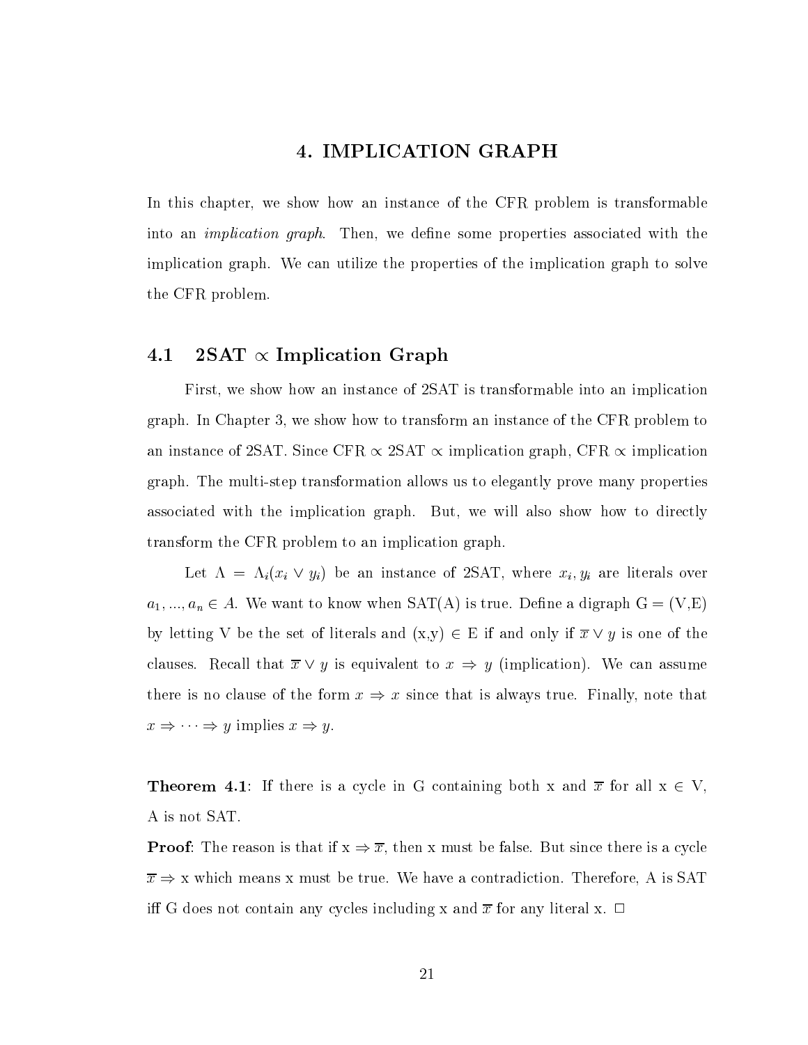# 4. IMPLICATION GRAPH

In this chapter, we show how an instance of the CFR problem is transformable into an *implication graph*. Then, we define some properties associated with the implication graph. We can utilize the properties of the implication graph to solve the CFR problem.

## 4.1 2SAT $\propto$ Implication Graph

First, we show how an instance of 2SAT is transformable into an implication graph. In Chapter 3, we show how to transform an instance of the CFR problem to an instance of 2SAT. Since CFR $\propto$ 2SAT $\propto$ implication graph, CFR $\propto$ implication graph. The multi-step transformation allows us to elegantly prove many properties associated with the implication graph. But, we will also show how to directly transform the CFR problem to an implication graph.

Let $\Lambda = \Lambda_i(x_i \vee y_i)$ be an instance of 2SAT, where $x_i, y_i$ are literals over $a_1, ..., a_n \in A$. We want to know when SAT(A) is true. Define a digraph G = (V,E) by letting V be the set of literals and (x,y) $\in$ E if and only if $\overline{x} \vee y$ is one of the clauses. Recall that $\overline{x} \vee y$ is equivalent to $x \Rightarrow y$ (implication). We can assume there is no clause of the form $x \Rightarrow x$ since that is always true. Finally, note that $x \Rightarrow \cdots \Rightarrow y$ implies $x \Rightarrow y$.

**Theorem 4.1**: If there is a cycle in G containing both x and $\overline{x}$ for all x $\in$ V, A is not SAT.

**Proof**: The reason is that if x $\Rightarrow \overline{x}$, then x must be false. But since there is a cycle $\overline{x} \Rightarrow$ x which means x must be true. We have a contradiction. Therefore, A is SAT iff G does not contain any cycles including x and $\overline{x}$ for any literal x. $\square$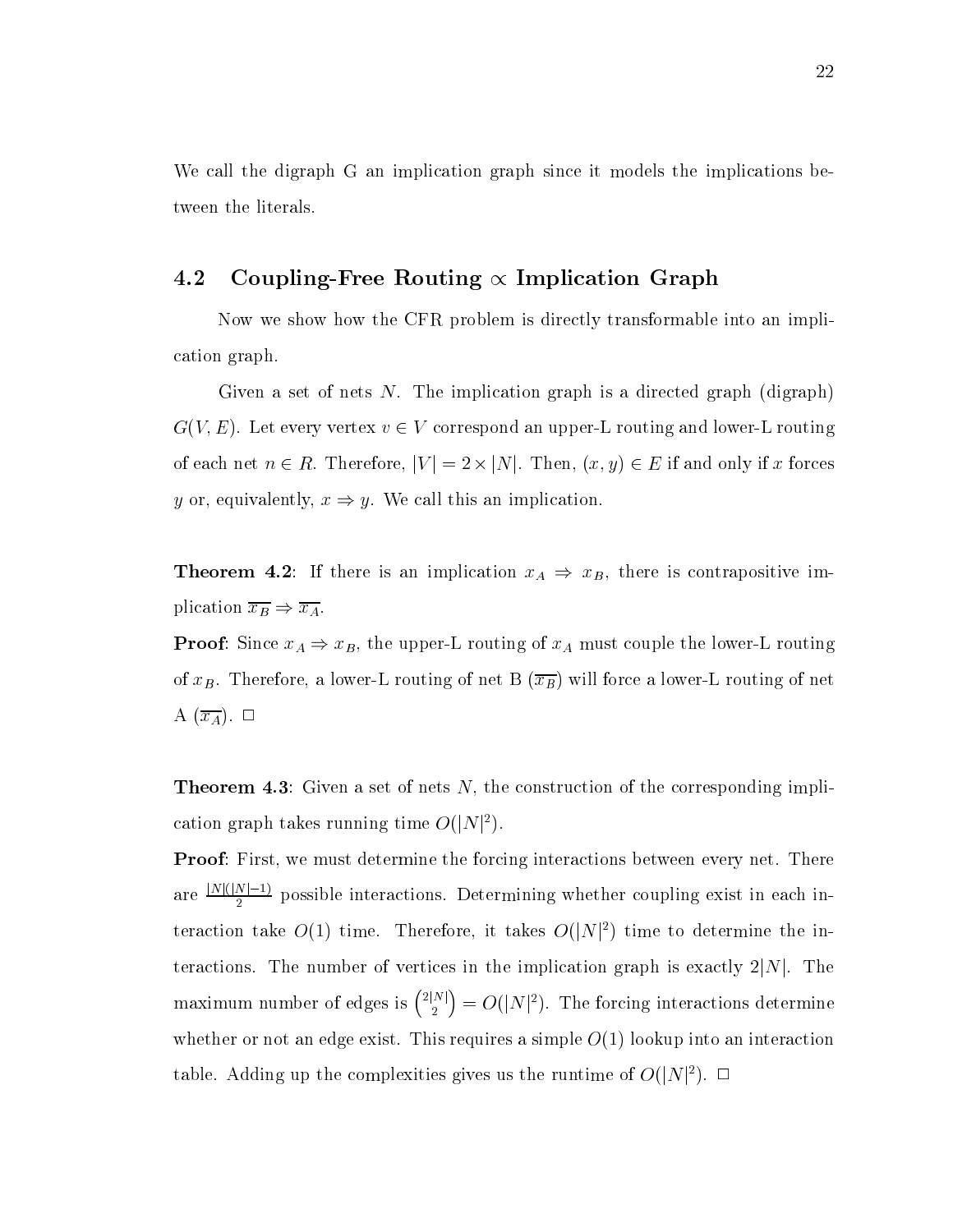We call the digraph G an implication graph since it models the implications between the literals.

## 4.2 Coupling-Free Routing $\propto$ Implication Graph

Now we show how the CFR problem is directly transformable into an implication graph.

Given a set of nets $N$. The implication graph is a directed graph (digraph) $G(V, E)$. Let every vertex $v \in V$ correspond an upper-L routing and lower-L routing of each net $n \in R$. Therefore, $|V| = 2 \times |N|$. Then, $(x, y) \in E$ if and only if $x$ forces $y$ or, equivalently, $x \Rightarrow y$. We call this an implication.

**Theorem 4.2**: If there is an implication $x_A \Rightarrow x_B$, there is contrapositive implication $\overline{x_B} \Rightarrow \overline{x_A}$.

**Proof**: Since $x_A \Rightarrow x_B$, the upper-L routing of $x_A$ must couple the lower-L routing of $x_B$. Therefore, a lower-L routing of net B ($\overline{x_B}$) will force a lower-L routing of net A ($\overline{x_A}$). $\square$

**Theorem 4.3**: Given a set of nets $N$, the construction of the corresponding implication graph takes running time $O(|N|^2)$.

**Proof**: First, we must determine the forcing interactions between every net. There are $\frac{|N|(|N|-1)}{2}$ possible interactions. Determining whether coupling exist in each interaction take $O(1)$ time. Therefore, it takes $O(|N|^2)$ time to determine the interactions. The number of vertices in the implication graph is exactly $2|N|$. The maximum number of edges is $\binom{2|N|}{2} = O(|N|^2)$. The forcing interactions determine whether or not an edge exist. This requires a simple $O(1)$ lookup into an interaction table. Adding up the complexities gives us the runtime of $O(|N|^2)$. $\square$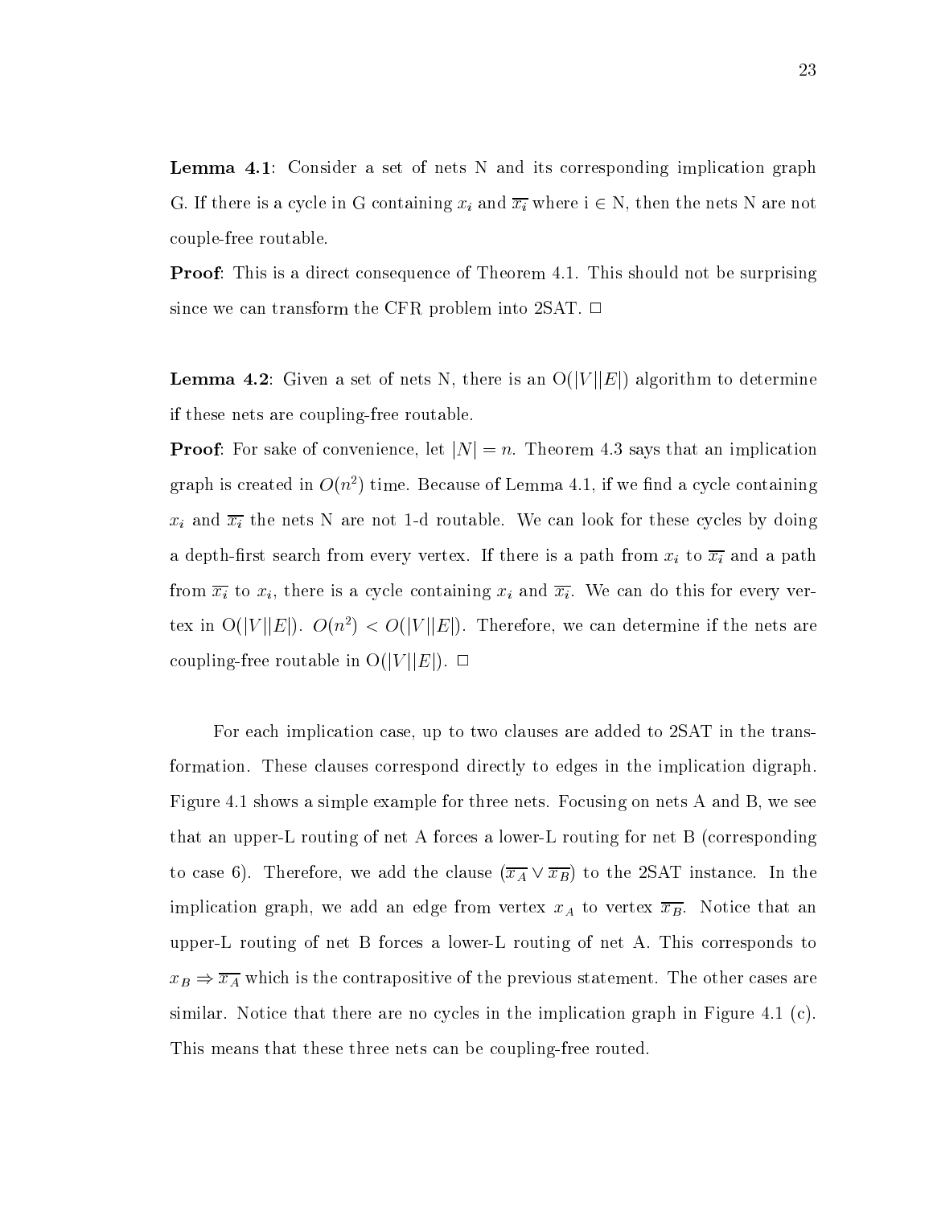**Lemma 4.1**: Consider a set of nets N and its corresponding implication graph G. If there is a cycle in G containing $x_i$ and $\overline{x_i}$ where i $\in$ N, then the nets N are not couple-free routable.

**Proof**: This is a direct consequence of Theorem 4.1. This should not be surprising since we can transform the CFR problem into 2SAT. □

**Lemma 4.2**: Given a set of nets N, there is an O($|V||E|$) algorithm to determine if these nets are coupling-free routable.

**Proof**: For sake of convenience, let $|N| = n$. Theorem 4.3 says that an implication graph is created in $O(n^2)$ time. Because of Lemma 4.1, if we find a cycle containing $x_i$ and $\overline{x_i}$ the nets N are not 1-d routable. We can look for these cycles by doing a depth-first search from every vertex. If there is a path from $x_i$ to $\overline{x_i}$ and a path from $\overline{x_i}$ to $x_i$, there is a cycle containing $x_i$ and $\overline{x_i}$. We can do this for every vertex in O($|V||E|$). $O(n^2) < O(|V||E|)$. Therefore, we can determine if the nets are coupling-free routable in O($|V||E|$). □

For each implication case, up to two clauses are added to 2SAT in the transformation. These clauses correspond directly to edges in the implication digraph. Figure 4.1 shows a simple example for three nets. Focusing on nets A and B, we see that an upper-L routing of net A forces a lower-L routing for net B (corresponding to case 6). Therefore, we add the clause $(\overline{x_A} \vee \overline{x_B})$ to the 2SAT instance. In the implication graph, we add an edge from vertex $x_A$ to vertex $\overline{x_B}$. Notice that an upper-L routing of net B forces a lower-L routing of net A. This corresponds to $x_B \Rightarrow \overline{x_A}$ which is the contrapositive of the previous statement. The other cases are similar. Notice that there are no cycles in the implication graph in Figure 4.1 (c). This means that these three nets can be coupling-free routed.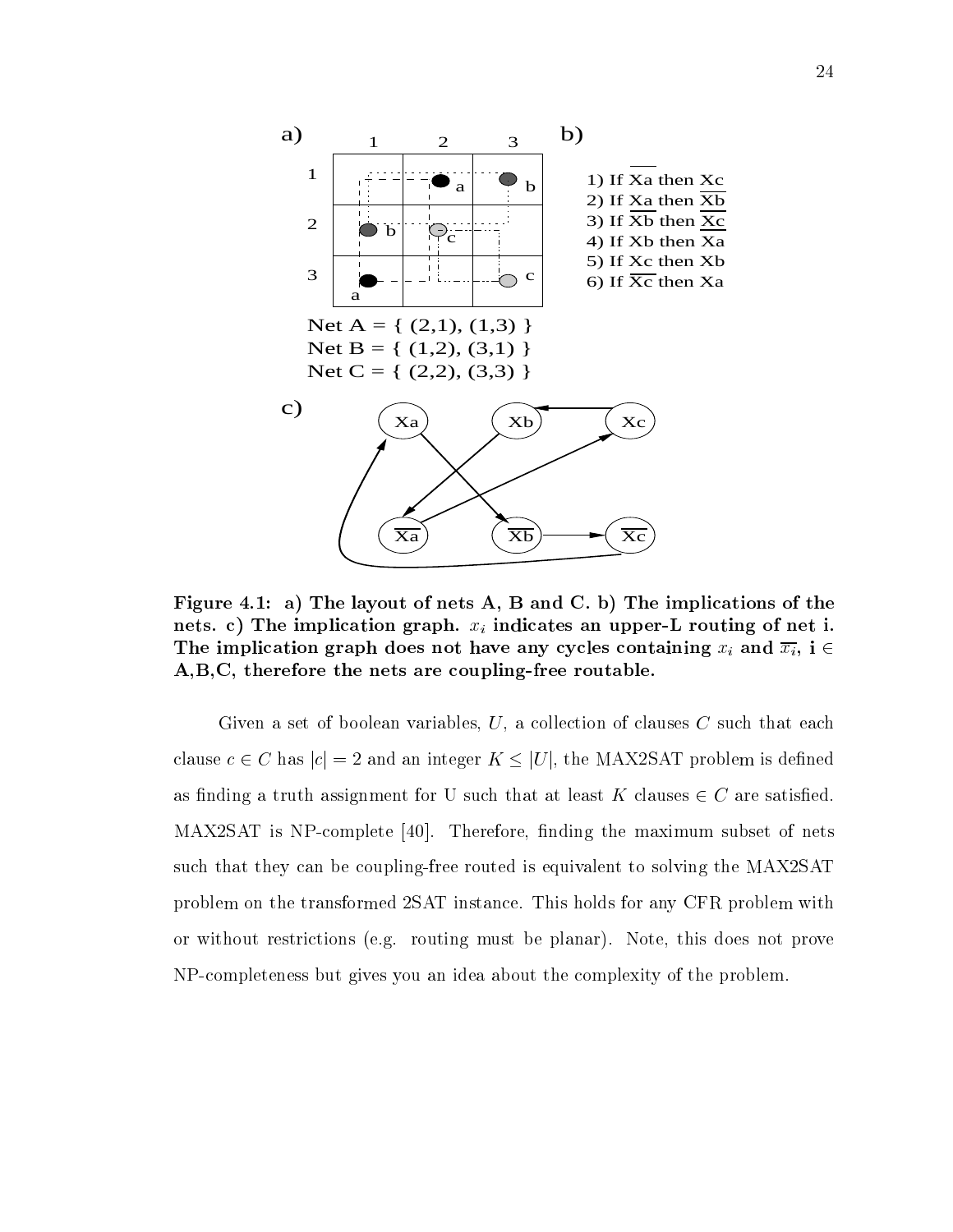a)

| | 1 | 2 | 3 |
|---|---|---|---|
| 1 | | a | b |
| 2 | b | c | |
| 3 | a | | c |

Net A = { (2,1), (1,3) }
Net B = { (1,2), (3,1) }
Net C = { (2,2), (3,3) }

b)

1) If $\overline{Xa}$ then Xc
2) If Xa then $\overline{Xb}$
3) If $\overline{Xb}$ then $\overline{Xc}$
4) If Xb then $\overline{Xa}$
5) If Xc then Xb
6) If $\overline{Xc}$ then Xa

c)

Xa

Xb

Xc

$\overline{Xa}$

$\overline{Xb}$

$\overline{Xc}$

**Figure 4.1: a) The layout of nets A, B and C. b) The implications of the nets. c) The implication graph. $x_i$ indicates an upper-L routing of net i. The implication graph does not have any cycles containing $x_i$ and $\overline{x_i}$, i $\in$ A,B,C, therefore the nets are coupling-free routable.**

Given a set of boolean variables, $U$, a collection of clauses $C$ such that each clause $c \in C$ has $|c| = 2$ and an integer $K \leq |U|$, the MAX2SAT problem is defined as finding a truth assignment for U such that at least $K$ clauses $\in C$ are satisfied. MAX2SAT is NP-complete [40]. Therefore, finding the maximum subset of nets such that they can be coupling-free routed is equivalent to solving the MAX2SAT problem on the transformed 2SAT instance. This holds for any CFR problem with or without restrictions (e.g. routing must be planar). Note, this does not prove NP-completeness but gives you an idea about the complexity of the problem.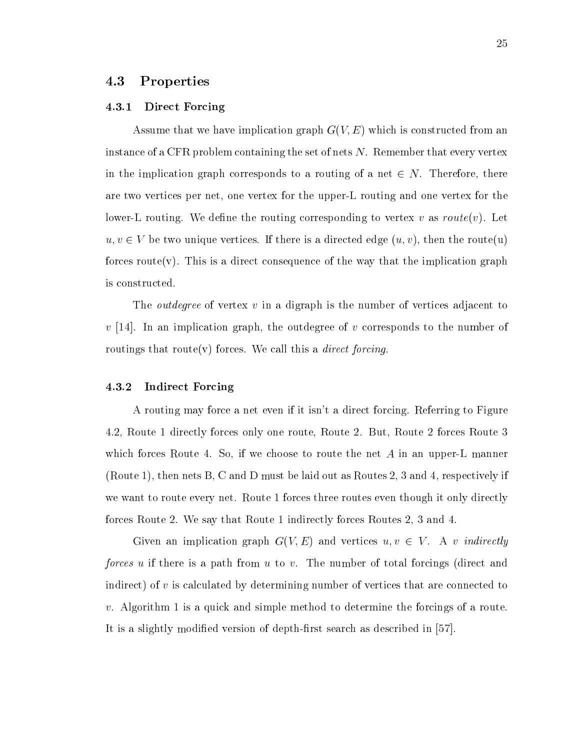## 4.3 Properties

### 4.3.1 Direct Forcing

Assume that we have implication graph $G(V, E)$ which is constructed from an instance of a CFR problem containing the set of nets $N$. Remember that every vertex in the implication graph corresponds to a routing of a net $\in N$. Therefore, there are two vertices per net, one vertex for the upper-L routing and one vertex for the lower-L routing. We define the routing corresponding to vertex $v$ as $route(v)$. Let $u, v \in V$ be two unique vertices. If there is a directed edge $(u, v)$, then the route(u) forces route(v). This is a direct consequence of the way that the implication graph is constructed.

The *outdegree* of vertex $v$ in a digraph is the number of vertices adjacent to $v$ [14]. In an implication graph, the outdegree of $v$ corresponds to the number of routings that route(v) forces. We call this a *direct forcing*.

### 4.3.2 Indirect Forcing

A routing may force a net even if it isn't a direct forcing. Referring to Figure 4.2, Route 1 directly forces only one route, Route 2. But, Route 2 forces Route 3 which forces Route 4. So, if we choose to route the net $A$ in an upper-L manner (Route 1), then nets B, C and D must be laid out as Routes 2, 3 and 4, respectively if we want to route every net. Route 1 forces three routes even though it only directly forces Route 2. We say that Route 1 indirectly forces Routes 2, 3 and 4.

Given an implication graph $G(V, E)$ and vertices $u, v \in V$. A *$v$ indirectly forces $u$* if there is a path from $u$ to $v$. The number of total forcings (direct and indirect) of $v$ is calculated by determining number of vertices that are connected to $v$. Algorithm 1 is a quick and simple method to determine the forcings of a route. It is a slightly modified version of depth-first search as described in [57].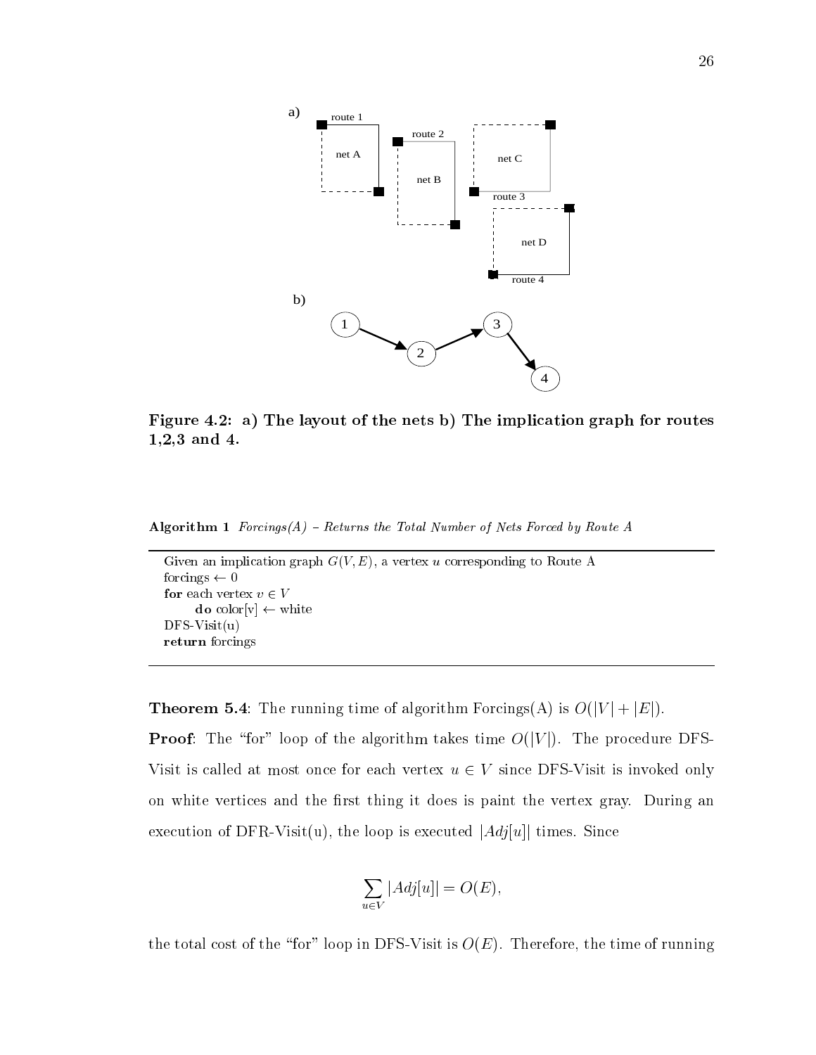a)

route 1

net A

route 2

net B

net C

route 3

net D

route 4

b)

1

2

3

4

**Figure 4.2: a) The layout of the nets b) The implication graph for routes 1,2,3 and 4.**

---

**Algorithm 1** *Forcings(A) – Returns the Total Number of Nets Forced by Route A*

---

Given an implication graph $G(V, E)$, a vertex $u$ corresponding to Route A
forcings $\leftarrow$ 0
**for** each vertex $v \in V$
  **do** color[v] $\leftarrow$ white
DFS-Visit(u)
**return** forcings

---

**Theorem 5.4**: The running time of algorithm Forcings(A) is $O(|V| + |E|)$.

**Proof**: The "for" loop of the algorithm takes time $O(|V|)$. The procedure DFS-Visit is called at most once for each vertex $u \in V$ since DFS-Visit is invoked only on white vertices and the first thing it does is paint the vertex gray. During an execution of DFR-Visit(u), the loop is executed $|Adj[u]|$ times. Since

$$\sum_{u \in V} |Adj[u]| = O(E),$$

the total cost of the "for" loop in DFS-Visit is $O(E)$. Therefore, the time of running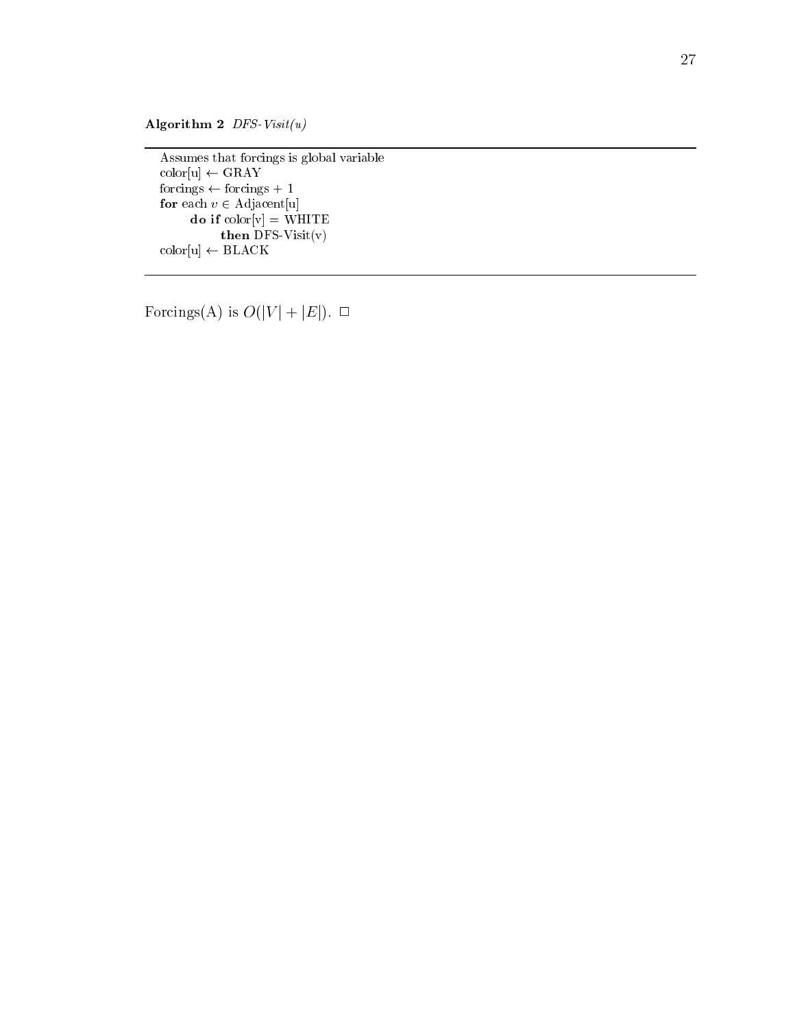**Algorithm 2** *DFS-Visit(u)*

---

```
Assumes that forcings is global variable
color[u] ← GRAY
forcings ← forcings + 1
for each v ∈ Adjacent[u]
    do if color[v] = WHITE
        then DFS-Visit(v)
color[u] ← BLACK
```

---

Forcings(A) is $O(|V| + |E|)$. $\square$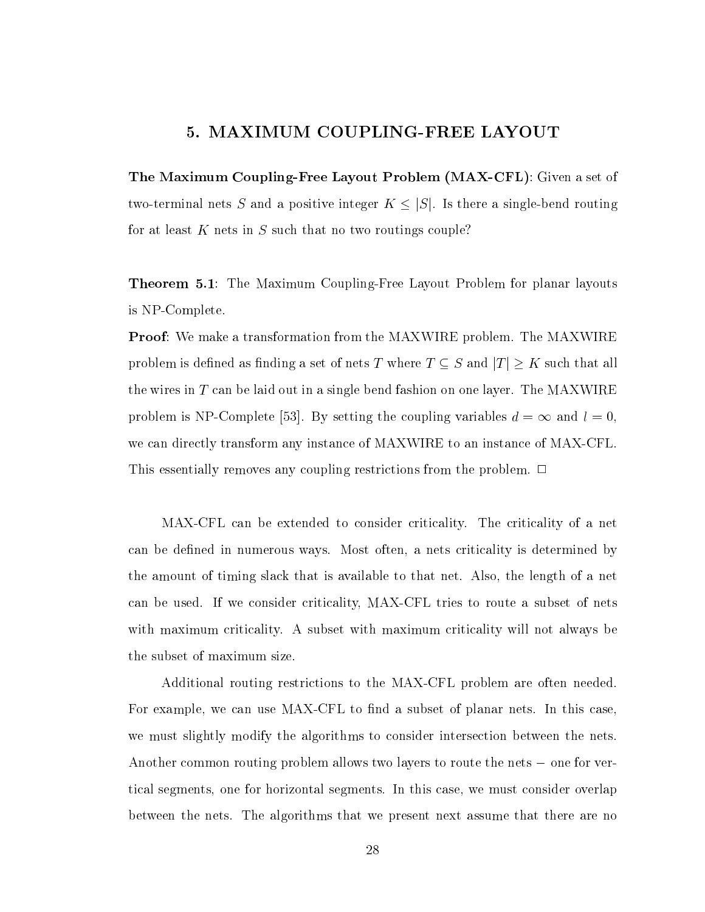# 5. MAXIMUM COUPLING-FREE LAYOUT

**The Maximum Coupling-Free Layout Problem (MAX-CFL)**: Given a set of two-terminal nets $S$ and a positive integer $K \leq |S|$. Is there a single-bend routing for at least $K$ nets in $S$ such that no two routings couple?

**Theorem 5.1**: The Maximum Coupling-Free Layout Problem for planar layouts is NP-Complete.

**Proof**: We make a transformation from the MAXWIRE problem. The MAXWIRE problem is defined as finding a set of nets $T$ where $T \subseteq S$ and $|T| \geq K$ such that all the wires in $T$ can be laid out in a single bend fashion on one layer. The MAXWIRE problem is NP-Complete [53]. By setting the coupling variables $d = \infty$ and $l = 0$, we can directly transform any instance of MAXWIRE to an instance of MAX-CFL. This essentially removes any coupling restrictions from the problem. □

MAX-CFL can be extended to consider criticality. The criticality of a net can be defined in numerous ways. Most often, a nets criticality is determined by the amount of timing slack that is available to that net. Also, the length of a net can be used. If we consider criticality, MAX-CFL tries to route a subset of nets with maximum criticality. A subset with maximum criticality will not always be the subset of maximum size.

Additional routing restrictions to the MAX-CFL problem are often needed. For example, we can use MAX-CFL to find a subset of planar nets. In this case, we must slightly modify the algorithms to consider intersection between the nets. Another common routing problem allows two layers to route the nets − one for vertical segments, one for horizontal segments. In this case, we must consider overlap between the nets. The algorithms that we present next assume that there are no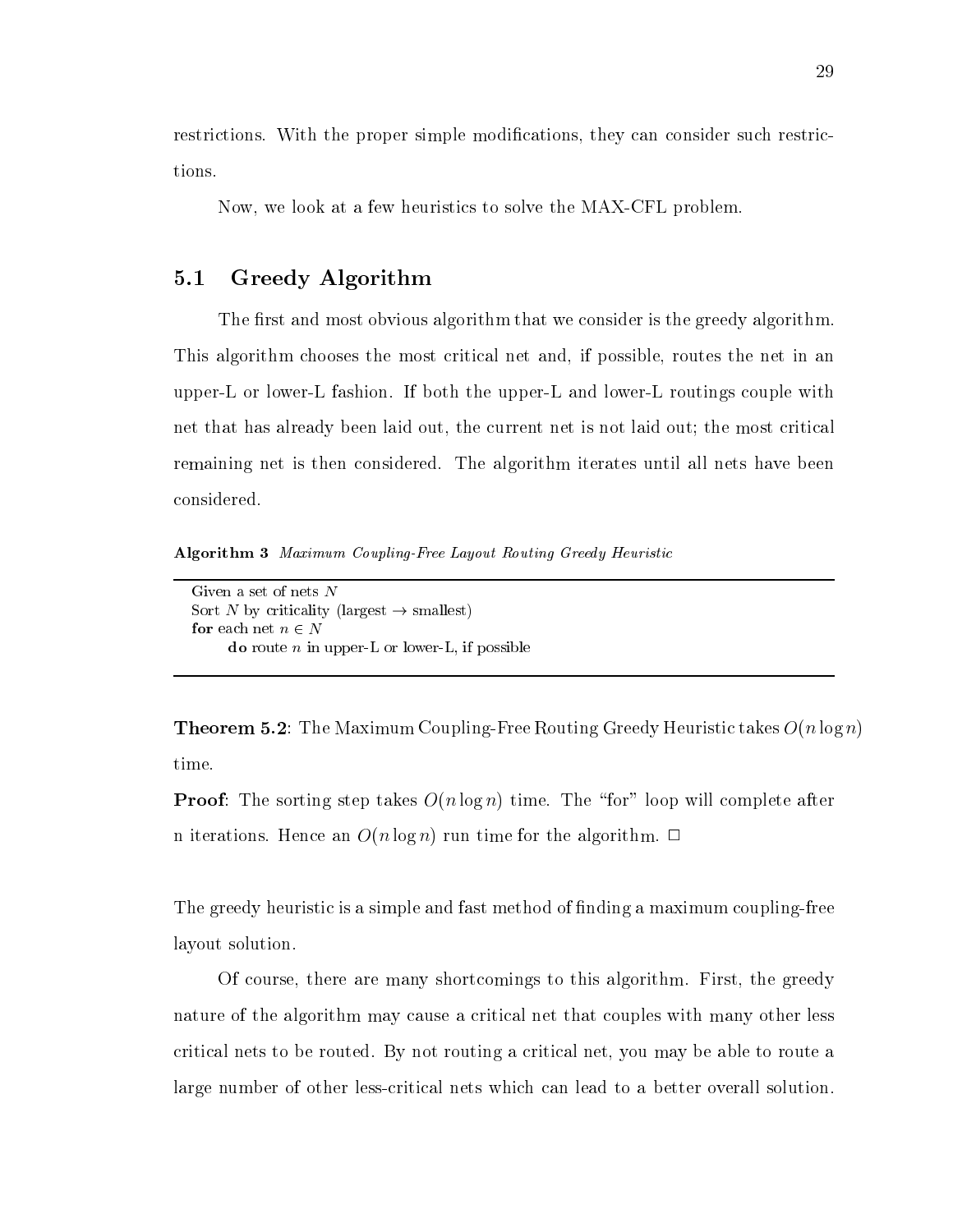restrictions. With the proper simple modifications, they can consider such restrictions.

Now, we look at a few heuristics to solve the MAX-CFL problem.

## 5.1 Greedy Algorithm

The first and most obvious algorithm that we consider is the greedy algorithm. This algorithm chooses the most critical net and, if possible, routes the net in an upper-L or lower-L fashion. If both the upper-L and lower-L routings couple with net that has already been laid out, the current net is not laid out; the most critical remaining net is then considered. The algorithm iterates until all nets have been considered.

**Algorithm 3** *Maximum Coupling-Free Layout Routing Greedy Heuristic*

```
Given a set of nets N
Sort N by criticality (largest → smallest)
for each net n ∈ N
      do route n in upper-L or lower-L, if possible
```

**Theorem 5.2**: The Maximum Coupling-Free Routing Greedy Heuristic takes $O(n \log n)$ time.

**Proof**: The sorting step takes $O(n \log n)$ time. The "for" loop will complete after n iterations. Hence an $O(n \log n)$ run time for the algorithm. □

The greedy heuristic is a simple and fast method of finding a maximum coupling-free layout solution.

Of course, there are many shortcomings to this algorithm. First, the greedy nature of the algorithm may cause a critical net that couples with many other less critical nets to be routed. By not routing a critical net, you may be able to route a large number of other less-critical nets which can lead to a better overall solution.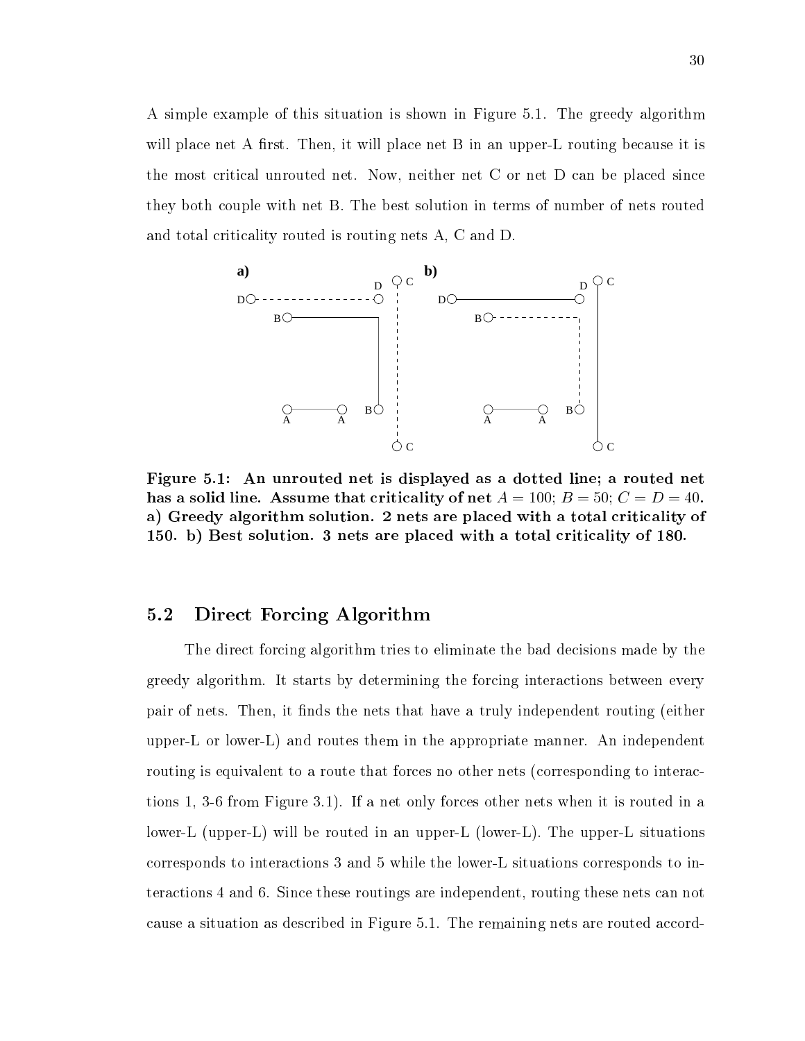A simple example of this situation is shown in Figure 5.1. The greedy algorithm will place net A first. Then, it will place net B in an upper-L routing because it is the most critical unrouted net. Now, neither net C or net D can be placed since they both couple with net B. The best solution in terms of number of nets routed and total criticality routed is routing nets A, C and D.

a)

D C

D

B

B

A A

C

b)

D C

D

B

B

A A

C

**Figure 5.1: An unrouted net is displayed as a dotted line; a routed net has a solid line. Assume that criticality of net $A = 100$; $B = 50$; $C = D = 40$. a) Greedy algorithm solution. 2 nets are placed with a total criticality of 150. b) Best solution. 3 nets are placed with a total criticality of 180.**

## 5.2 Direct Forcing Algorithm

The direct forcing algorithm tries to eliminate the bad decisions made by the greedy algorithm. It starts by determining the forcing interactions between every pair of nets. Then, it finds the nets that have a truly independent routing (either upper-L or lower-L) and routes them in the appropriate manner. An independent routing is equivalent to a route that forces no other nets (corresponding to interactions 1, 3-6 from Figure 3.1). If a net only forces other nets when it is routed in a lower-L (upper-L) will be routed in an upper-L (lower-L). The upper-L situations corresponds to interactions 3 and 5 while the lower-L situations corresponds to interactions 4 and 6. Since these routings are independent, routing these nets can not cause a situation as described in Figure 5.1. The remaining nets are routed accord-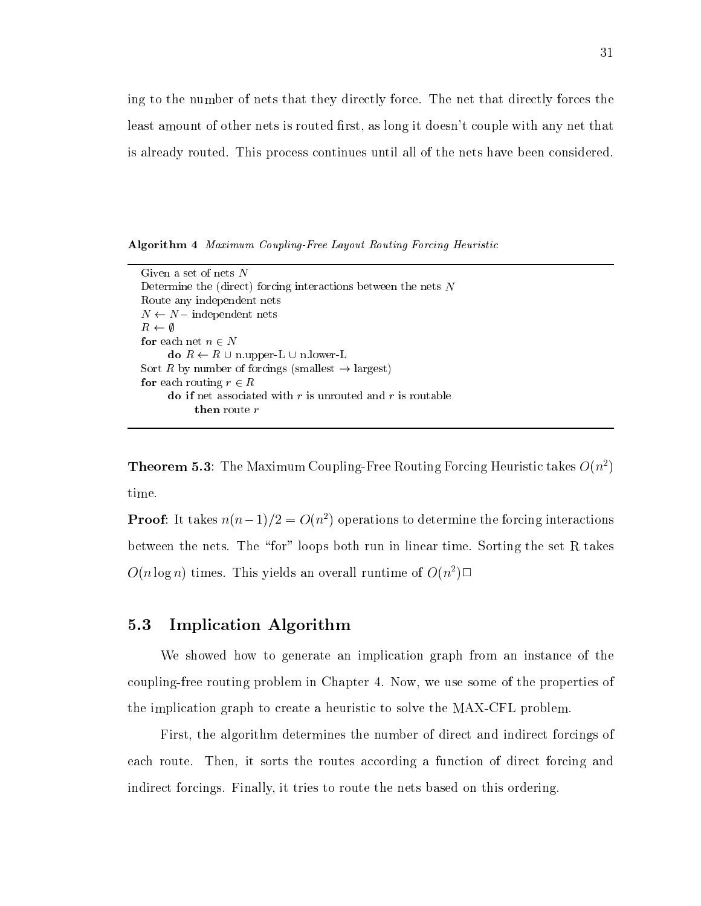ing to the number of nets that they directly force. The net that directly forces the least amount of other nets is routed first, as long it doesn't couple with any net that is already routed. This process continues until all of the nets have been considered.

**Algorithm 4** *Maximum Coupling-Free Layout Routing Forcing Heuristic*

---

Given a set of nets $N$
Determine the (direct) forcing interactions between the nets $N$
Route any independent nets
$N \leftarrow N -$ independent nets
$R \leftarrow \emptyset$
**for** each net $n \in N$
  **do** $R \leftarrow R \cup$ n.upper-L $\cup$ n.lower-L
Sort $R$ by number of forcings (smallest $\rightarrow$ largest)
**for** each routing $r \in R$
  **do if** net associated with $r$ is unrouted and $r$ is routable
    **then** route $r$

---

**Theorem 5.3**: The Maximum Coupling-Free Routing Forcing Heuristic takes $O(n^2)$ time.

**Proof**: It takes $n(n-1)/2 = O(n^2)$ operations to determine the forcing interactions between the nets. The "for" loops both run in linear time. Sorting the set R takes $O(n \log n)$ times. This yields an overall runtime of $O(n^2)\square$

## 5.3 Implication Algorithm

We showed how to generate an implication graph from an instance of the coupling-free routing problem in Chapter 4. Now, we use some of the properties of the implication graph to create a heuristic to solve the MAX-CFL problem.

First, the algorithm determines the number of direct and indirect forcings of each route. Then, it sorts the routes according a function of direct forcing and indirect forcings. Finally, it tries to route the nets based on this ordering.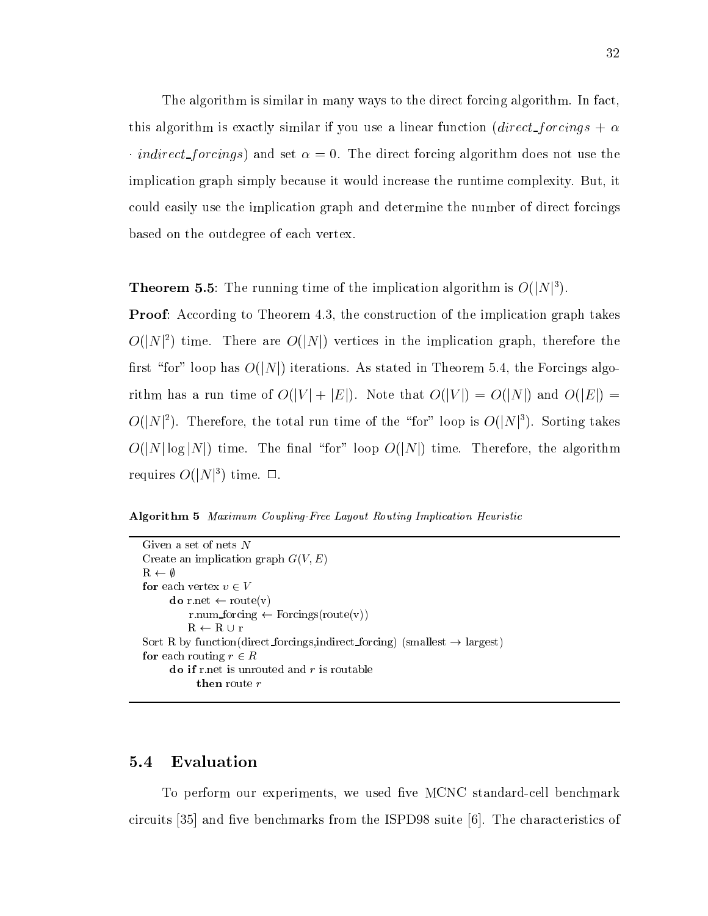The algorithm is similar in many ways to the direct forcing algorithm. In fact, this algorithm is exactly similar if you use a linear function ($direct\_forcings + \alpha \cdot indirect\_forcings$) and set $\alpha = 0$. The direct forcing algorithm does not use the implication graph simply because it would increase the runtime complexity. But, it could easily use the implication graph and determine the number of direct forcings based on the outdegree of each vertex.

**Theorem 5.5**: The running time of the implication algorithm is $O(|N|^3)$.

**Proof**: According to Theorem 4.3, the construction of the implication graph takes $O(|N|^2)$ time. There are $O(|N|)$ vertices in the implication graph, therefore the first "for" loop has $O(|N|)$ iterations. As stated in Theorem 5.4, the Forcings algorithm has a run time of $O(|V| + |E|)$. Note that $O(|V|) = O(|N|)$ and $O(|E|) = O(|N|^2)$. Therefore, the total run time of the "for" loop is $O(|N|^3)$. Sorting takes $O(|N| \log |N|)$ time. The final "for" loop $O(|N|)$ time. Therefore, the algorithm requires $O(|N|^3)$ time. □.

**Algorithm 5** *Maximum Coupling-Free Layout Routing Implication Heuristic*

```
Given a set of nets N
Create an implication graph G(V, E)
R ← ∅
for each vertex v ∈ V
    do r.net ← route(v)
        r.num_forcing ← Forcings(route(v))
        R ← R ∪ r
Sort R by function(direct_forcings,indirect_forcing) (smallest → largest)
for each routing r ∈ R
    do if r.net is unrouted and r is routable
        then route r
```

## 5.4 Evaluation

To perform our experiments, we used five MCNC standard-cell benchmark circuits [35] and five benchmarks from the ISPD98 suite [6]. The characteristics of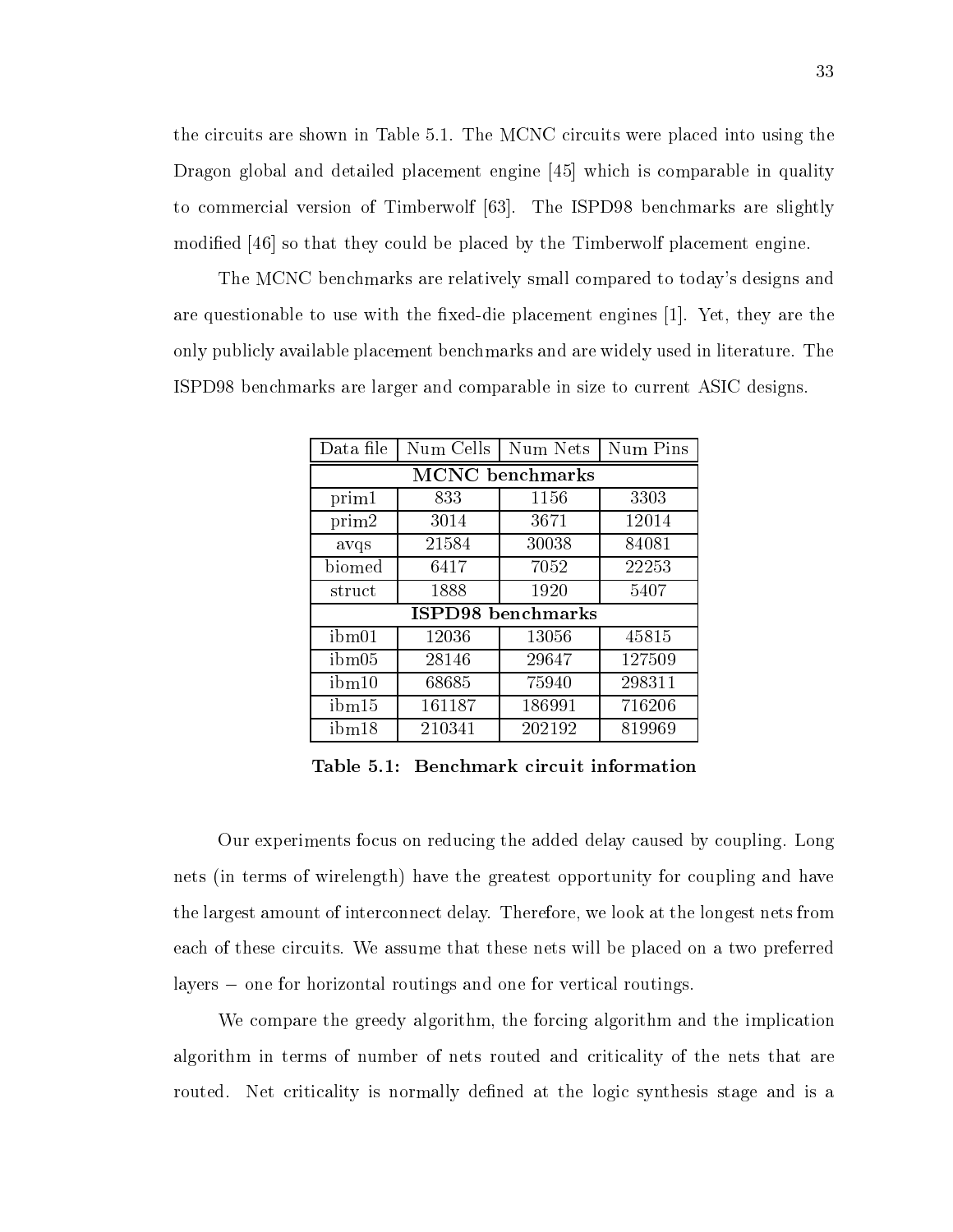the circuits are shown in Table 5.1. The MCNC circuits were placed into using the Dragon global and detailed placement engine [45] which is comparable in quality to commercial version of Timberwolf [63]. The ISPD98 benchmarks are slightly modified [46] so that they could be placed by the Timberwolf placement engine.

The MCNC benchmarks are relatively small compared to today's designs and are questionable to use with the fixed-die placement engines [1]. Yet, they are the only publicly available placement benchmarks and are widely used in literature. The ISPD98 benchmarks are larger and comparable in size to current ASIC designs.

| Data file | Num Cells | Num Nets | Num Pins |
|---|---|---|---|
| **MCNC benchmarks** | | | |
| prim1 | 833 | 1156 | 3303 |
| prim2 | 3014 | 3671 | 12014 |
| avqs | 21584 | 30038 | 84081 |
| biomed | 6417 | 7052 | 22253 |
| struct | 1888 | 1920 | 5407 |
| **ISPD98 benchmarks** | | | |
| ibm01 | 12036 | 13056 | 45815 |
| ibm05 | 28146 | 29647 | 127509 |
| ibm10 | 68685 | 75940 | 298311 |
| ibm15 | 161187 | 186991 | 716206 |
| ibm18 | 210341 | 202192 | 819969 |

**Table 5.1: Benchmark circuit information**

Our experiments focus on reducing the added delay caused by coupling. Long nets (in terms of wirelength) have the greatest opportunity for coupling and have the largest amount of interconnect delay. Therefore, we look at the longest nets from each of these circuits. We assume that these nets will be placed on a two preferred layers – one for horizontal routings and one for vertical routings.

We compare the greedy algorithm, the forcing algorithm and the implication algorithm in terms of number of nets routed and criticality of the nets that are routed. Net criticality is normally defined at the logic synthesis stage and is a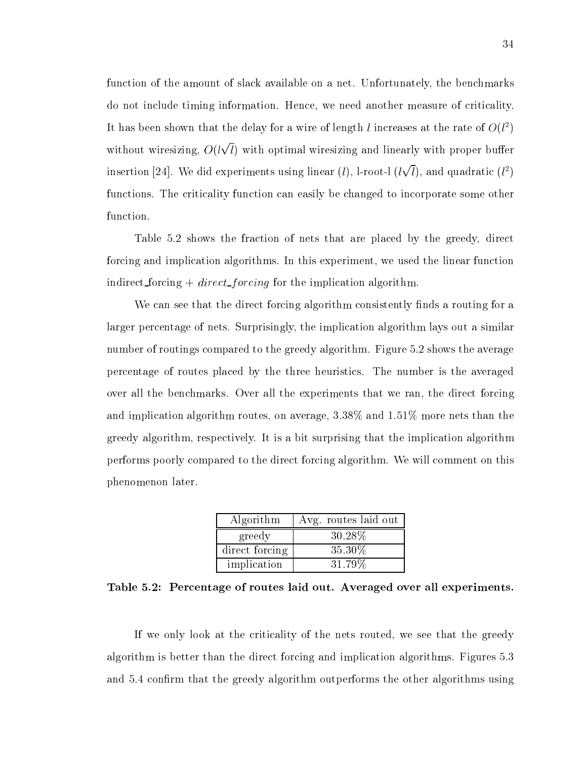function of the amount of slack available on a net. Unfortunately, the benchmarks do not include timing information. Hence, we need another measure of criticality. It has been shown that the delay for a wire of length $l$ increases at the rate of $O(l^2)$ without wiresizing, $O(l\sqrt{l})$ with optimal wiresizing and linearly with proper buffer insertion [24]. We did experiments using linear ($l$), l-root-l ($l\sqrt{l}$), and quadratic ($l^2$) functions. The criticality function can easily be changed to incorporate some other function.

Table 5.2 shows the fraction of nets that are placed by the greedy, direct forcing and implication algorithms. In this experiment, we used the linear function indirect_forcing + *direct_forcing* for the implication algorithm.

We can see that the direct forcing algorithm consistently finds a routing for a larger percentage of nets. Surprisingly, the implication algorithm lays out a similar number of routings compared to the greedy algorithm. Figure 5.2 shows the average percentage of routes placed by the three heuristics. The number is the averaged over all the benchmarks. Over all the experiments that we ran, the direct forcing and implication algorithm routes, on average, 3.38% and 1.51% more nets than the greedy algorithm, respectively. It is a bit surprising that the implication algorithm performs poorly compared to the direct forcing algorithm. We will comment on this phenomenon later.

| Algorithm | Avg. routes laid out |
|---|---|
| greedy | 30.28% |
| direct forcing | 35.30% |
| implication | 31.79% |

**Table 5.2: Percentage of routes laid out. Averaged over all experiments.**

If we only look at the criticality of the nets routed, we see that the greedy algorithm is better than the direct forcing and implication algorithms. Figures 5.3 and 5.4 confirm that the greedy algorithm outperforms the other algorithms using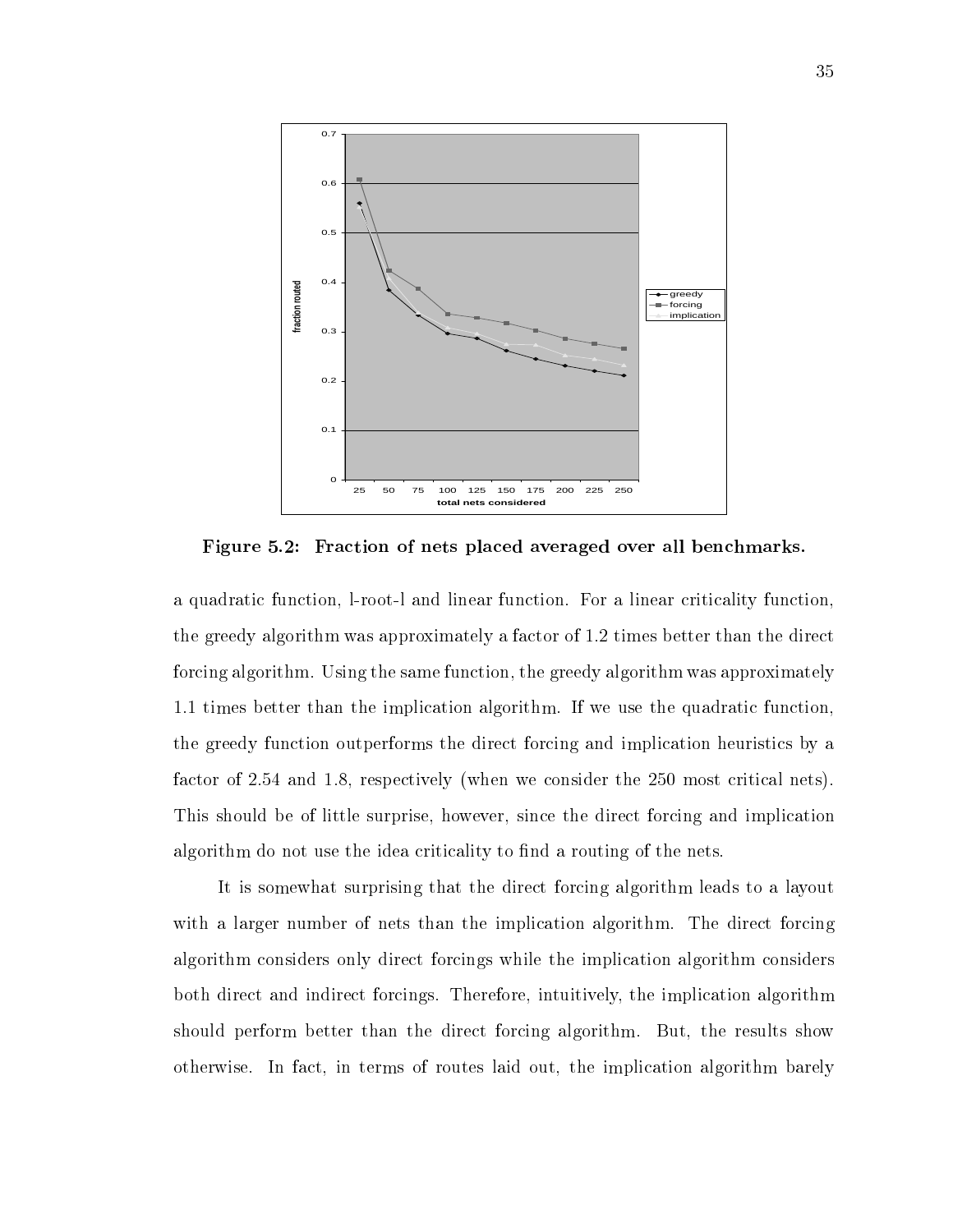0.7

0.6

0.5

0.4

0.3

0.2

0.1

0

fraction routed

25 50 75 100 125 150 175 200 225 250

total nets considered

greedy
forcing
implication

**Figure 5.2: Fraction of nets placed averaged over all benchmarks.**

a quadratic function, l-root-l and linear function. For a linear criticality function, the greedy algorithm was approximately a factor of 1.2 times better than the direct forcing algorithm. Using the same function, the greedy algorithm was approximately 1.1 times better than the implication algorithm. If we use the quadratic function, the greedy function outperforms the direct forcing and implication heuristics by a factor of 2.54 and 1.8, respectively (when we consider the 250 most critical nets). This should be of little surprise, however, since the direct forcing and implication algorithm do not use the idea criticality to find a routing of the nets.

It is somewhat surprising that the direct forcing algorithm leads to a layout with a larger number of nets than the implication algorithm. The direct forcing algorithm considers only direct forcings while the implication algorithm considers both direct and indirect forcings. Therefore, intuitively, the implication algorithm should perform better than the direct forcing algorithm. But, the results show otherwise. In fact, in terms of routes laid out, the implication algorithm barely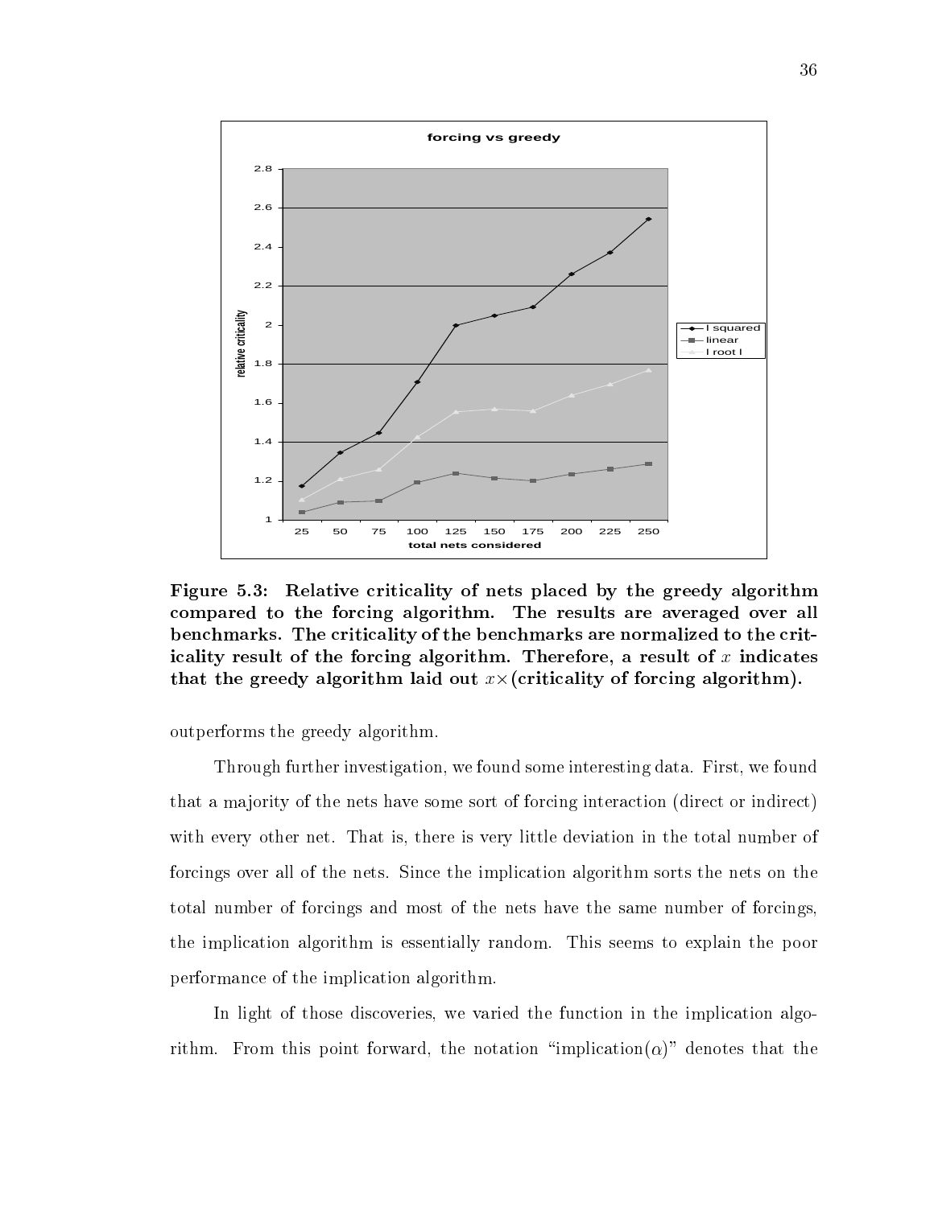**Figure 5.3: Relative criticality of nets placed by the greedy algorithm compared to the forcing algorithm. The results are averaged over all benchmarks. The criticality of the benchmarks are normalized to the criticality result of the forcing algorithm. Therefore, a result of $x$ indicates that the greedy algorithm laid out $x\times$(criticality of forcing algorithm).**

outperforms the greedy algorithm.

Through further investigation, we found some interesting data. First, we found that a majority of the nets have some sort of forcing interaction (direct or indirect) with every other net. That is, there is very little deviation in the total number of forcings over all of the nets. Since the implication algorithm sorts the nets on the total number of forcings and most of the nets have the same number of forcings, the implication algorithm is essentially random. This seems to explain the poor performance of the implication algorithm.

In light of those discoveries, we varied the function in the implication algorithm. From this point forward, the notation "implication($\alpha$)" denotes that the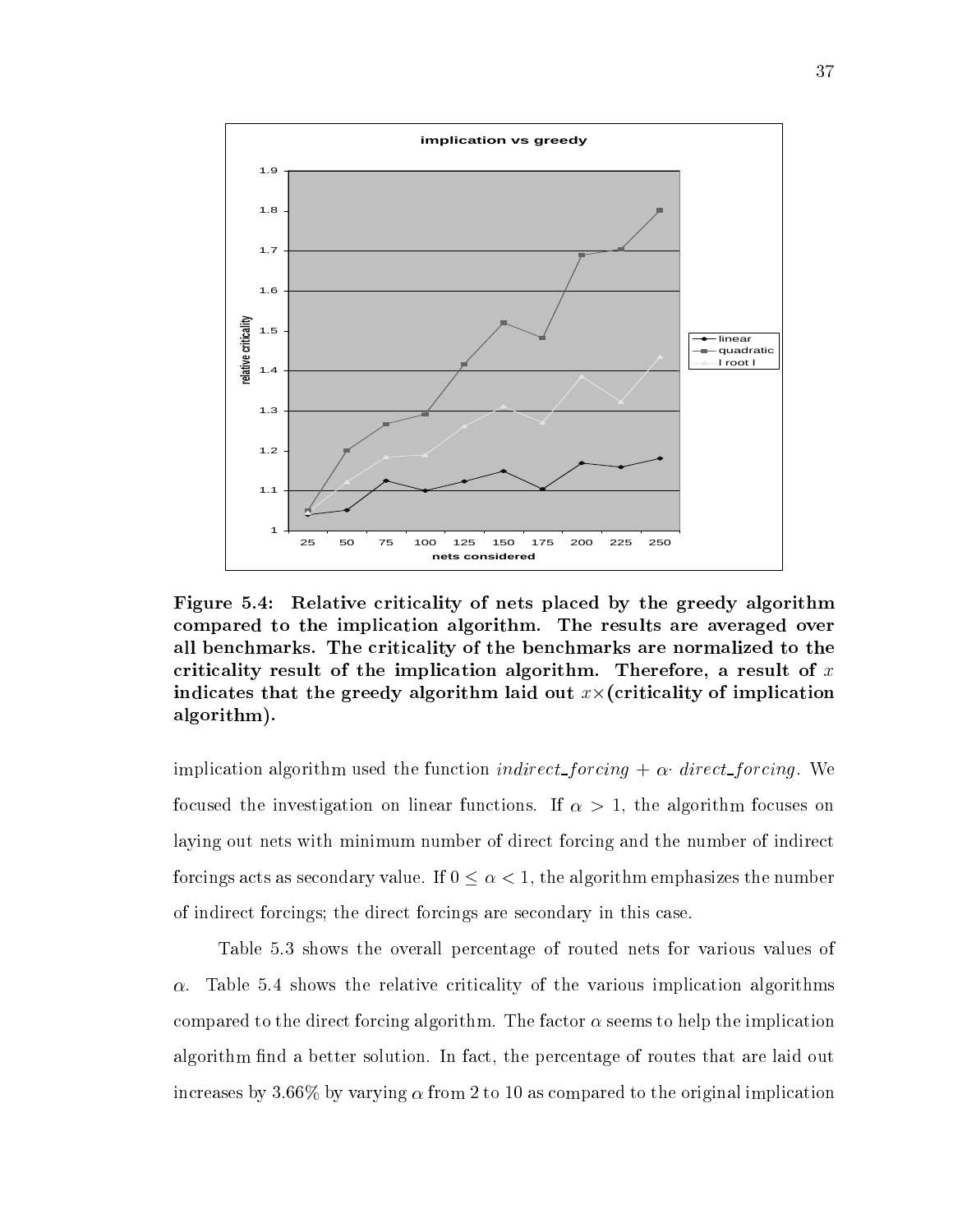implication vs greedy

1.9
1.8
1.7
1.6
1.5
1.4
1.3
1.2
1.1
1

relative criticality

25 50 75 100 125 150 175 200 225 250

nets considered

linear
quadratic
l root l

**Figure 5.4: Relative criticality of nets placed by the greedy algorithm compared to the implication algorithm. The results are averaged over all benchmarks. The criticality of the benchmarks are normalized to the criticality result of the implication algorithm. Therefore, a result of $x$ indicates that the greedy algorithm laid out $x\times$(criticality of implication algorithm).**

implication algorithm used the function $indirect\_forcing + \alpha \cdot direct\_forcing$. We focused the investigation on linear functions. If $\alpha > 1$, the algorithm focuses on laying out nets with minimum number of direct forcing and the number of indirect forcings acts as secondary value. If $0 \leq \alpha < 1$, the algorithm emphasizes the number of indirect forcings; the direct forcings are secondary in this case.

Table 5.3 shows the overall percentage of routed nets for various values of $\alpha$. Table 5.4 shows the relative criticality of the various implication algorithms compared to the direct forcing algorithm. The factor $\alpha$ seems to help the implication algorithm find a better solution. In fact, the percentage of routes that are laid out increases by 3.66% by varying $\alpha$ from 2 to 10 as compared to the original implication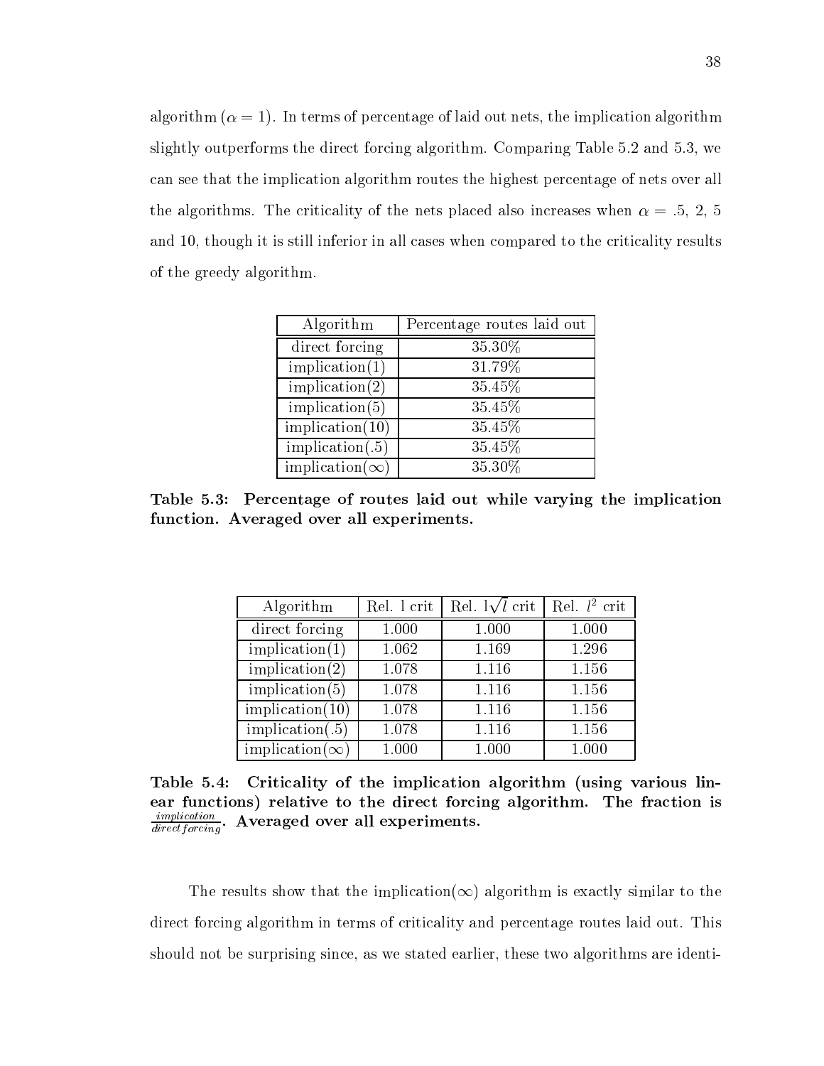algorithm ($\alpha = 1$). In terms of percentage of laid out nets, the implication algorithm slightly outperforms the direct forcing algorithm. Comparing Table 5.2 and 5.3, we can see that the implication algorithm routes the highest percentage of nets over all the algorithms. The criticality of the nets placed also increases when $\alpha = .5$, 2, 5 and 10, though it is still inferior in all cases when compared to the criticality results of the greedy algorithm.

| Algorithm | Percentage routes laid out |
|---|---|
| direct forcing | 35.30% |
| implication(1) | 31.79% |
| implication(2) | 35.45% |
| implication(5) | 35.45% |
| implication(10) | 35.45% |
| implication(.5) | 35.45% |
| implication($\infty$) | 35.30% |

**Table 5.3: Percentage of routes laid out while varying the implication function. Averaged over all experiments.**

| Algorithm | Rel. l crit | Rel. l$\sqrt{l}$ crit | Rel. $l^2$ crit |
|---|---|---|---|
| direct forcing | 1.000 | 1.000 | 1.000 |
| implication(1) | 1.062 | 1.169 | 1.296 |
| implication(2) | 1.078 | 1.116 | 1.156 |
| implication(5) | 1.078 | 1.116 | 1.156 |
| implication(10) | 1.078 | 1.116 | 1.156 |
| implication(.5) | 1.078 | 1.116 | 1.156 |
| implication($\infty$) | 1.000 | 1.000 | 1.000 |

**Table 5.4: Criticality of the implication algorithm (using various linear functions) relative to the direct forcing algorithm. The fraction is $\frac{implication}{direct forcing}$. Averaged over all experiments.**

The results show that the implication($\infty$) algorithm is exactly similar to the direct forcing algorithm in terms of criticality and percentage routes laid out. This should not be surprising since, as we stated earlier, these two algorithms are identi-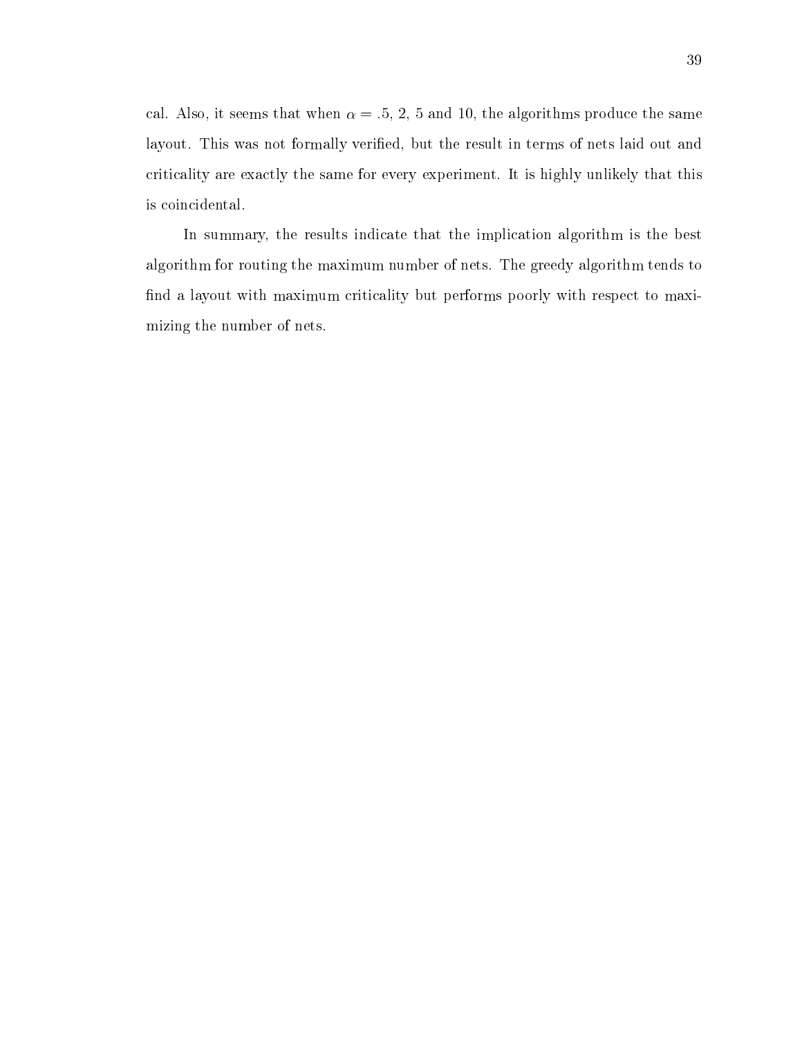cal. Also, it seems that when $\alpha = .5$, 2, 5 and 10, the algorithms produce the same layout. This was not formally verified, but the result in terms of nets laid out and criticality are exactly the same for every experiment. It is highly unlikely that this is coincidental.

In summary, the results indicate that the implication algorithm is the best algorithm for routing the maximum number of nets. The greedy algorithm tends to find a layout with maximum criticality but performs poorly with respect to maximizing the number of nets.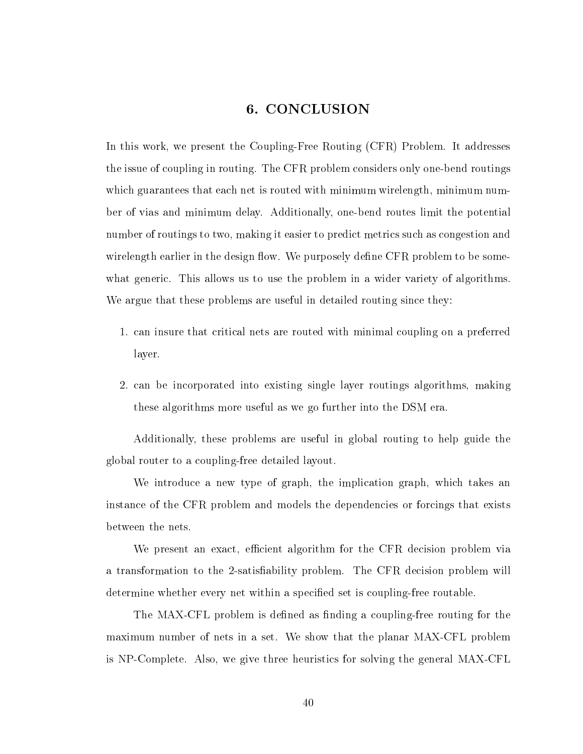# 6. CONCLUSION

In this work, we present the Coupling-Free Routing (CFR) Problem. It addresses the issue of coupling in routing. The CFR problem considers only one-bend routings which guarantees that each net is routed with minimum wirelength, minimum number of vias and minimum delay. Additionally, one-bend routes limit the potential number of routings to two, making it easier to predict metrics such as congestion and wirelength earlier in the design flow. We purposely define CFR problem to be somewhat generic. This allows us to use the problem in a wider variety of algorithms. We argue that these problems are useful in detailed routing since they:

1. can insure that critical nets are routed with minimal coupling on a preferred layer.
2. can be incorporated into existing single layer routings algorithms, making these algorithms more useful as we go further into the DSM era.

Additionally, these problems are useful in global routing to help guide the global router to a coupling-free detailed layout.

We introduce a new type of graph, the implication graph, which takes an instance of the CFR problem and models the dependencies or forcings that exists between the nets.

We present an exact, efficient algorithm for the CFR decision problem via a transformation to the 2-satisfiability problem. The CFR decision problem will determine whether every net within a specified set is coupling-free routable.

The MAX-CFL problem is defined as finding a coupling-free routing for the maximum number of nets in a set. We show that the planar MAX-CFL problem is NP-Complete. Also, we give three heuristics for solving the general MAX-CFL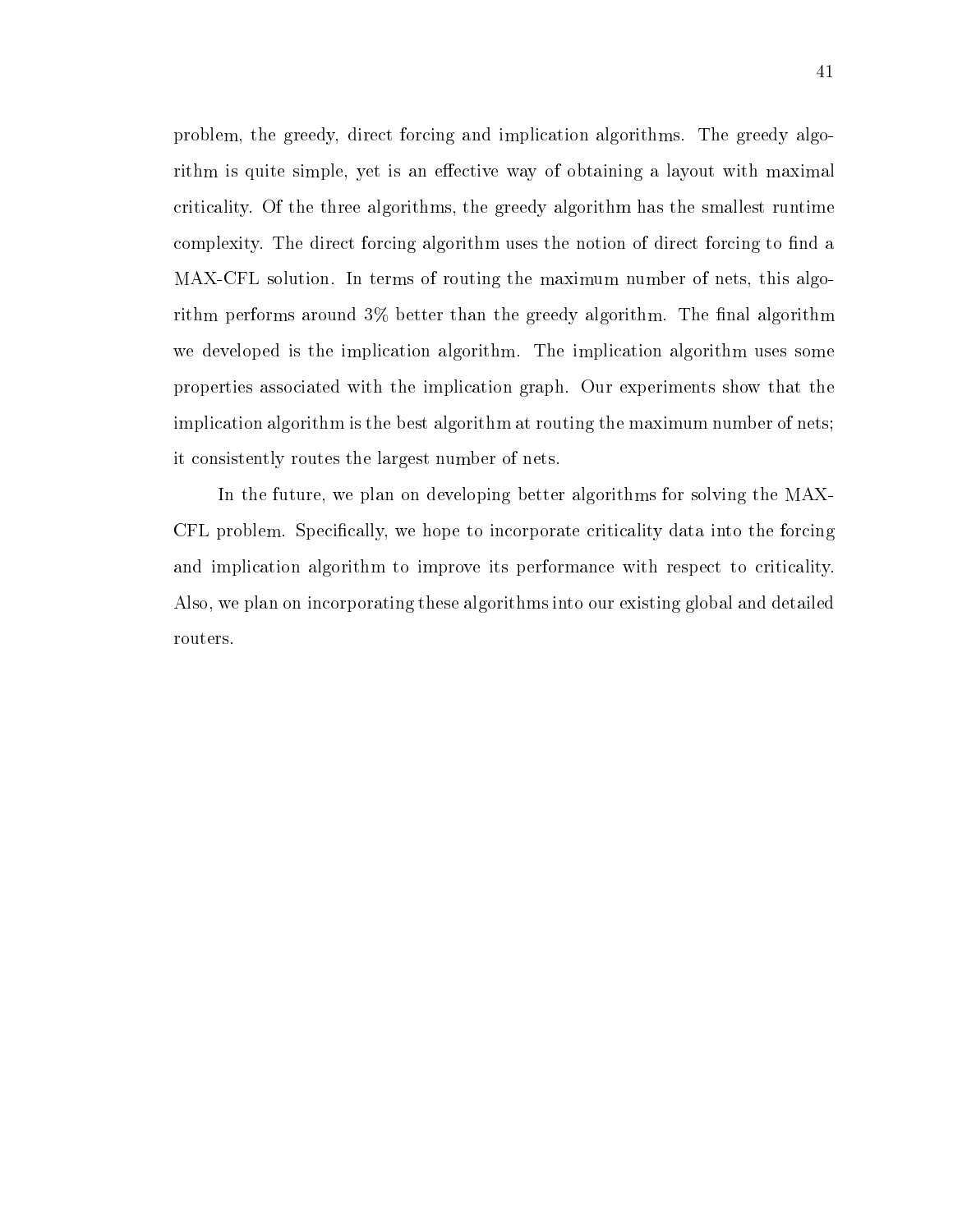problem, the greedy, direct forcing and implication algorithms. The greedy algorithm is quite simple, yet is an effective way of obtaining a layout with maximal criticality. Of the three algorithms, the greedy algorithm has the smallest runtime complexity. The direct forcing algorithm uses the notion of direct forcing to find a MAX-CFL solution. In terms of routing the maximum number of nets, this algorithm performs around 3% better than the greedy algorithm. The final algorithm we developed is the implication algorithm. The implication algorithm uses some properties associated with the implication graph. Our experiments show that the implication algorithm is the best algorithm at routing the maximum number of nets; it consistently routes the largest number of nets.

In the future, we plan on developing better algorithms for solving the MAX-CFL problem. Specifically, we hope to incorporate criticality data into the forcing and implication algorithm to improve its performance with respect to criticality. Also, we plan on incorporating these algorithms into our existing global and detailed routers.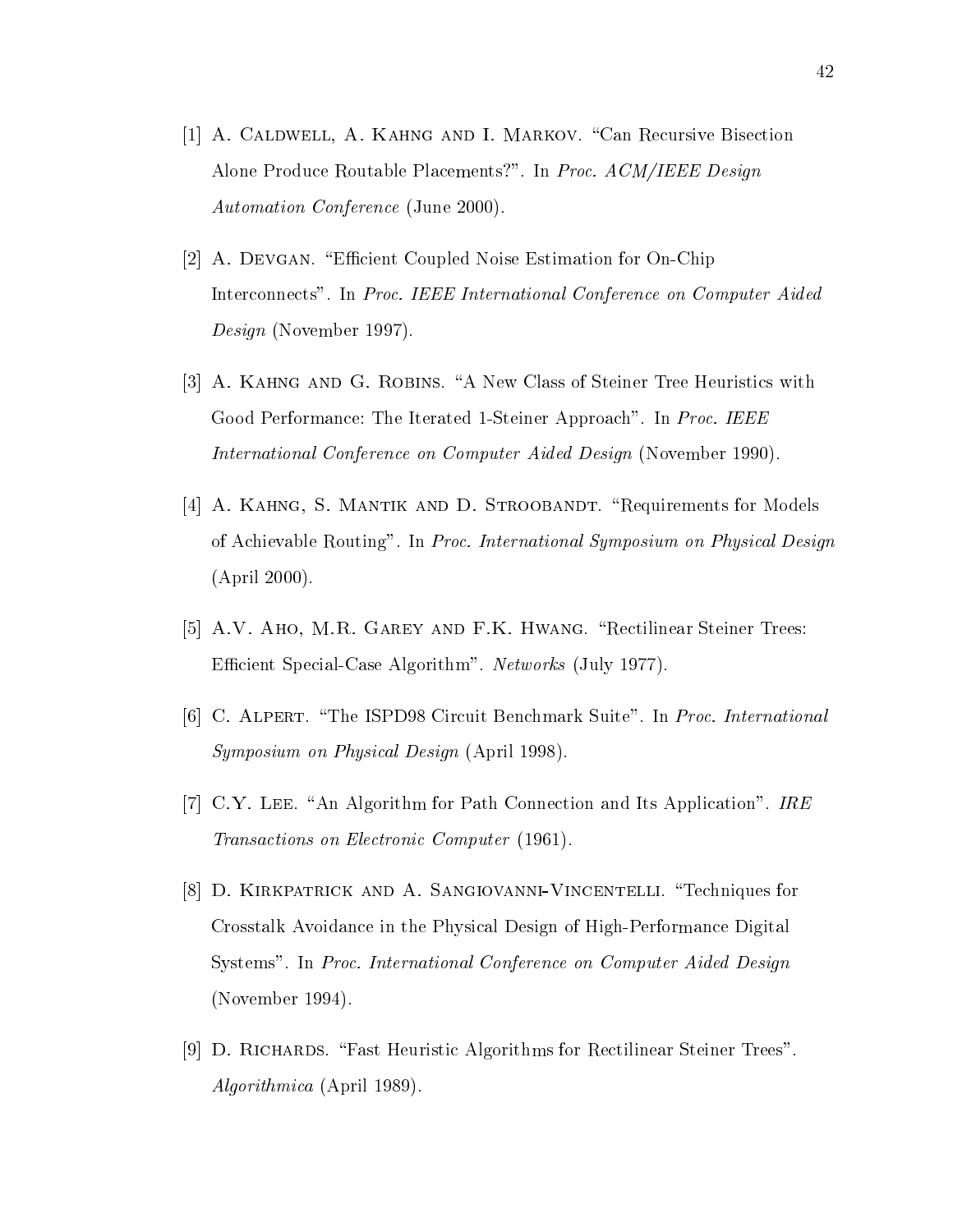[1] A. Caldwell, A. Kahng and I. Markov. "Can Recursive Bisection Alone Produce Routable Placements?". In *Proc. ACM/IEEE Design Automation Conference* (June 2000).

[2] A. Devgan. "Efficient Coupled Noise Estimation for On-Chip Interconnects". In *Proc. IEEE International Conference on Computer Aided Design* (November 1997).

[3] A. Kahng and G. Robins. "A New Class of Steiner Tree Heuristics with Good Performance: The Iterated 1-Steiner Approach". In *Proc. IEEE International Conference on Computer Aided Design* (November 1990).

[4] A. Kahng, S. Mantik and D. Stroobandt. "Requirements for Models of Achievable Routing". In *Proc. International Symposium on Physical Design* (April 2000).

[5] A.V. Aho, M.R. Garey and F.K. Hwang. "Rectilinear Steiner Trees: Efficient Special-Case Algorithm". *Networks* (July 1977).

[6] C. Alpert. "The ISPD98 Circuit Benchmark Suite". In *Proc. International Symposium on Physical Design* (April 1998).

[7] C.Y. Lee. "An Algorithm for Path Connection and Its Application". *IRE Transactions on Electronic Computer* (1961).

[8] D. Kirkpatrick and A. Sangiovanni-Vincentelli. "Techniques for Crosstalk Avoidance in the Physical Design of High-Performance Digital Systems". In *Proc. International Conference on Computer Aided Design* (November 1994).

[9] D. Richards. "Fast Heuristic Algorithms for Rectilinear Steiner Trees". *Algorithmica* (April 1989).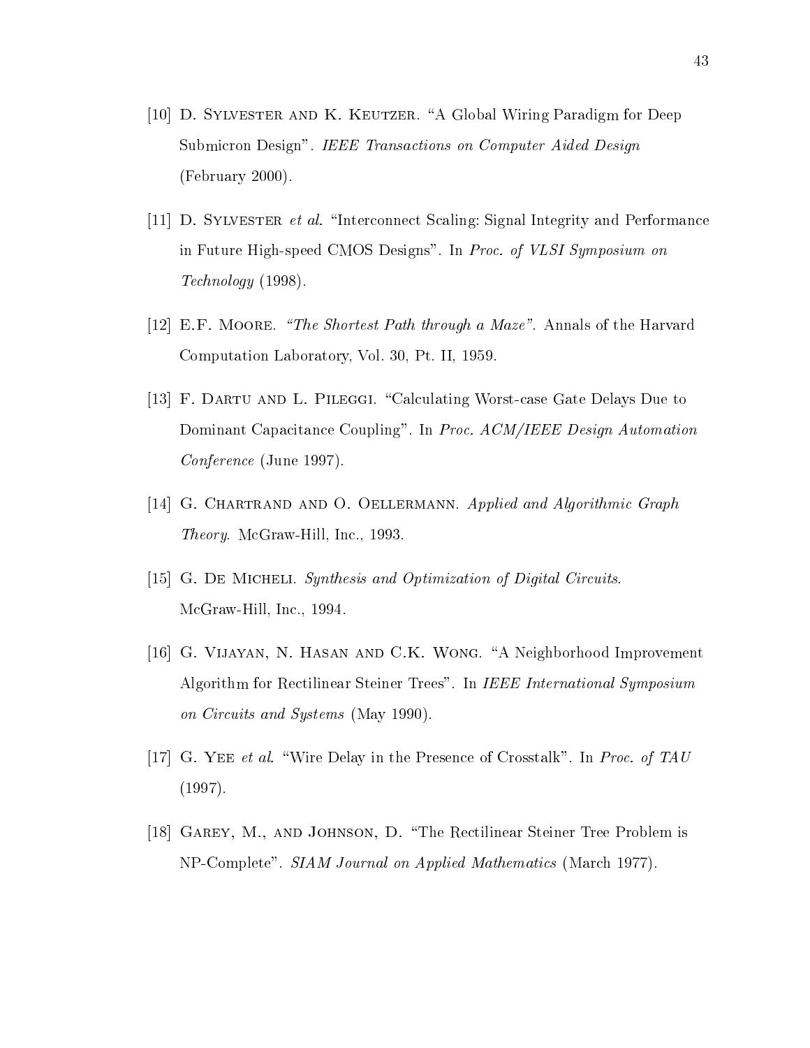[10] D. Sylvester and K. Keutzer. "A Global Wiring Paradigm for Deep Submicron Design". *IEEE Transactions on Computer Aided Design* (February 2000).

[11] D. Sylvester *et al.* "Interconnect Scaling: Signal Integrity and Performance in Future High-speed CMOS Designs". In *Proc. of VLSI Symposium on Technology* (1998).

[12] E.F. Moore. *"The Shortest Path through a Maze"*. Annals of the Harvard Computation Laboratory, Vol. 30, Pt. II, 1959.

[13] F. Dartu and L. Pileggi. "Calculating Worst-case Gate Delays Due to Dominant Capacitance Coupling". In *Proc. ACM/IEEE Design Automation Conference* (June 1997).

[14] G. Chartrand and O. Oellermann. *Applied and Algorithmic Graph Theory*. McGraw-Hill, Inc., 1993.

[15] G. De Micheli. *Synthesis and Optimization of Digital Circuits*. McGraw-Hill, Inc., 1994.

[16] G. Vijayan, N. Hasan and C.K. Wong. "A Neighborhood Improvement Algorithm for Rectilinear Steiner Trees". In *IEEE International Symposium on Circuits and Systems* (May 1990).

[17] G. Yee *et al.* "Wire Delay in the Presence of Crosstalk". In *Proc. of TAU* (1997).

[18] Garey, M., and Johnson, D. "The Rectilinear Steiner Tree Problem is NP-Complete". *SIAM Journal on Applied Mathematics* (March 1977).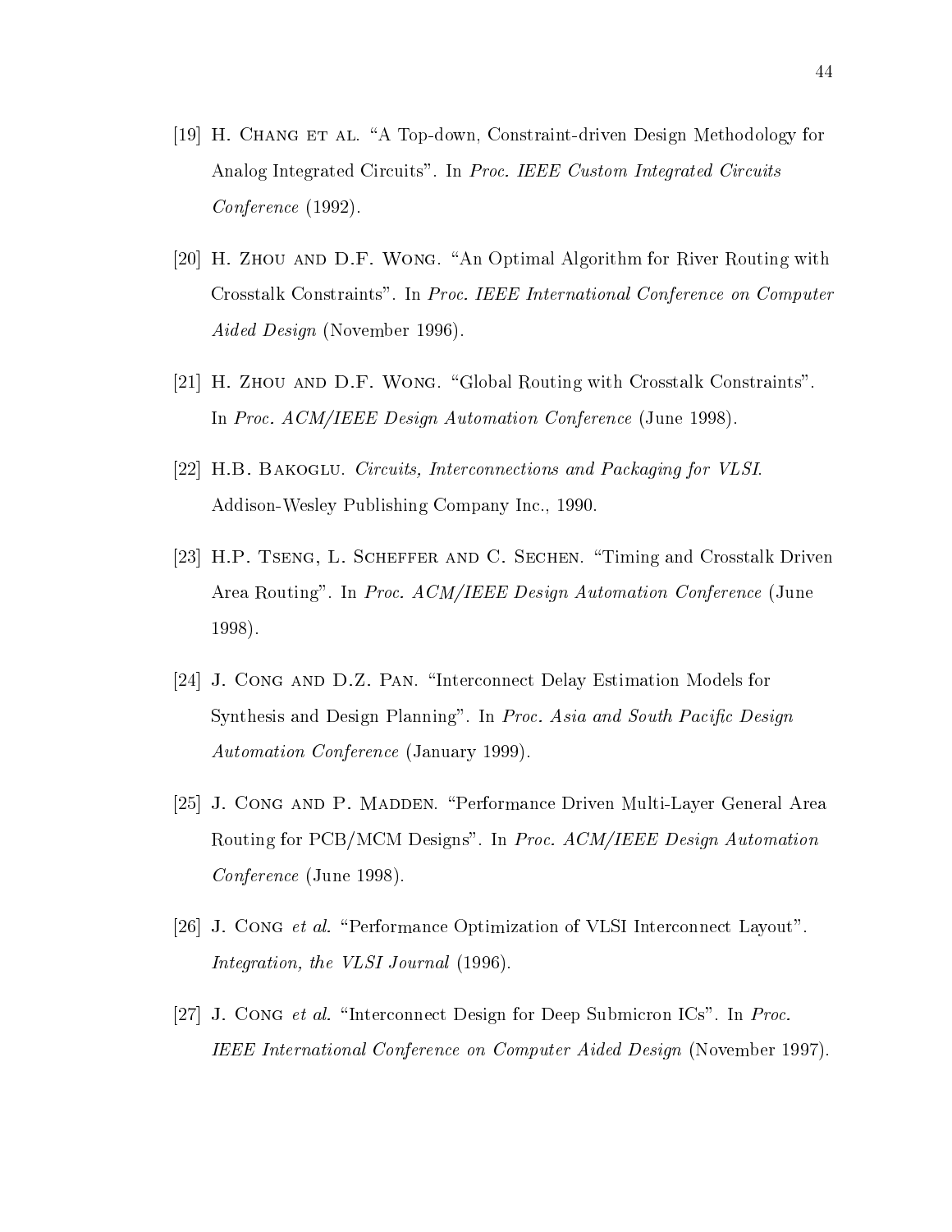[19] H. Chang et al. "A Top-down, Constraint-driven Design Methodology for Analog Integrated Circuits". In *Proc. IEEE Custom Integrated Circuits Conference* (1992).

[20] H. Zhou and D.F. Wong. "An Optimal Algorithm for River Routing with Crosstalk Constraints". In *Proc. IEEE International Conference on Computer Aided Design* (November 1996).

[21] H. Zhou and D.F. Wong. "Global Routing with Crosstalk Constraints". In *Proc. ACM/IEEE Design Automation Conference* (June 1998).

[22] H.B. Bakoglu. *Circuits, Interconnections and Packaging for VLSI*. Addison-Wesley Publishing Company Inc., 1990.

[23] H.P. Tseng, L. Scheffer and C. Sechen. "Timing and Crosstalk Driven Area Routing". In *Proc. ACM/IEEE Design Automation Conference* (June 1998).

[24] J. Cong and D.Z. Pan. "Interconnect Delay Estimation Models for Synthesis and Design Planning". In *Proc. Asia and South Pacific Design Automation Conference* (January 1999).

[25] J. Cong and P. Madden. "Performance Driven Multi-Layer General Area Routing for PCB/MCM Designs". In *Proc. ACM/IEEE Design Automation Conference* (June 1998).

[26] J. Cong *et al.* "Performance Optimization of VLSI Interconnect Layout". *Integration, the VLSI Journal* (1996).

[27] J. Cong *et al.* "Interconnect Design for Deep Submicron ICs". In *Proc. IEEE International Conference on Computer Aided Design* (November 1997).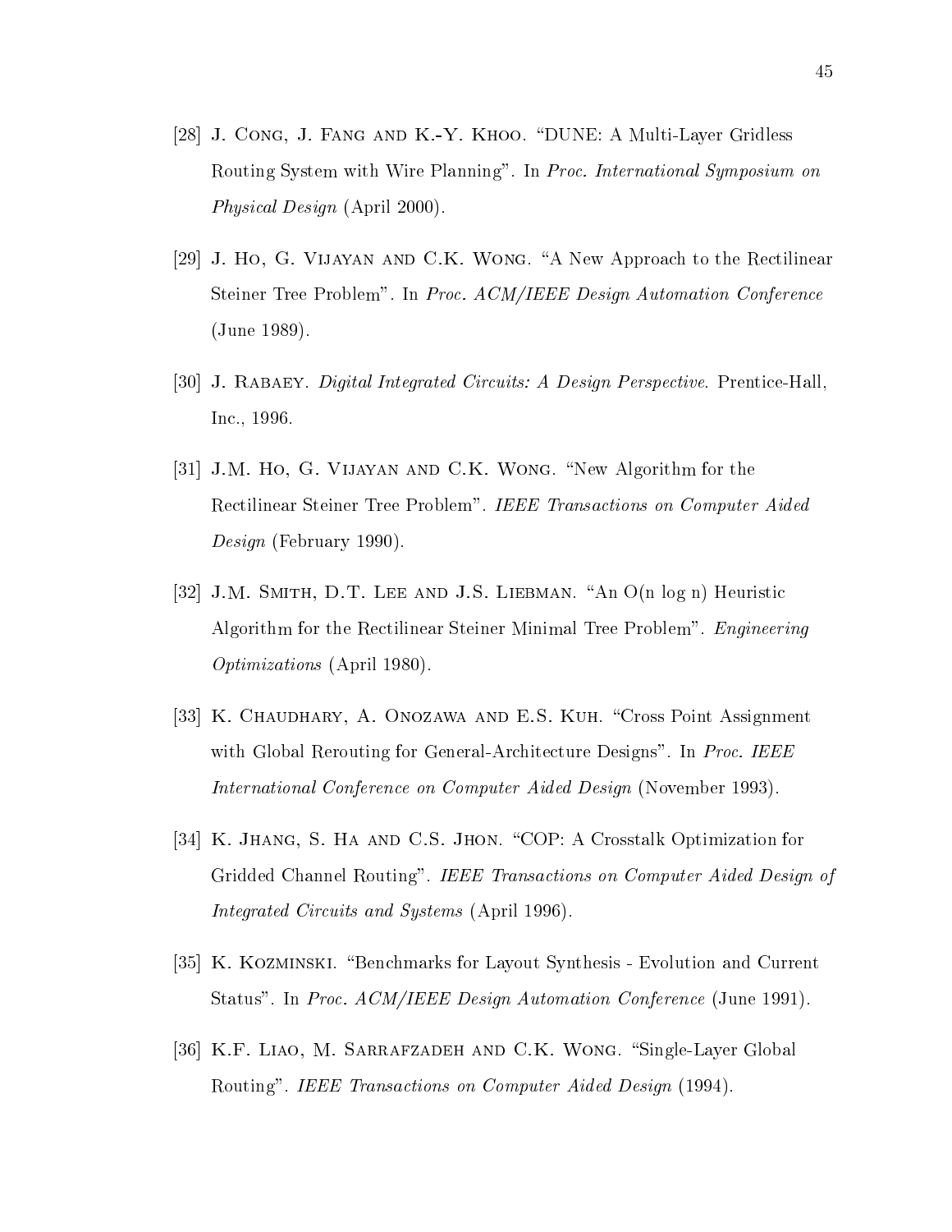[28] J. Cong, J. Fang and K.-Y. Khoo. "DUNE: A Multi-Layer Gridless Routing System with Wire Planning". In *Proc. International Symposium on Physical Design* (April 2000).

[29] J. Ho, G. Vijayan and C.K. Wong. "A New Approach to the Rectilinear Steiner Tree Problem". In *Proc. ACM/IEEE Design Automation Conference* (June 1989).

[30] J. Rabaey. *Digital Integrated Circuits: A Design Perspective*. Prentice-Hall, Inc., 1996.

[31] J.M. Ho, G. Vijayan and C.K. Wong. "New Algorithm for the Rectilinear Steiner Tree Problem". *IEEE Transactions on Computer Aided Design* (February 1990).

[32] J.M. Smith, D.T. Lee and J.S. Liebman. "An O(n log n) Heuristic Algorithm for the Rectilinear Steiner Minimal Tree Problem". *Engineering Optimizations* (April 1980).

[33] K. Chaudhary, A. Onozawa and E.S. Kuh. "Cross Point Assignment with Global Rerouting for General-Architecture Designs". In *Proc. IEEE International Conference on Computer Aided Design* (November 1993).

[34] K. Jhang, S. Ha and C.S. Jhon. "COP: A Crosstalk Optimization for Gridded Channel Routing". *IEEE Transactions on Computer Aided Design of Integrated Circuits and Systems* (April 1996).

[35] K. Kozminski. "Benchmarks for Layout Synthesis - Evolution and Current Status". In *Proc. ACM/IEEE Design Automation Conference* (June 1991).

[36] K.F. Liao, M. Sarrafzadeh and C.K. Wong. "Single-Layer Global Routing". *IEEE Transactions on Computer Aided Design* (1994).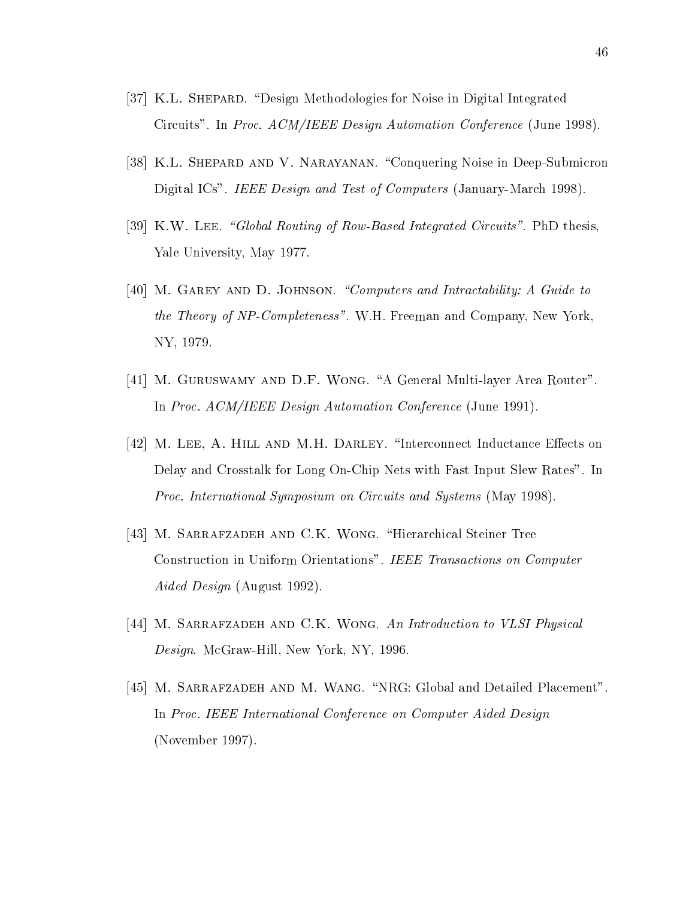[37] K.L. Shepard. “Design Methodologies for Noise in Digital Integrated Circuits”. In *Proc. ACM/IEEE Design Automation Conference* (June 1998).

[38] K.L. Shepard and V. Narayanan. “Conquering Noise in Deep-Submicron Digital ICs”. *IEEE Design and Test of Computers* (January-March 1998).

[39] K.W. Lee. *“Global Routing of Row-Based Integrated Circuits”*. PhD thesis, Yale University, May 1977.

[40] M. Garey and D. Johnson. *“Computers and Intractability: A Guide to the Theory of NP-Completeness”*. W.H. Freeman and Company, New York, NY, 1979.

[41] M. Guruswamy and D.F. Wong. “A General Multi-layer Area Router”. In *Proc. ACM/IEEE Design Automation Conference* (June 1991).

[42] M. Lee, A. Hill and M.H. Darley. “Interconnect Inductance Effects on Delay and Crosstalk for Long On-Chip Nets with Fast Input Slew Rates”. In *Proc. International Symposium on Circuits and Systems* (May 1998).

[43] M. Sarrafzadeh and C.K. Wong. “Hierarchical Steiner Tree Construction in Uniform Orientations”. *IEEE Transactions on Computer Aided Design* (August 1992).

[44] M. Sarrafzadeh and C.K. Wong. *An Introduction to VLSI Physical Design*. McGraw-Hill, New York, NY, 1996.

[45] M. Sarrafzadeh and M. Wang. “NRG: Global and Detailed Placement”. In *Proc. IEEE International Conference on Computer Aided Design* (November 1997).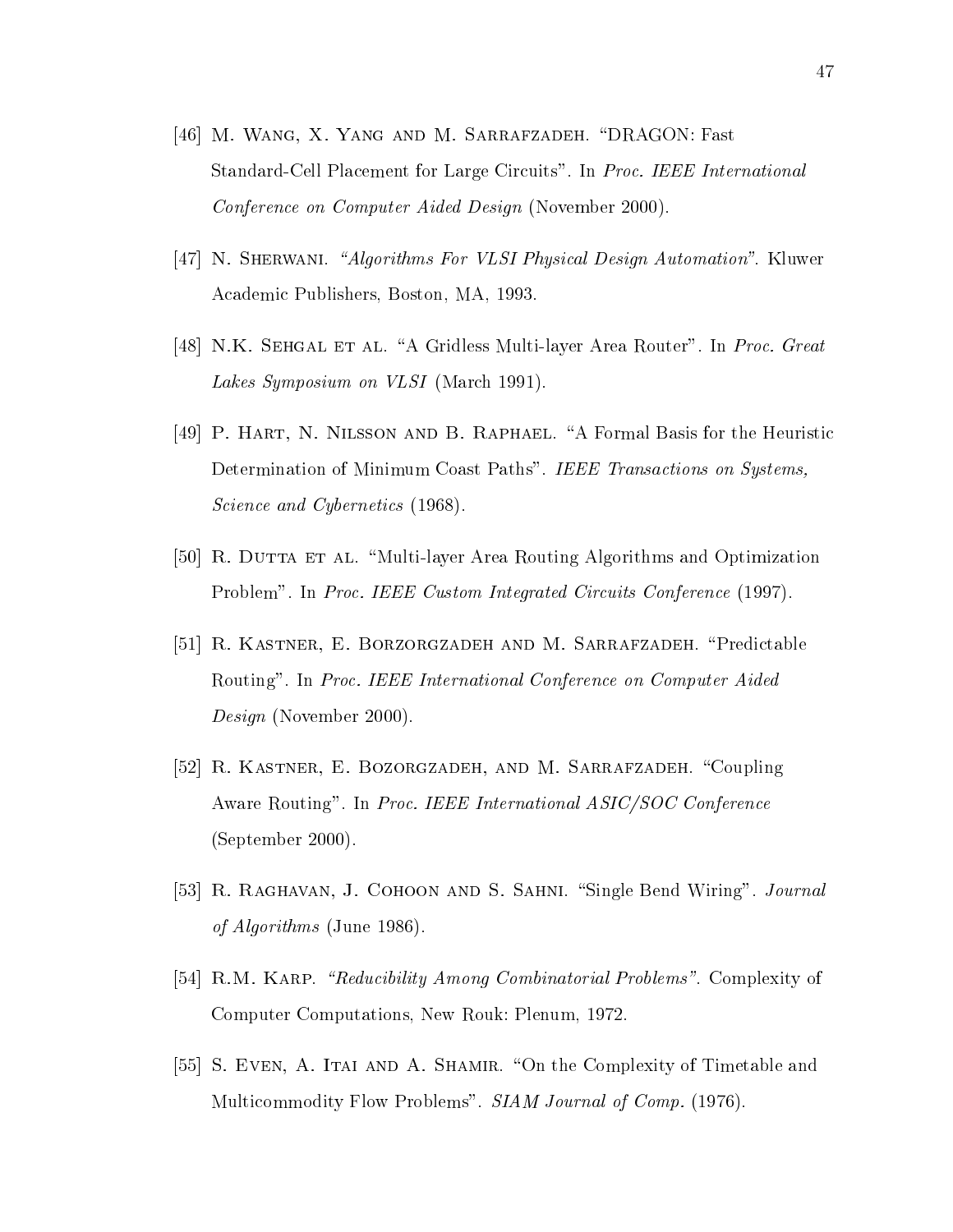[46] M. Wang, X. Yang and M. Sarrafzadeh. "DRAGON: Fast Standard-Cell Placement for Large Circuits". In *Proc. IEEE International Conference on Computer Aided Design* (November 2000).

[47] N. Sherwani. *"Algorithms For VLSI Physical Design Automation"*. Kluwer Academic Publishers, Boston, MA, 1993.

[48] N.K. Sehgal et al. "A Gridless Multi-layer Area Router". In *Proc. Great Lakes Symposium on VLSI* (March 1991).

[49] P. Hart, N. Nilsson and B. Raphael. "A Formal Basis for the Heuristic Determination of Minimum Coast Paths". *IEEE Transactions on Systems, Science and Cybernetics* (1968).

[50] R. Dutta et al. "Multi-layer Area Routing Algorithms and Optimization Problem". In *Proc. IEEE Custom Integrated Circuits Conference* (1997).

[51] R. Kastner, E. Borzorgzadeh and M. Sarrafzadeh. "Predictable Routing". In *Proc. IEEE International Conference on Computer Aided Design* (November 2000).

[52] R. Kastner, E. Bozorgzadeh, and M. Sarrafzadeh. "Coupling Aware Routing". In *Proc. IEEE International ASIC/SOC Conference* (September 2000).

[53] R. Raghavan, J. Cohoon and S. Sahni. "Single Bend Wiring". *Journal of Algorithms* (June 1986).

[54] R.M. Karp. *"Reducibility Among Combinatorial Problems"*. Complexity of Computer Computations, New Rouk: Plenum, 1972.

[55] S. Even, A. Itai and A. Shamir. "On the Complexity of Timetable and Multicommodity Flow Problems". *SIAM Journal of Comp.* (1976).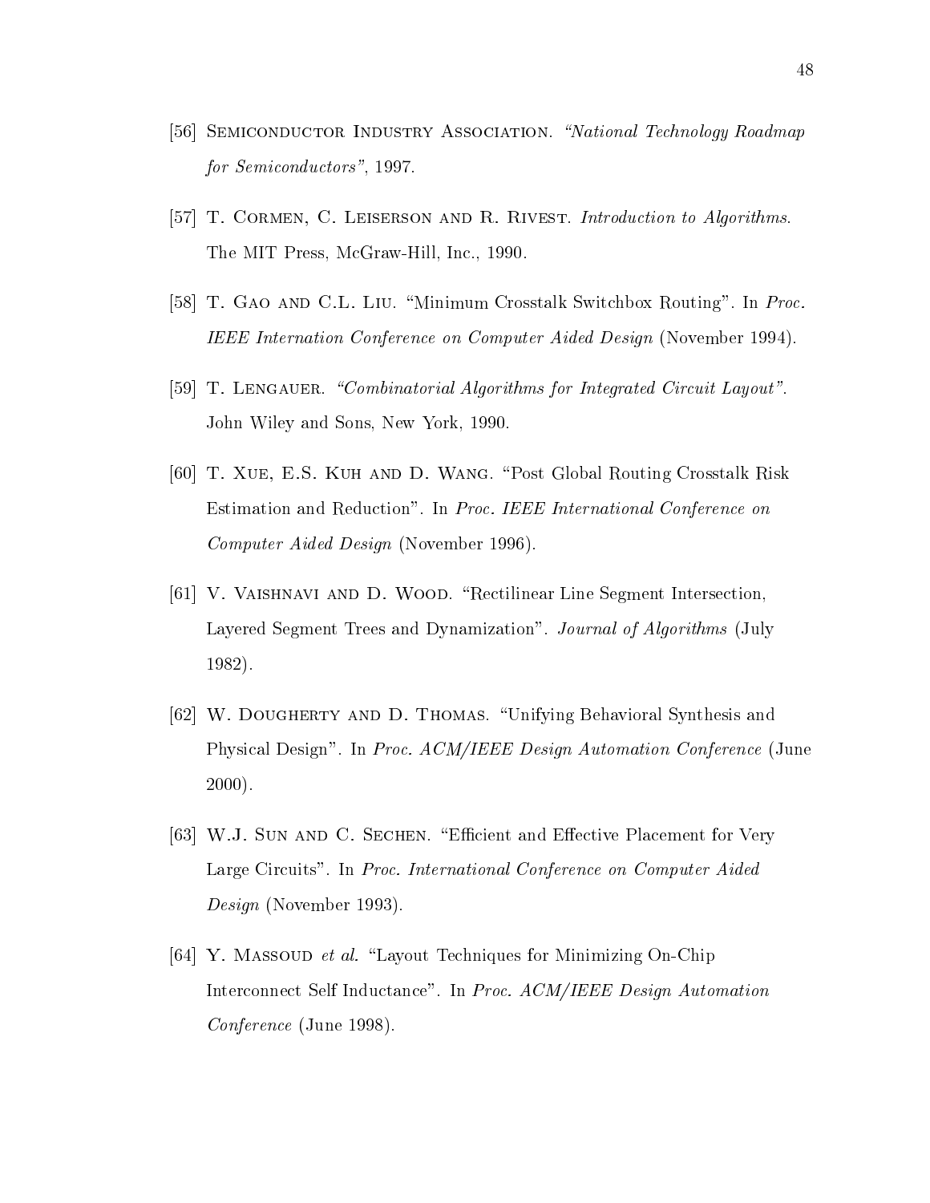[56] Semiconductor Industry Association. *"National Technology Roadmap for Semiconductors"*, 1997.

[57] T. Cormen, C. Leiserson and R. Rivest. *Introduction to Algorithms*. The MIT Press, McGraw-Hill, Inc., 1990.

[58] T. Gao and C.L. Liu. "Minimum Crosstalk Switchbox Routing". In *Proc. IEEE Internation Conference on Computer Aided Design* (November 1994).

[59] T. Lengauer. *"Combinatorial Algorithms for Integrated Circuit Layout"*. John Wiley and Sons, New York, 1990.

[60] T. Xue, E.S. Kuh and D. Wang. "Post Global Routing Crosstalk Risk Estimation and Reduction". In *Proc. IEEE International Conference on Computer Aided Design* (November 1996).

[61] V. Vaishnavi and D. Wood. "Rectilinear Line Segment Intersection, Layered Segment Trees and Dynamization". *Journal of Algorithms* (July 1982).

[62] W. Dougherty and D. Thomas. "Unifying Behavioral Synthesis and Physical Design". In *Proc. ACM/IEEE Design Automation Conference* (June 2000).

[63] W.J. Sun and C. Sechen. "Efficient and Effective Placement for Very Large Circuits". In *Proc. International Conference on Computer Aided Design* (November 1993).

[64] Y. Massoud *et al.* "Layout Techniques for Minimizing On-Chip Interconnect Self Inductance". In *Proc. ACM/IEEE Design Automation Conference* (June 1998).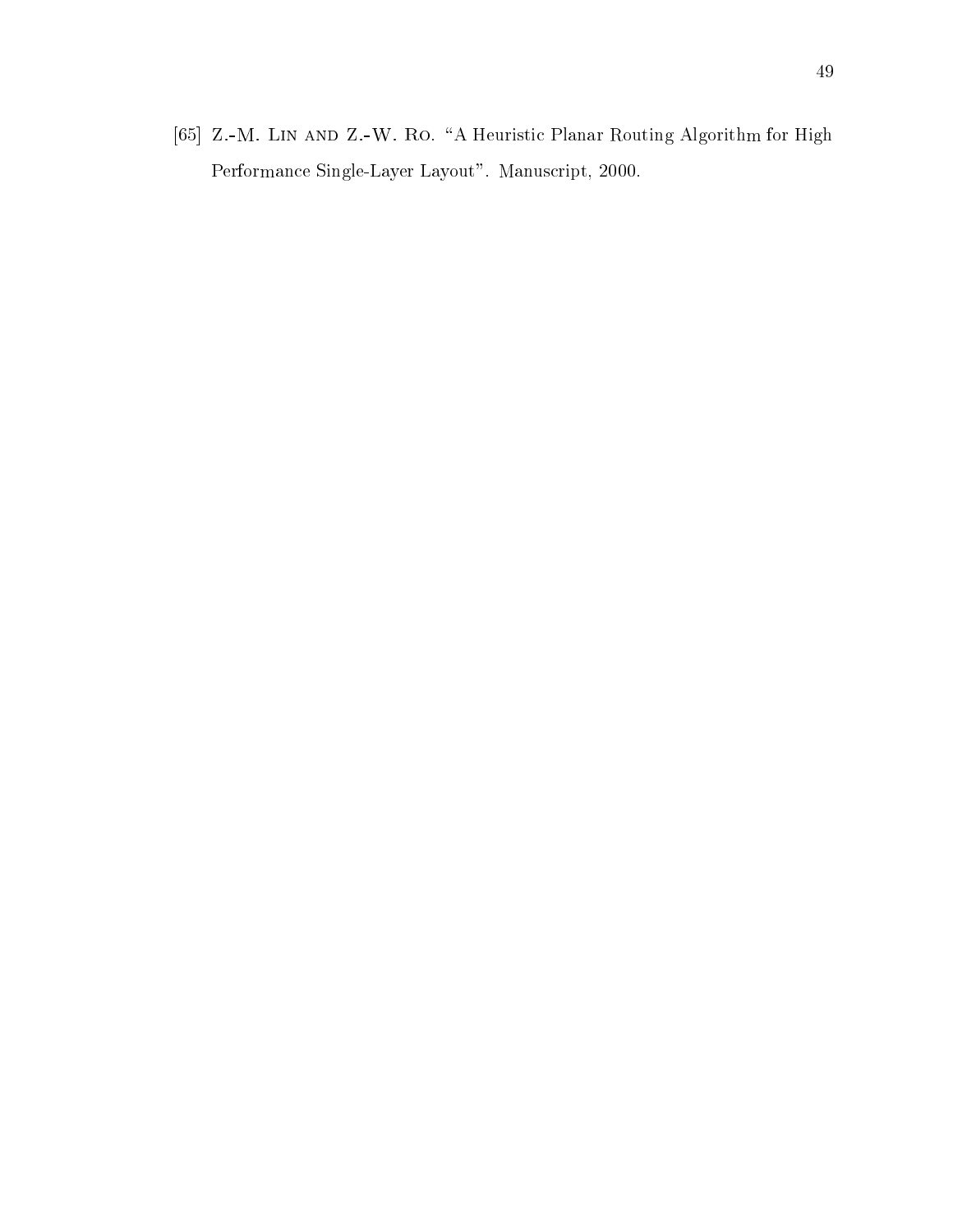[65] Z.-M. Lin and Z.-W. Ro. "A Heuristic Planar Routing Algorithm for High Performance Single-Layer Layout". Manuscript, 2000.